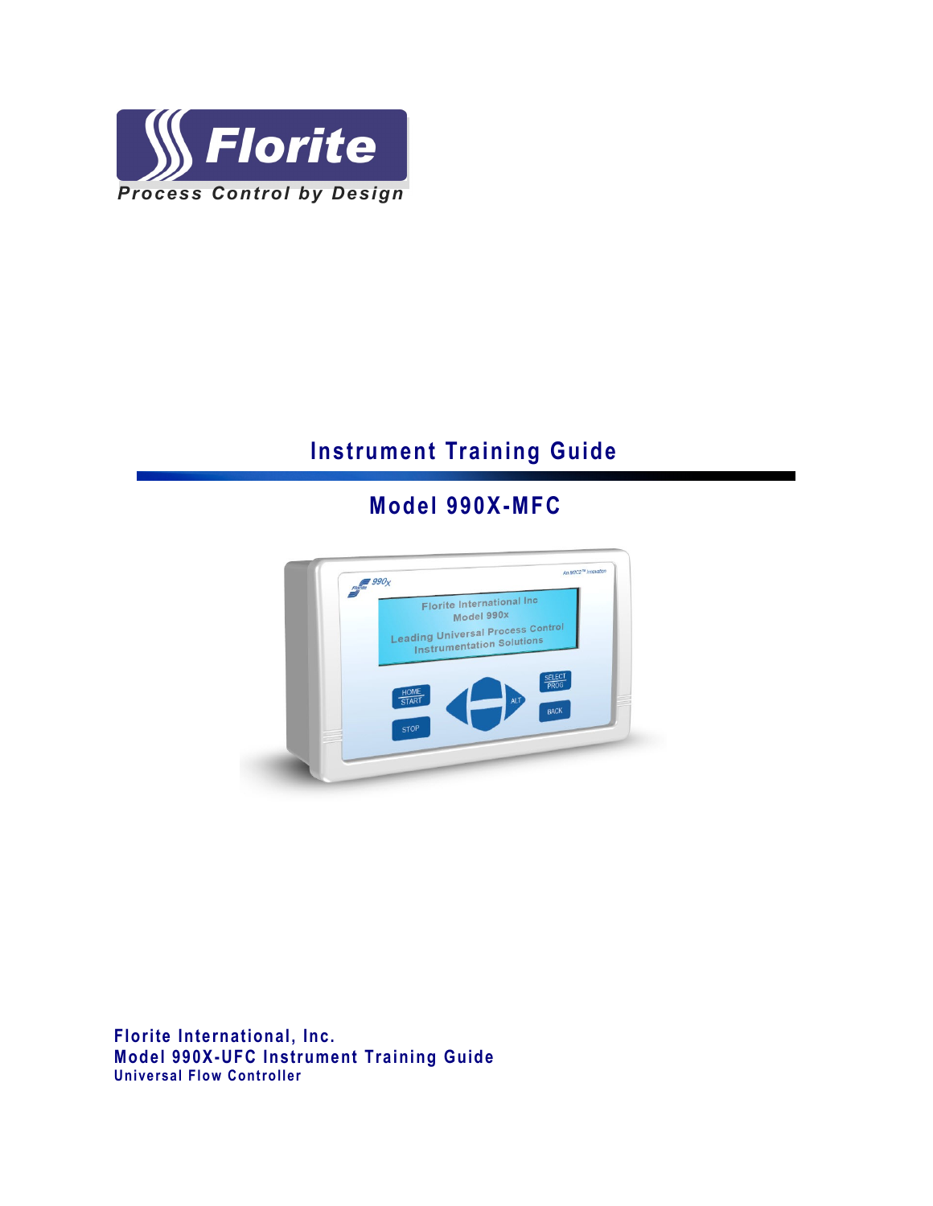Florite

*Process Control by Design*

# Instrument Training Guide

## Model 990X-MFC

**Florite International, Inc.**
**Model 990X-UFC Instrument Training Guide**
**Universal Flow Controller**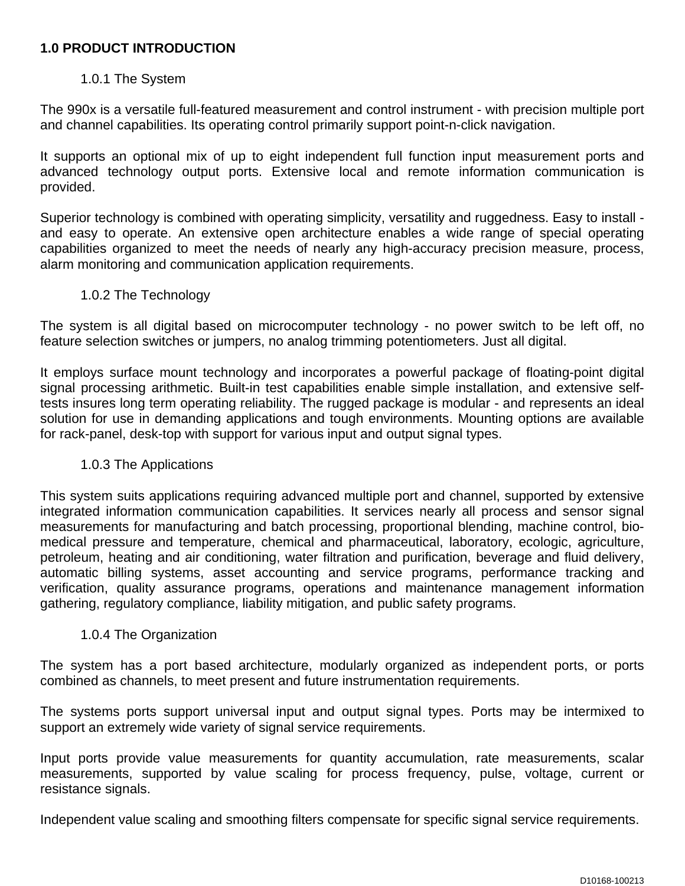# 1.0 PRODUCT INTRODUCTION

## 1.0.1 The System

The 990x is a versatile full-featured measurement and control instrument - with precision multiple port and channel capabilities. Its operating control primarily support point-n-click navigation.

It supports an optional mix of up to eight independent full function input measurement ports and advanced technology output ports. Extensive local and remote information communication is provided.

Superior technology is combined with operating simplicity, versatility and ruggedness. Easy to install - and easy to operate. An extensive open architecture enables a wide range of special operating capabilities organized to meet the needs of nearly any high-accuracy precision measure, process, alarm monitoring and communication application requirements.

## 1.0.2 The Technology

The system is all digital based on microcomputer technology - no power switch to be left off, no feature selection switches or jumpers, no analog trimming potentiometers. Just all digital.

It employs surface mount technology and incorporates a powerful package of floating-point digital signal processing arithmetic. Built-in test capabilities enable simple installation, and extensive self-tests insures long term operating reliability. The rugged package is modular - and represents an ideal solution for use in demanding applications and tough environments. Mounting options are available for rack-panel, desk-top with support for various input and output signal types.

## 1.0.3 The Applications

This system suits applications requiring advanced multiple port and channel, supported by extensive integrated information communication capabilities. It services nearly all process and sensor signal measurements for manufacturing and batch processing, proportional blending, machine control, bio-medical pressure and temperature, chemical and pharmaceutical, laboratory, ecologic, agriculture, petroleum, heating and air conditioning, water filtration and purification, beverage and fluid delivery, automatic billing systems, asset accounting and service programs, performance tracking and verification, quality assurance programs, operations and maintenance management information gathering, regulatory compliance, liability mitigation, and public safety programs.

## 1.0.4 The Organization

The system has a port based architecture, modularly organized as independent ports, or ports combined as channels, to meet present and future instrumentation requirements.

The systems ports support universal input and output signal types. Ports may be intermixed to support an extremely wide variety of signal service requirements.

Input ports provide value measurements for quantity accumulation, rate measurements, scalar measurements, supported by value scaling for process frequency, pulse, voltage, current or resistance signals.

Independent value scaling and smoothing filters compensate for specific signal service requirements.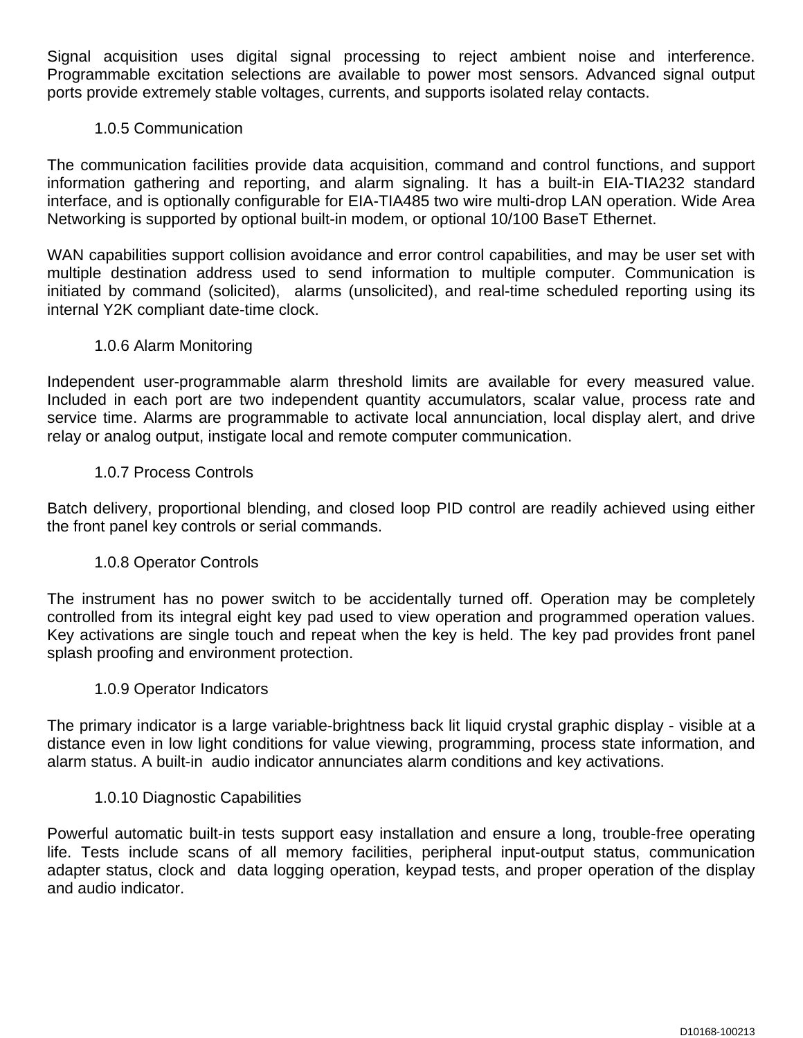Signal acquisition uses digital signal processing to reject ambient noise and interference. Programmable excitation selections are available to power most sensors. Advanced signal output ports provide extremely stable voltages, currents, and supports isolated relay contacts.

### 1.0.5 Communication

The communication facilities provide data acquisition, command and control functions, and support information gathering and reporting, and alarm signaling. It has a built-in EIA-TIA232 standard interface, and is optionally configurable for EIA-TIA485 two wire multi-drop LAN operation. Wide Area Networking is supported by optional built-in modem, or optional 10/100 BaseT Ethernet.

WAN capabilities support collision avoidance and error control capabilities, and may be user set with multiple destination address used to send information to multiple computer. Communication is initiated by command (solicited), alarms (unsolicited), and real-time scheduled reporting using its internal Y2K compliant date-time clock.

### 1.0.6 Alarm Monitoring

Independent user-programmable alarm threshold limits are available for every measured value. Included in each port are two independent quantity accumulators, scalar value, process rate and service time. Alarms are programmable to activate local annunciation, local display alert, and drive relay or analog output, instigate local and remote computer communication.

### 1.0.7 Process Controls

Batch delivery, proportional blending, and closed loop PID control are readily achieved using either the front panel key controls or serial commands.

### 1.0.8 Operator Controls

The instrument has no power switch to be accidentally turned off. Operation may be completely controlled from its integral eight key pad used to view operation and programmed operation values. Key activations are single touch and repeat when the key is held. The key pad provides front panel splash proofing and environment protection.

### 1.0.9 Operator Indicators

The primary indicator is a large variable-brightness back lit liquid crystal graphic display - visible at a distance even in low light conditions for value viewing, programming, process state information, and alarm status. A built-in audio indicator annunciates alarm conditions and key activations.

### 1.0.10 Diagnostic Capabilities

Powerful automatic built-in tests support easy installation and ensure a long, trouble-free operating life. Tests include scans of all memory facilities, peripheral input-output status, communication adapter status, clock and data logging operation, keypad tests, and proper operation of the display and audio indicator.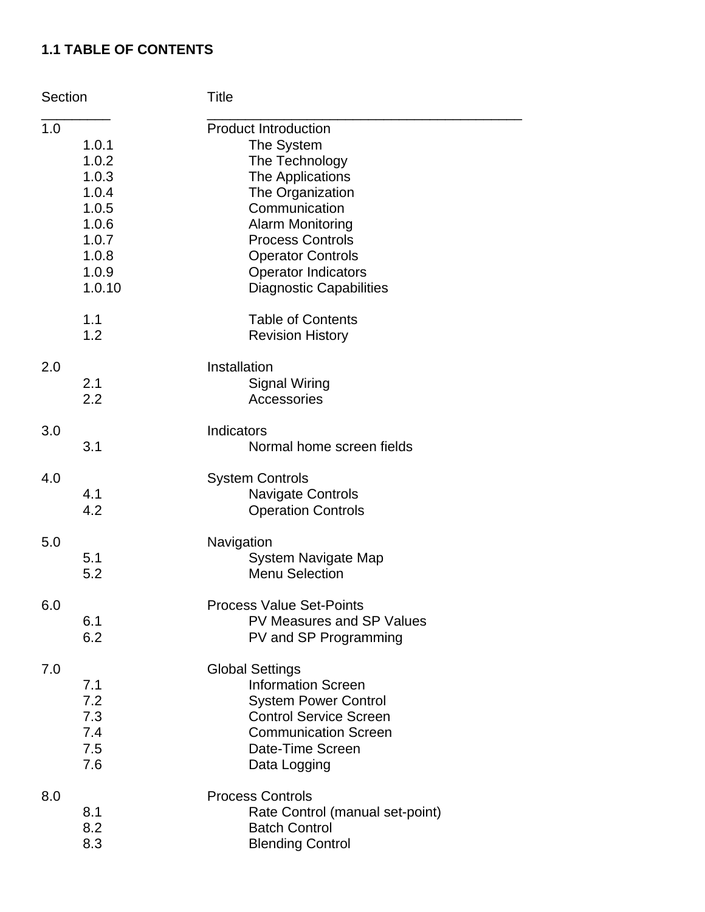**1.1 TABLE OF CONTENTS**

| Section | Title |
|---|---|
| 1.0 | Product Introduction |
| 1.0.1 | The System |
| 1.0.2 | The Technology |
| 1.0.3 | The Applications |
| 1.0.4 | The Organization |
| 1.0.5 | Communication |
| 1.0.6 | Alarm Monitoring |
| 1.0.7 | Process Controls |
| 1.0.8 | Operator Controls |
| 1.0.9 | Operator Indicators |
| 1.0.10 | Diagnostic Capabilities |
| | |
| 1.1 | Table of Contents |
| 1.2 | Revision History |
| | |
| 2.0 | Installation |
| 2.1 | Signal Wiring |
| 2.2 | Accessories |
| | |
| 3.0 | Indicators |
| 3.1 | Normal home screen fields |
| | |
| 4.0 | System Controls |
| 4.1 | Navigate Controls |
| 4.2 | Operation Controls |
| | |
| 5.0 | Navigation |
| 5.1 | System Navigate Map |
| 5.2 | Menu Selection |
| | |
| 6.0 | Process Value Set-Points |
| 6.1 | PV Measures and SP Values |
| 6.2 | PV and SP Programming |
| | |
| 7.0 | Global Settings |
| 7.1 | Information Screen |
| 7.2 | System Power Control |
| 7.3 | Control Service Screen |
| 7.4 | Communication Screen |
| 7.5 | Date-Time Screen |
| 7.6 | Data Logging |
| | |
| 8.0 | Process Controls |
| 8.1 | Rate Control (manual set-point) |
| 8.2 | Batch Control |
| 8.3 | Blending Control |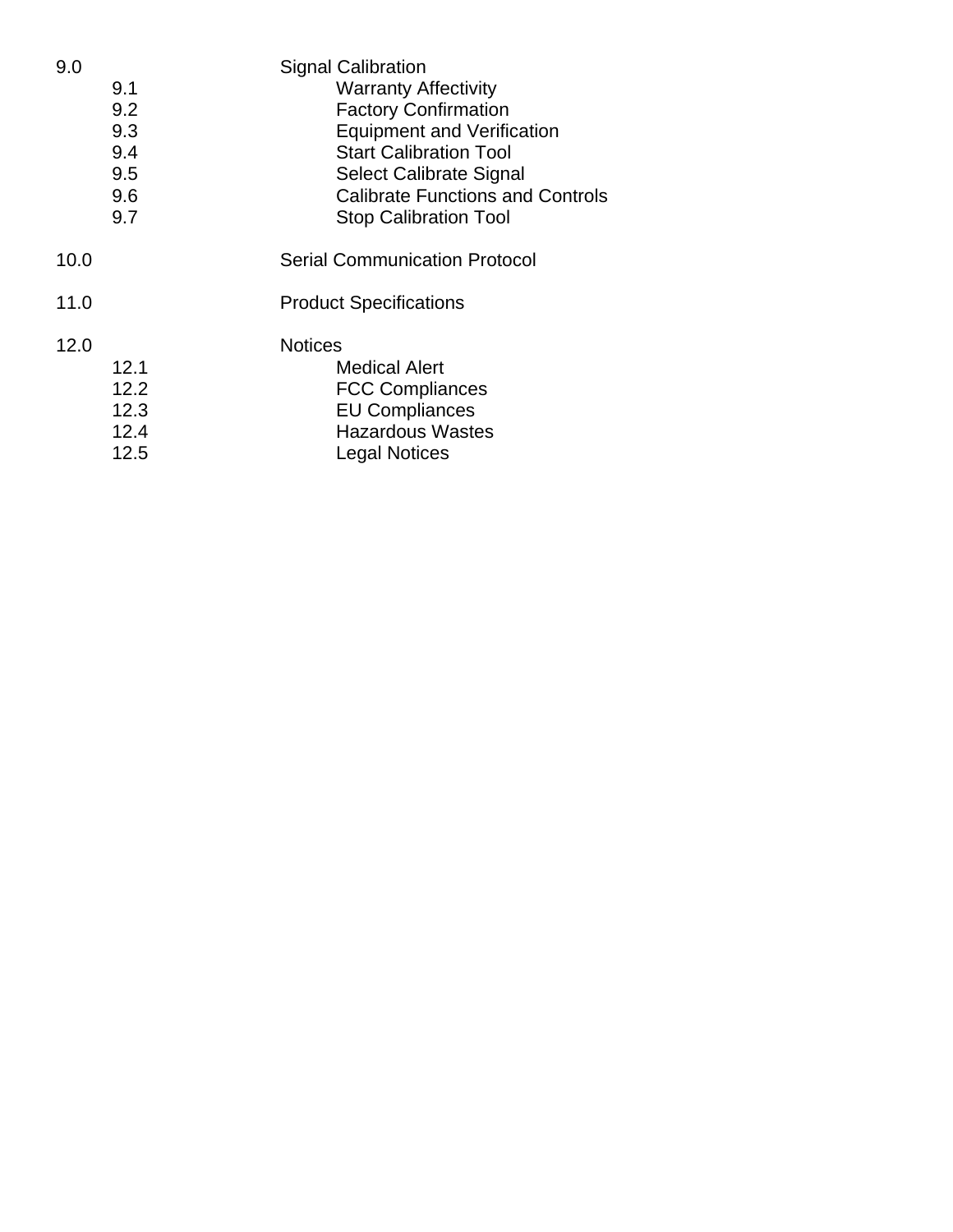9.0 Signal Calibration
- 9.1 Warranty Affectivity
- 9.2 Factory Confirmation
- 9.3 Equipment and Verification
- 9.4 Start Calibration Tool
- 9.5 Select Calibrate Signal
- 9.6 Calibrate Functions and Controls
- 9.7 Stop Calibration Tool

10.0 Serial Communication Protocol

11.0 Product Specifications

12.0 Notices
- 12.1 Medical Alert
- 12.2 FCC Compliances
- 12.3 EU Compliances
- 12.4 Hazardous Wastes
- 12.5 Legal Notices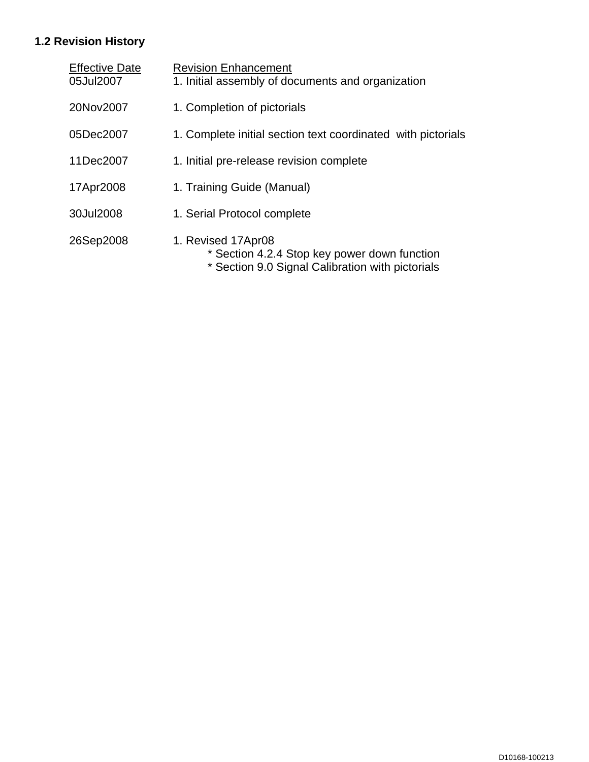## 1.2 Revision History

| Effective Date | Revision Enhancement |
|---|---|
| 05Jul2007 | 1. Initial assembly of documents and organization |
| 20Nov2007 | 1. Completion of pictorials |
| 05Dec2007 | 1. Complete initial section text coordinated with pictorials |
| 11Dec2007 | 1. Initial pre-release revision complete |
| 17Apr2008 | 1. Training Guide (Manual) |
| 30Jul2008 | 1. Serial Protocol complete |
| 26Sep2008 | 1. Revised 17Apr08<br>* Section 4.2.4 Stop key power down function<br>* Section 9.0 Signal Calibration with pictorials |

D10168-100213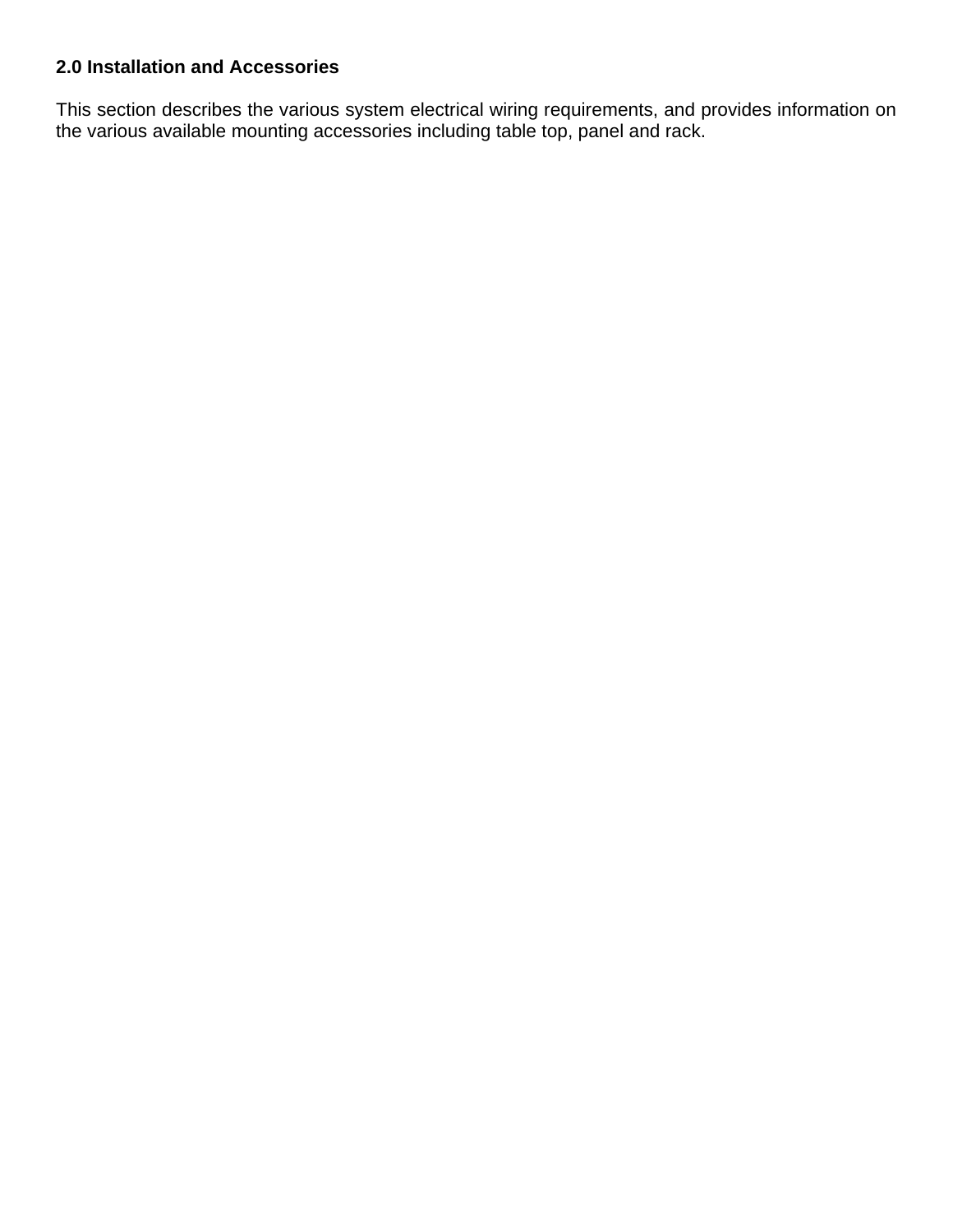## 2.0 Installation and Accessories

This section describes the various system electrical wiring requirements, and provides information on the various available mounting accessories including table top, panel and rack.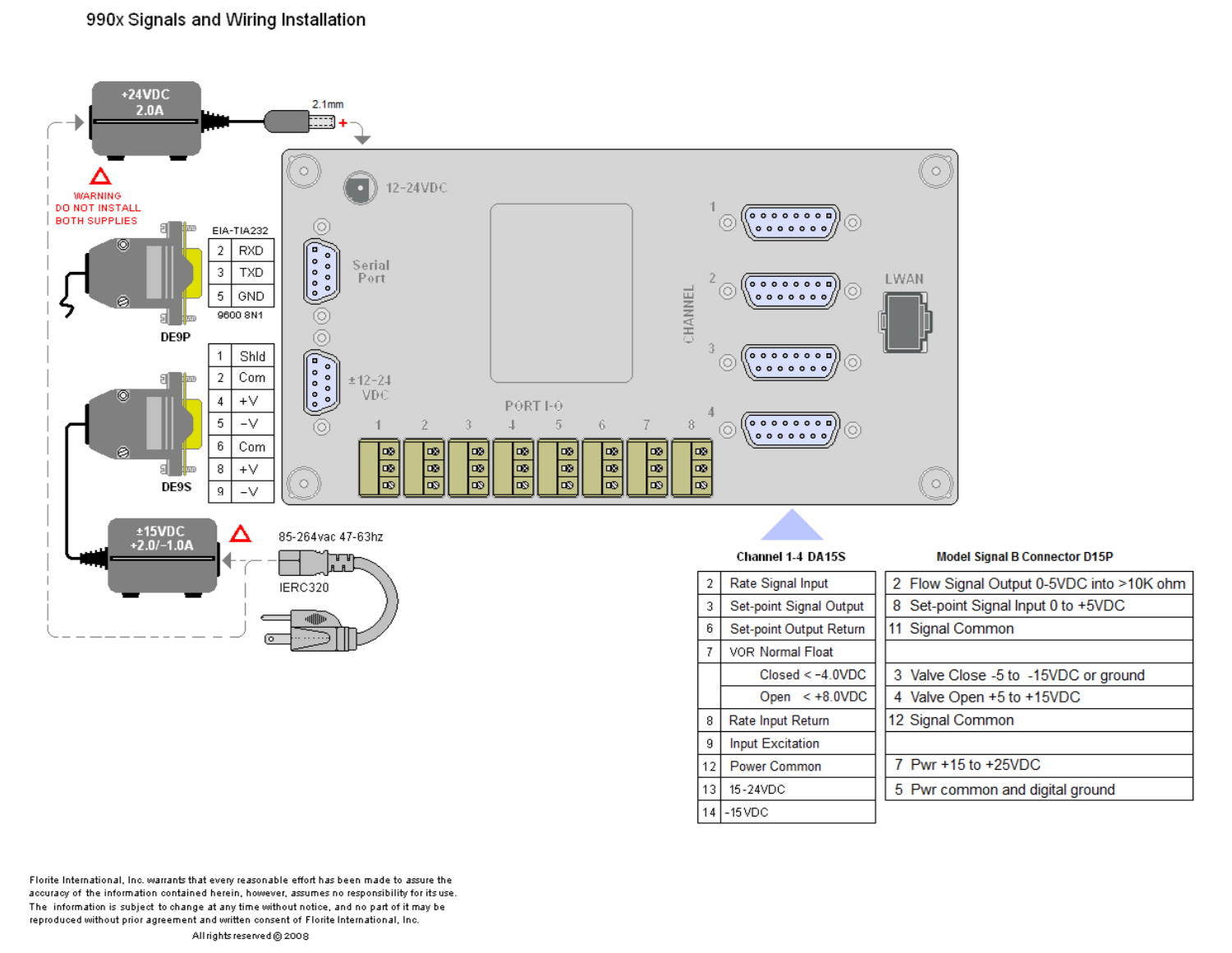# 990x Signals and Wiring Installation

+24VDC 2.0A

2.1mm

WARNING
DO NOT INSTALL
BOTH SUPPLIES

EIA-TIA232

| | |
|---|---|
| 2 | RXD |
| 3 | TXD |
| 5 | GND |

9600 8N1

DE9P

| | |
|---|---|
| 1 | Shld |
| 2 | Com |
| 4 | +V |
| 5 | -V |
| 6 | Com |
| 8 | +V |
| 9 | -V |

DE9S

±15VDC +2.0/-1.0A

85-264vac 47-63hz

IERC320

12-24VDC

Serial Port

±12-24 VDC

PORT I-O

1 2 3 4 5 6 7 8

CHANNEL 1 2 3 4

LWAN

| Channel 1-4 DA15S | |
|---|---|
| 2 | Rate Signal Input |
| 3 | Set-point Signal Output |
| 6 | Set-point Output Return |
| 7 | VOR Normal Float |
| | Closed < -4.0VDC |
| | Open < +8.0VDC |
| 8 | Rate Input Return |
| 9 | Input Excitation |
| 12 | Power Common |
| 13 | 15-24VDC |
| 14 | -15 VDC |

| Model Signal B Connector D15P |
|---|
| 2 Flow Signal Output 0-5VDC into >10K ohm |
| 8 Set-point Signal Input 0 to +5VDC |
| 11 Signal Common |
| |
| 3 Valve Close -5 to -15VDC or ground |
| 4 Valve Open +5 to +15VDC |
| 12 Signal Common |
| |
| 7 Pwr +15 to +25VDC |
| 5 Pwr common and digital ground |

Florite International, Inc. warrants that every reasonable effort has been made to assure the accuracy of the information contained herein, however, assumes no responsibility for its use. The information is subject to change at any time without notice, and no part of it may be reproduced without prior agreement and written consent of Florite International, Inc.

All rights reserved © 2008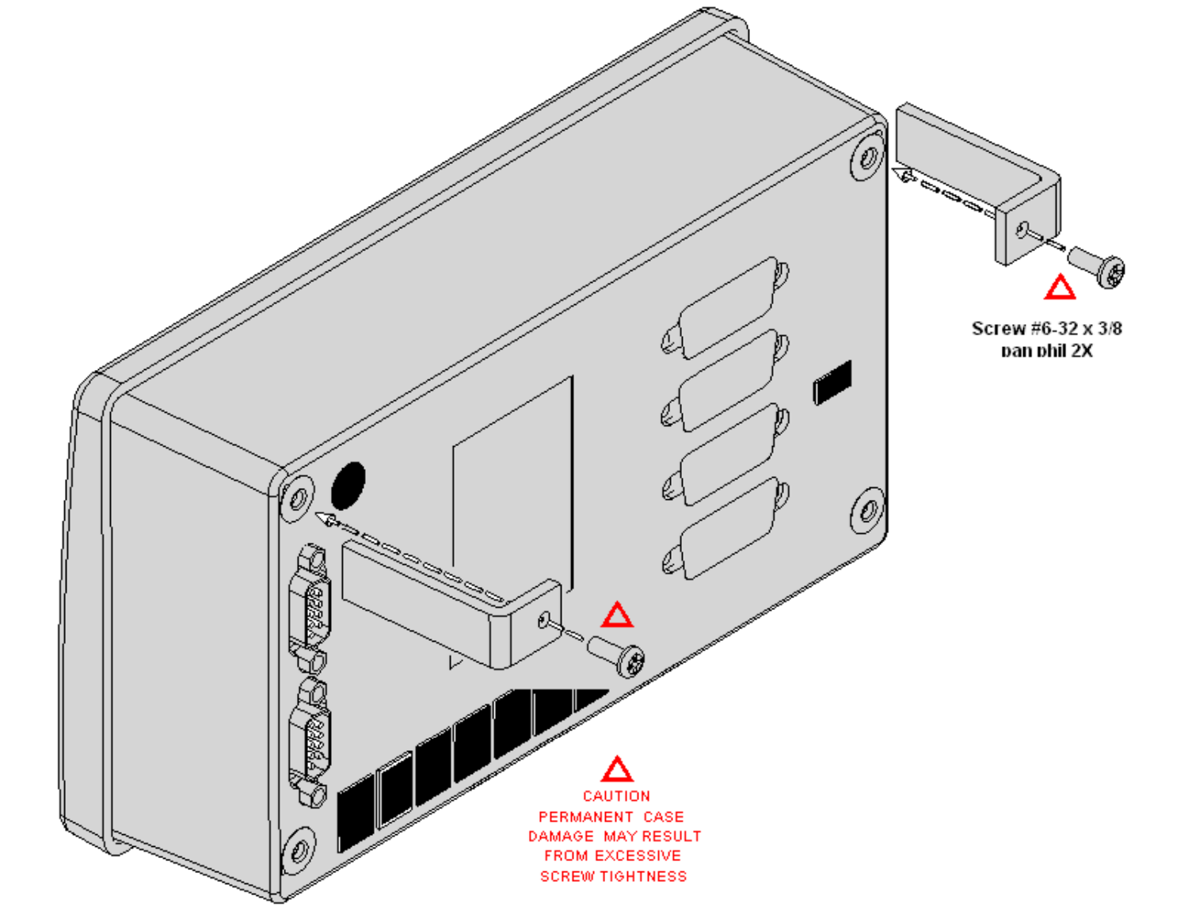Screw #6-32 x 3/8 pan phil 2X

CAUTION
PERMANENT CASE
DAMAGE MAY RESULT
FROM EXCESSIVE
SCREW TIGHTNESS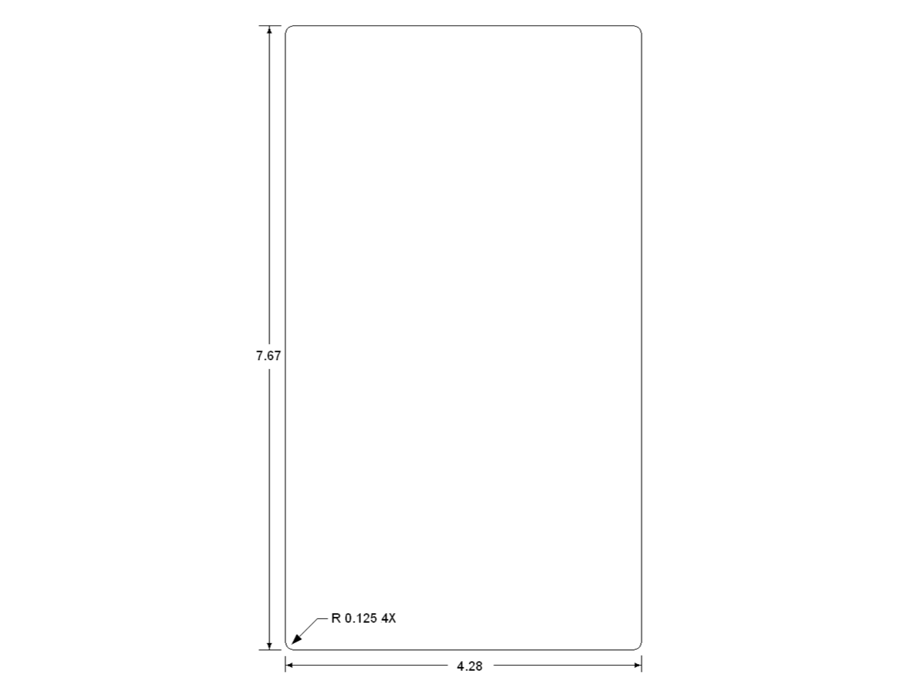7.67

R 0.125 4X

4.28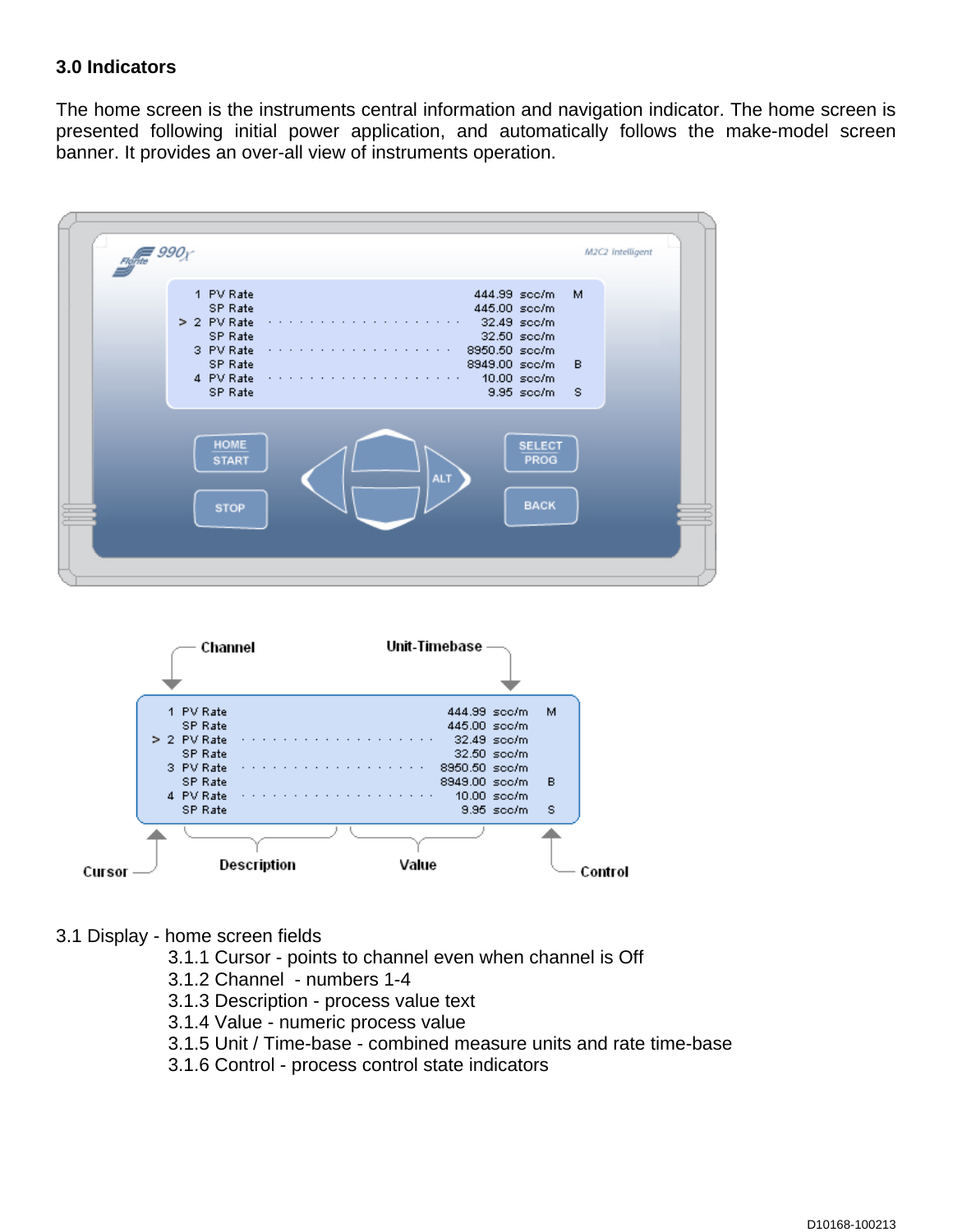### 3.0 Indicators

The home screen is the instruments central information and navigation indicator. The home screen is presented following initial power application, and automatically follows the make-model screen banner. It provides an over-all view of instruments operation.

3.1 Display - home screen fields

- 3.1.1 Cursor - points to channel even when channel is Off
- 3.1.2 Channel - numbers 1-4
- 3.1.3 Description - process value text
- 3.1.4 Value - numeric process value
- 3.1.5 Unit / Time-base - combined measure units and rate time-base
- 3.1.6 Control - process control state indicators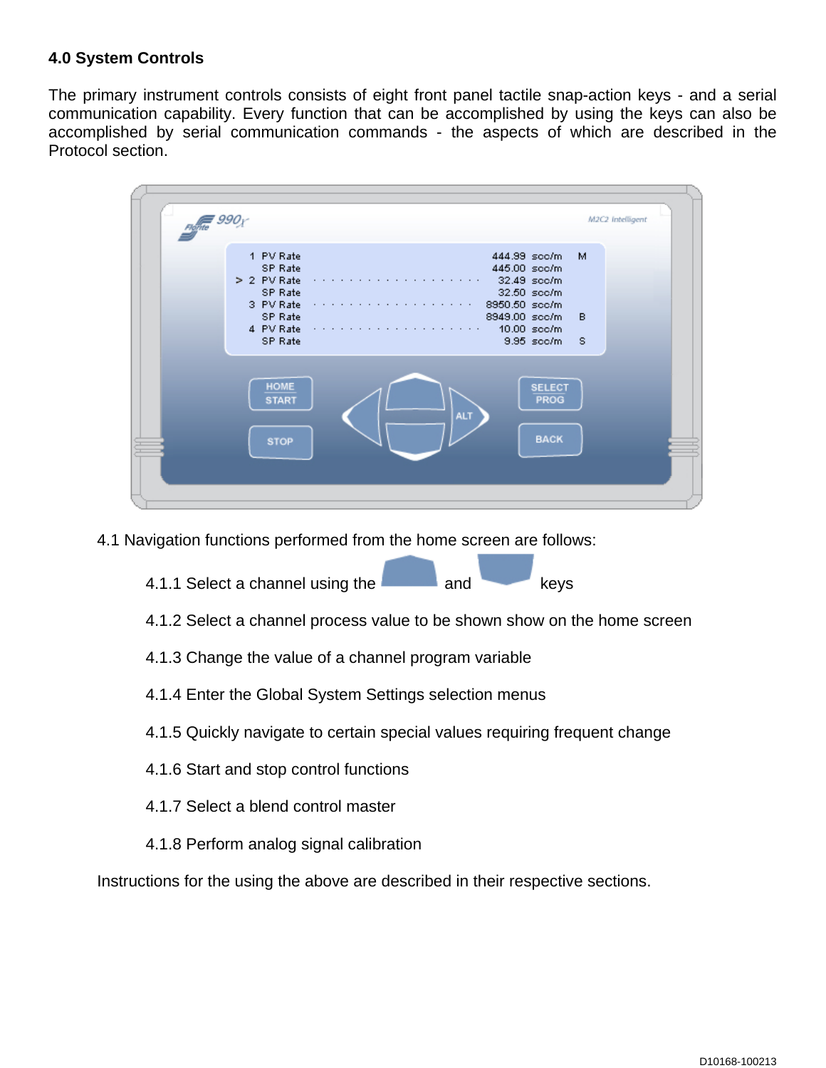## 4.0 System Controls

The primary instrument controls consists of eight front panel tactile snap-action keys - and a serial communication capability. Every function that can be accomplished by using the keys can also be accomplished by serial communication commands - the aspects of which are described in the Protocol section.

4.1 Navigation functions performed from the home screen are follows:

4.1.1 Select a channel using the and keys

4.1.2 Select a channel process value to be shown show on the home screen

4.1.3 Change the value of a channel program variable

4.1.4 Enter the Global System Settings selection menus

4.1.5 Quickly navigate to certain special values requiring frequent change

4.1.6 Start and stop control functions

4.1.7 Select a blend control master

4.1.8 Perform analog signal calibration

Instructions for the using the above are described in their respective sections.

D10168-100213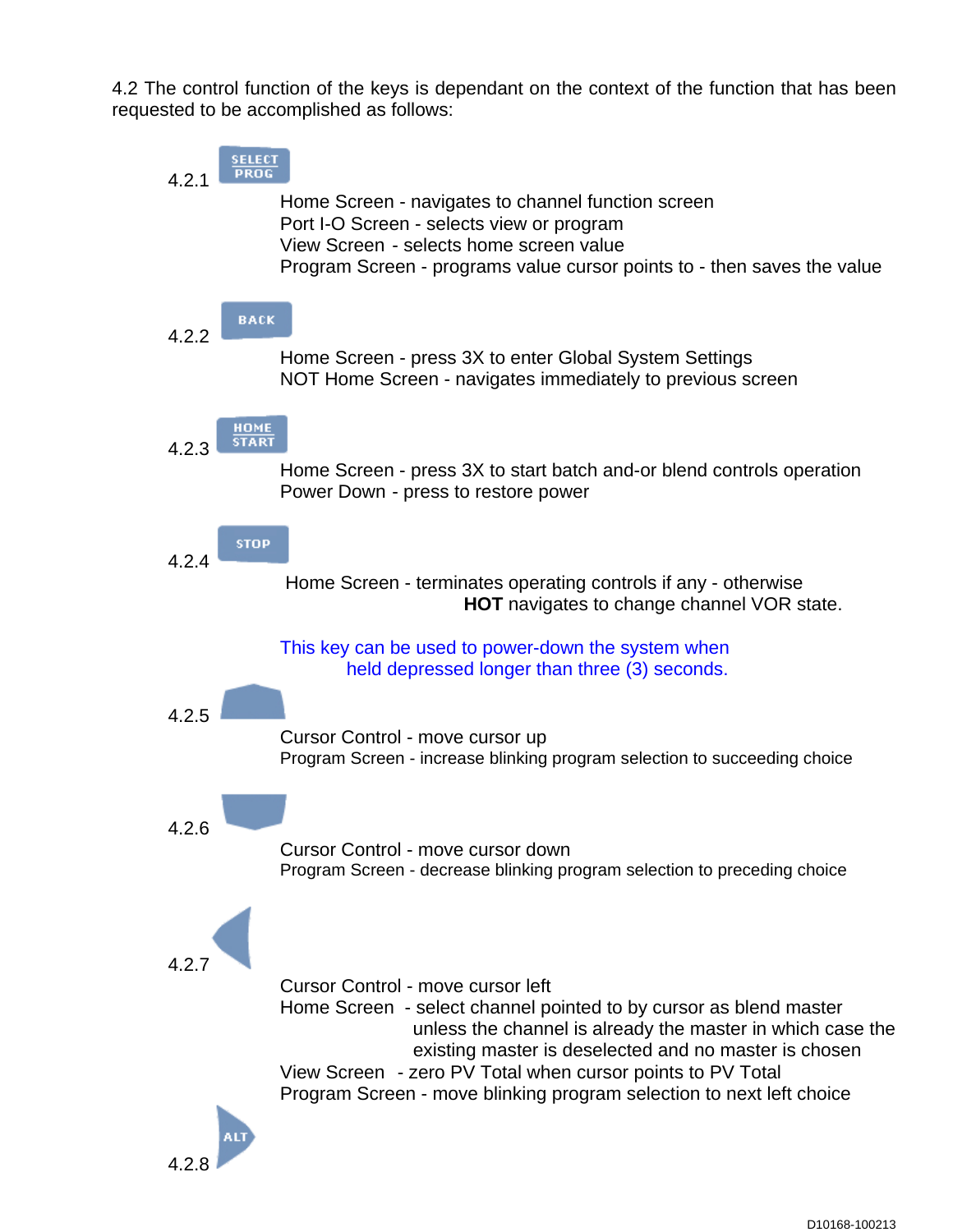4.2 The control function of the keys is dependant on the context of the function that has been requested to be accomplished as follows:

4.2.1 SELECT PROG

Home Screen - navigates to channel function screen
Port I-O Screen - selects view or program
View Screen - selects home screen value
Program Screen - programs value cursor points to - then saves the value

4.2.2 BACK

Home Screen - press 3X to enter Global System Settings
NOT Home Screen - navigates immediately to previous screen

4.2.3 HOME START

Home Screen - press 3X to start batch and-or blend controls operation
Power Down - press to restore power

4.2.4 STOP

Home Screen - terminates operating controls if any - otherwise **HOT** navigates to change channel VOR state.

This key can be used to power-down the system when held depressed longer than three (3) seconds.

4.2.5

Cursor Control - move cursor up
Program Screen - increase blinking program selection to succeeding choice

4.2.6

Cursor Control - move cursor down
Program Screen - decrease blinking program selection to preceding choice

4.2.7

Cursor Control - move cursor left
Home Screen - select channel pointed to by cursor as blend master unless the channel is already the master in which case the existing master is deselected and no master is chosen
View Screen - zero PV Total when cursor points to PV Total
Program Screen - move blinking program selection to next left choice

4.2.8 ALT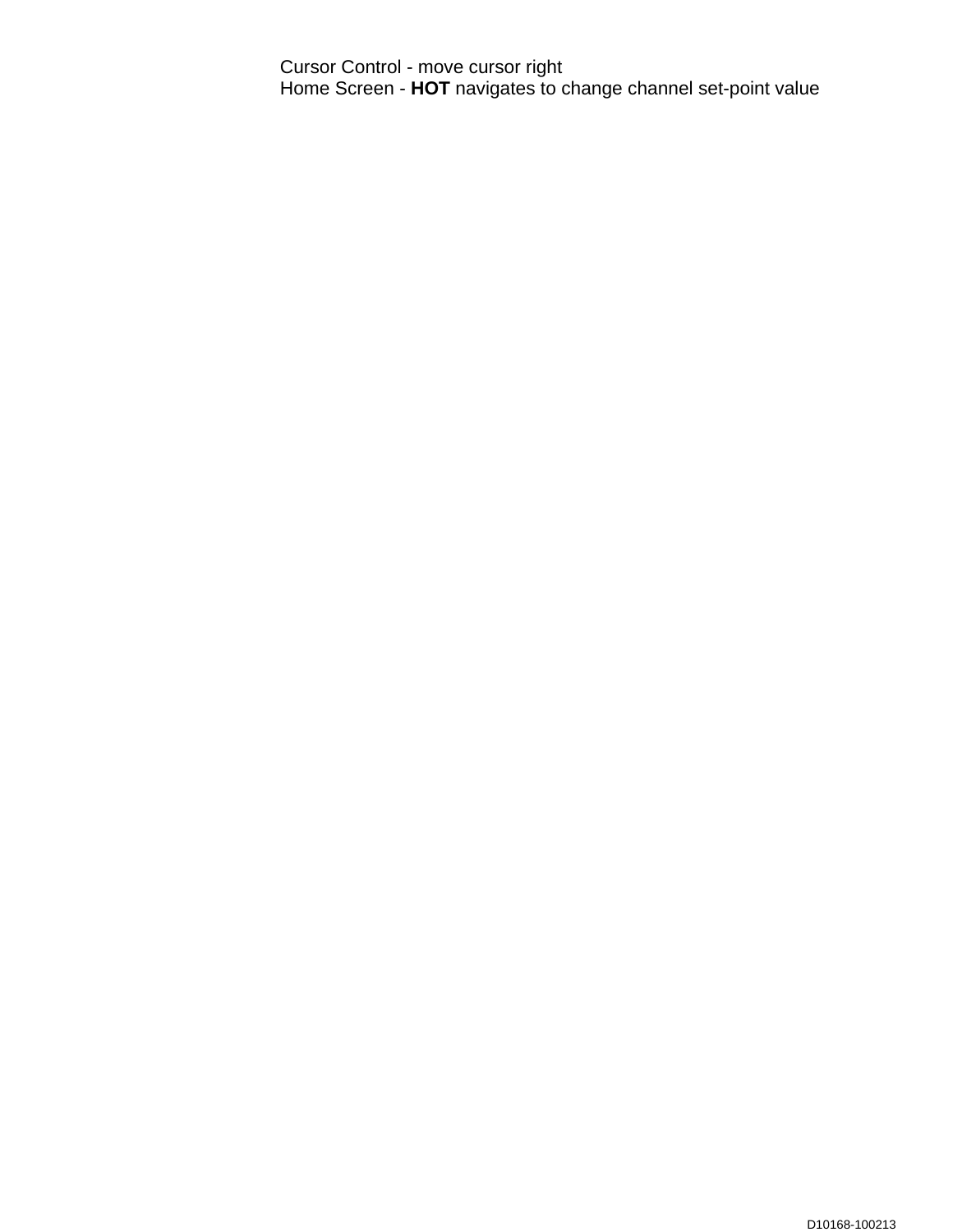Cursor Control - move cursor right
Home Screen - **HOT** navigates to change channel set-point value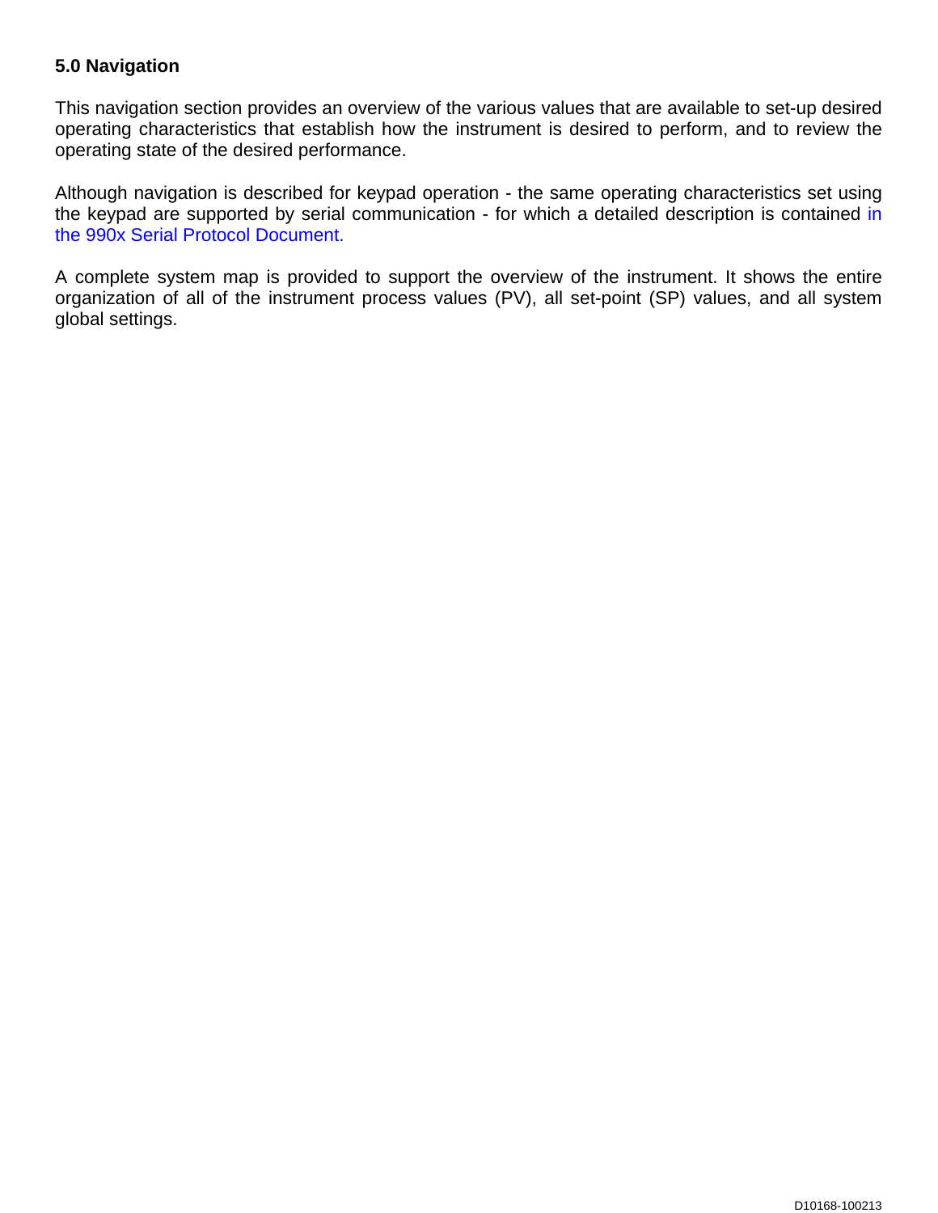## 5.0 Navigation

This navigation section provides an overview of the various values that are available to set-up desired operating characteristics that establish how the instrument is desired to perform, and to review the operating state of the desired performance.

Although navigation is described for keypad operation - the same operating characteristics set using the keypad are supported by serial communication - for which a detailed description is contained in the 990x Serial Protocol Document.

A complete system map is provided to support the overview of the instrument. It shows the entire organization of all of the instrument process values (PV), all set-point (SP) values, and all system global settings.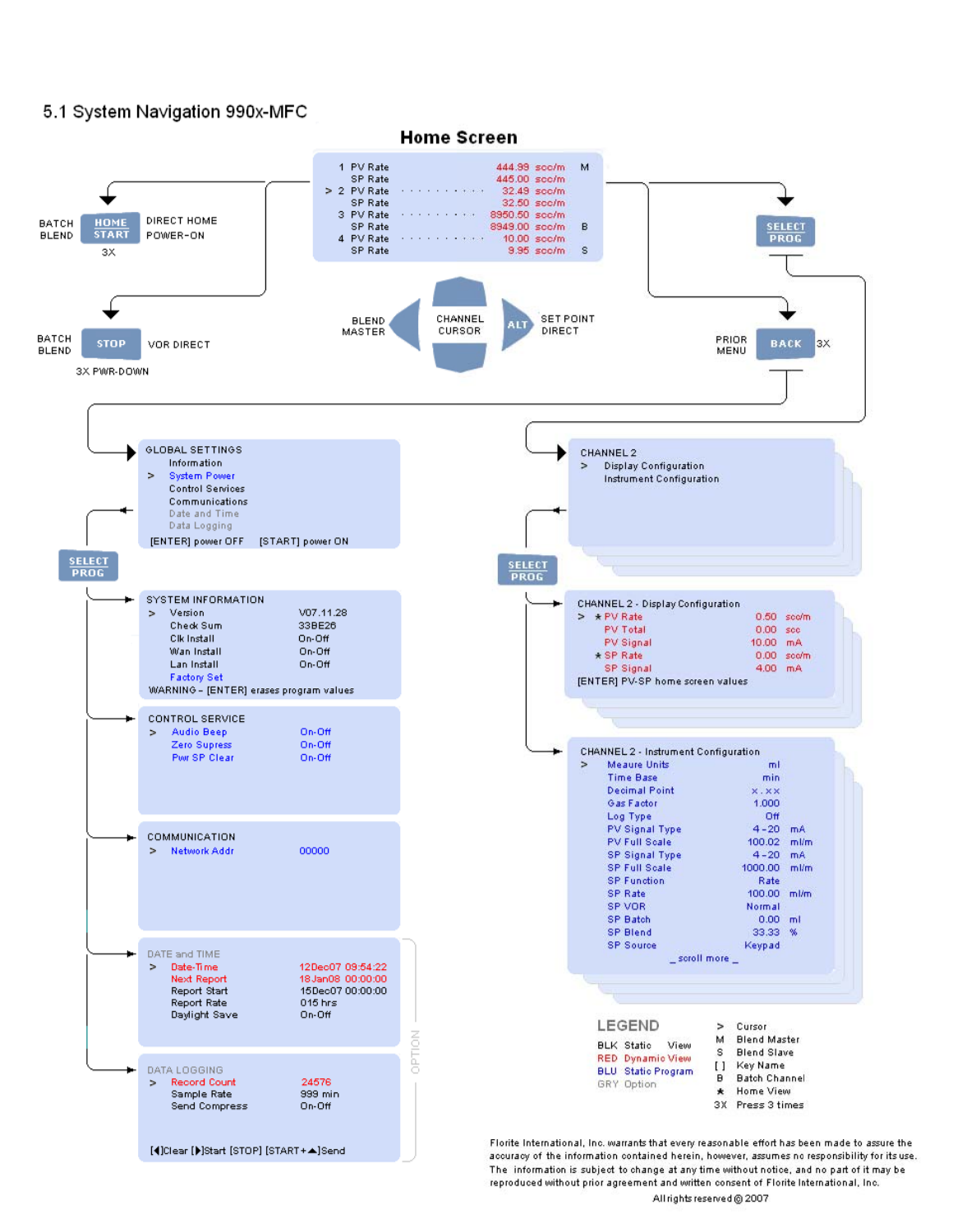## 5.1 System Navigation 990x-MFC

### Home Screen

| | | | |
|---|---|---|---|
| 1 PV Rate | 444.99 | scc/m | M |
| SP Rate | 445.00 | scc/m | |
| > 2 PV Rate | 32.49 | scc/m | |
| SP Rate | 32.50 | scc/m | |
| 3 PV Rate | 8950.50 | scc/m | |
| SP Rate | 8949.00 | scc/m | B |
| 4 PV Rate | 10.00 | scc/m | |
| SP Rate | 9.95 | scc/m | S |

BATCH BLEND — HOME START — DIRECT HOME POWER-ON — 3X

BATCH BLEND — STOP — VOR DIRECT — 3X PWR-DOWN

BLEND MASTER — CHANNEL CURSOR — ALT — SET POINT DIRECT

SELECT PROG

PRIOR MENU — BACK — 3X

**GLOBAL SETTINGS**
- Information
- > System Power
- Control Services
- Communications
- Date and Time
- Data Logging

[ENTER] power OFF [START] power ON

SELECT PROG

**SYSTEM INFORMATION**

| | |
|---|---|
| > Version | V07.11.28 |
| Check Sum | 33BE26 |
| Clk Install | On-Off |
| Wan Install | On-Off |
| Lan Install | On-Off |
| Factory Set | |

WARNING - [ENTER] erases program values

**CONTROL SERVICE**

| | |
|---|---|
| > Audio Beep | On-Off |
| Zero Supress | On-Off |
| Pwr SP Clear | On-Off |

**COMMUNICATION**

| | |
|---|---|
| > Network Addr | 00000 |

**DATE and TIME**

| | |
|---|---|
| > Date-Time | 12Dec07 09:54:22 |
| Next Report | 18Jan08 00:00:00 |
| Report Start | 15Dec07 00:00:00 |
| Report Rate | 015 hrs |
| Daylight Save | On-Off |

**DATA LOGGING**

| | |
|---|---|
| > Record Count | 24576 |
| Sample Rate | 999 min |
| Send Compress | On-Off |

[◄]Clear [►]Start [STOP] [START+▲]Send

OPTION

**CHANNEL 2**
- > Display Configuration
- Instrument Configuration

SELECT PROG

**CHANNEL 2 - Display Configuration**

| | | |
|---|---|---|
| > ★ PV Rate | 0.50 | scc/m |
| PV Total | 0.00 | scc |
| PV Signal | 10.00 | mA |
| ★ SP Rate | 0.00 | scc/m |
| SP Signal | 4.00 | mA |

[ENTER] PV-SP home screen values

**CHANNEL 2 - Instrument Configuration**

| | | |
|---|---|---|
| > Meaure Units | ml | |
| Time Base | min | |
| Decimal Point | x.xx | |
| Gas Factor | 1.000 | |
| Log Type | Off | |
| PV Signal Type | 4-20 | mA |
| PV Full Scale | 100.02 | ml/m |
| SP Signal Type | 4-20 | mA |
| SP Full Scale | 1000.00 | ml/m |
| SP Function | Rate | |
| SP Rate | 100.00 | ml/m |
| SP VOR | Normal | |
| SP Batch | 0.00 | ml |
| SP Blend | 33.33 | % |
| SP Source | Keypad | |

_ scroll more _

**LEGEND**

| | |
|---|---|
| BLK Static View | > Cursor |
| RED Dynamic View | M Blend Master |
| BLU Static Program | S Blend Slave |
| GRY Option | [ ] Key Name |
| | B Batch Channel |
| | ★ Home View |
| | 3X Press 3 times |

Florite International, Inc. warrants that every reasonable effort has been made to assure the accuracy of the information contained herein, however, assumes no responsibility for its use. The information is subject to change at any time without notice, and no part of it may be reproduced without prior agreement and written consent of Florite International, Inc.

All rights reserved © 2007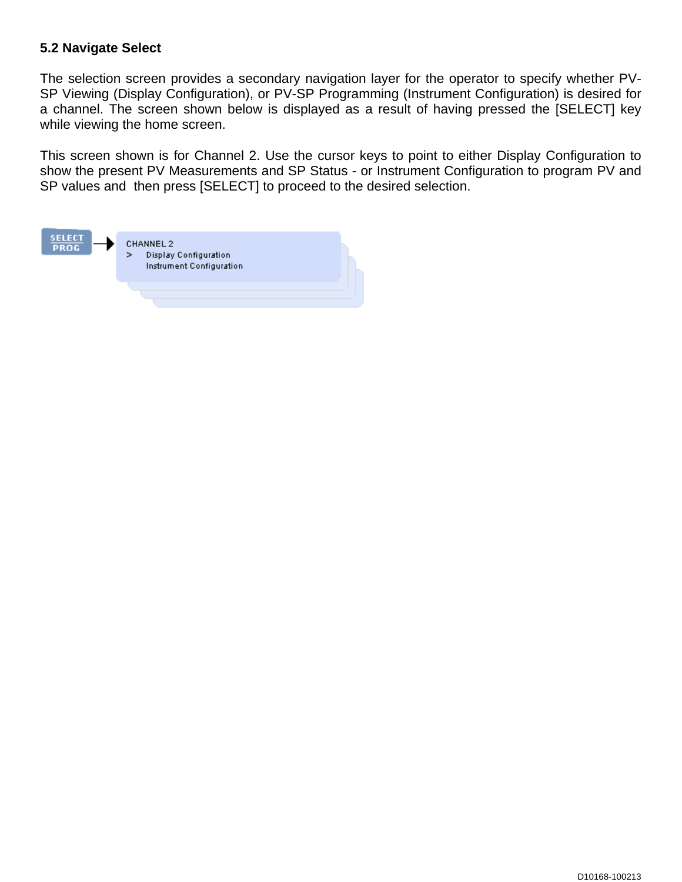### 5.2 Navigate Select

The selection screen provides a secondary navigation layer for the operator to specify whether PV-SP Viewing (Display Configuration), or PV-SP Programming (Instrument Configuration) is desired for a channel. The screen shown below is displayed as a result of having pressed the [SELECT] key while viewing the home screen.

This screen shown is for Channel 2. Use the cursor keys to point to either Display Configuration to show the present PV Measurements and SP Status - or Instrument Configuration to program PV and SP values and then press [SELECT] to proceed to the desired selection.

SELECT PROG → CHANNEL 2
\> Display Configuration
Instrument Configuration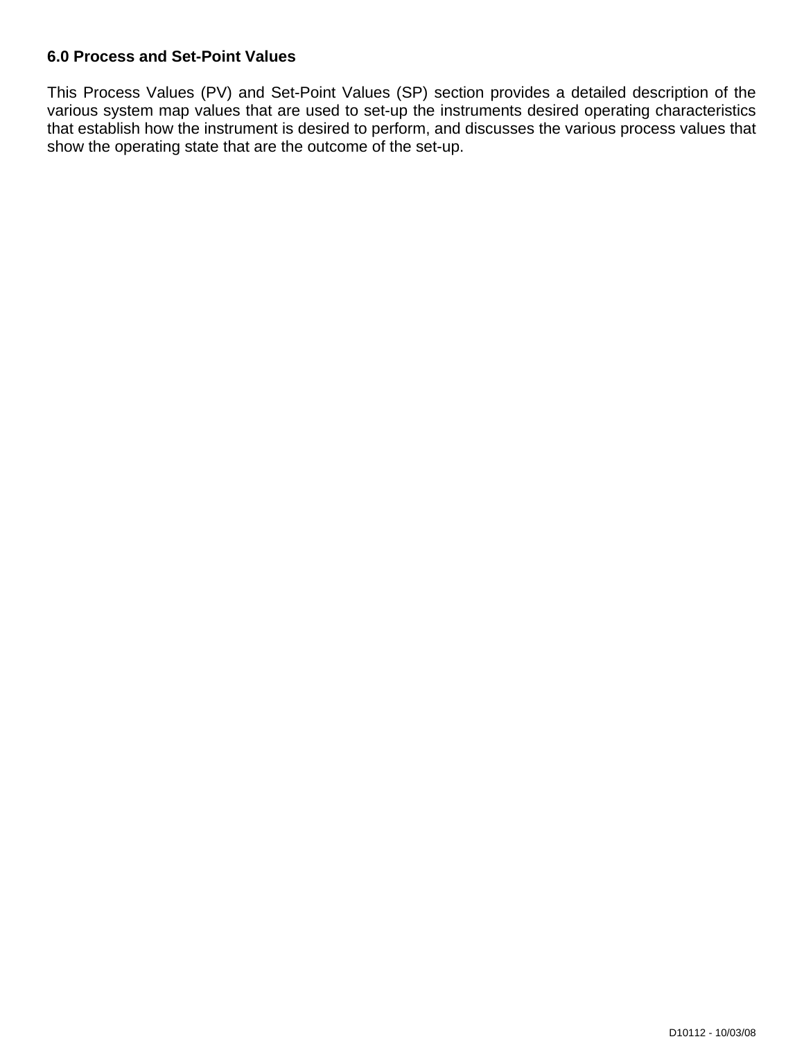## 6.0 Process and Set-Point Values

This Process Values (PV) and Set-Point Values (SP) section provides a detailed description of the various system map values that are used to set-up the instruments desired operating characteristics that establish how the instrument is desired to perform, and discusses the various process values that show the operating state that are the outcome of the set-up.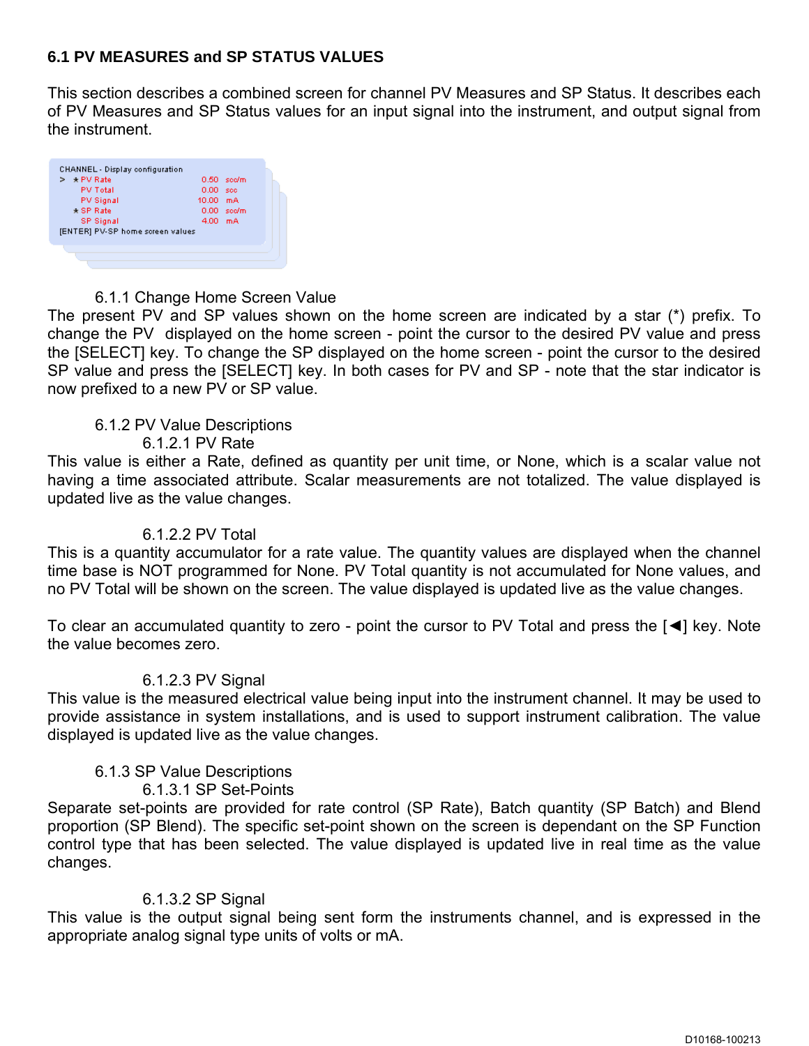### 6.1 PV MEASURES and SP STATUS VALUES

This section describes a combined screen for channel PV Measures and SP Status. It describes each of PV Measures and SP Status values for an input signal into the instrument, and output signal from the instrument.

```
CHANNEL - Display configuration
>  * PV Rate          0.50   scc/m
     PV Total         0.00   scc
     PV Signal       10.00   mA
   * SP Rate          0.00   scc/m
     SP Signal        4.00   mA
[ENTER] PV-SP home screen values
```

#### 6.1.1 Change Home Screen Value

The present PV and SP values shown on the home screen are indicated by a star (*) prefix. To change the PV displayed on the home screen - point the cursor to the desired PV value and press the [SELECT] key. To change the SP displayed on the home screen - point the cursor to the desired SP value and press the [SELECT] key. In both cases for PV and SP - note that the star indicator is now prefixed to a new PV or SP value.

#### 6.1.2 PV Value Descriptions

##### 6.1.2.1 PV Rate

This value is either a Rate, defined as quantity per unit time, or None, which is a scalar value not having a time associated attribute. Scalar measurements are not totalized. The value displayed is updated live as the value changes.

##### 6.1.2.2 PV Total

This is a quantity accumulator for a rate value. The quantity values are displayed when the channel time base is NOT programmed for None. PV Total quantity is not accumulated for None values, and no PV Total will be shown on the screen. The value displayed is updated live as the value changes.

To clear an accumulated quantity to zero - point the cursor to PV Total and press the [◄] key. Note the value becomes zero.

##### 6.1.2.3 PV Signal

This value is the measured electrical value being input into the instrument channel. It may be used to provide assistance in system installations, and is used to support instrument calibration. The value displayed is updated live as the value changes.

#### 6.1.3 SP Value Descriptions

##### 6.1.3.1 SP Set-Points

Separate set-points are provided for rate control (SP Rate), Batch quantity (SP Batch) and Blend proportion (SP Blend). The specific set-point shown on the screen is dependant on the SP Function control type that has been selected. The value displayed is updated live in real time as the value changes.

##### 6.1.3.2 SP Signal

This value is the output signal being sent form the instruments channel, and is expressed in the appropriate analog signal type units of volts or mA.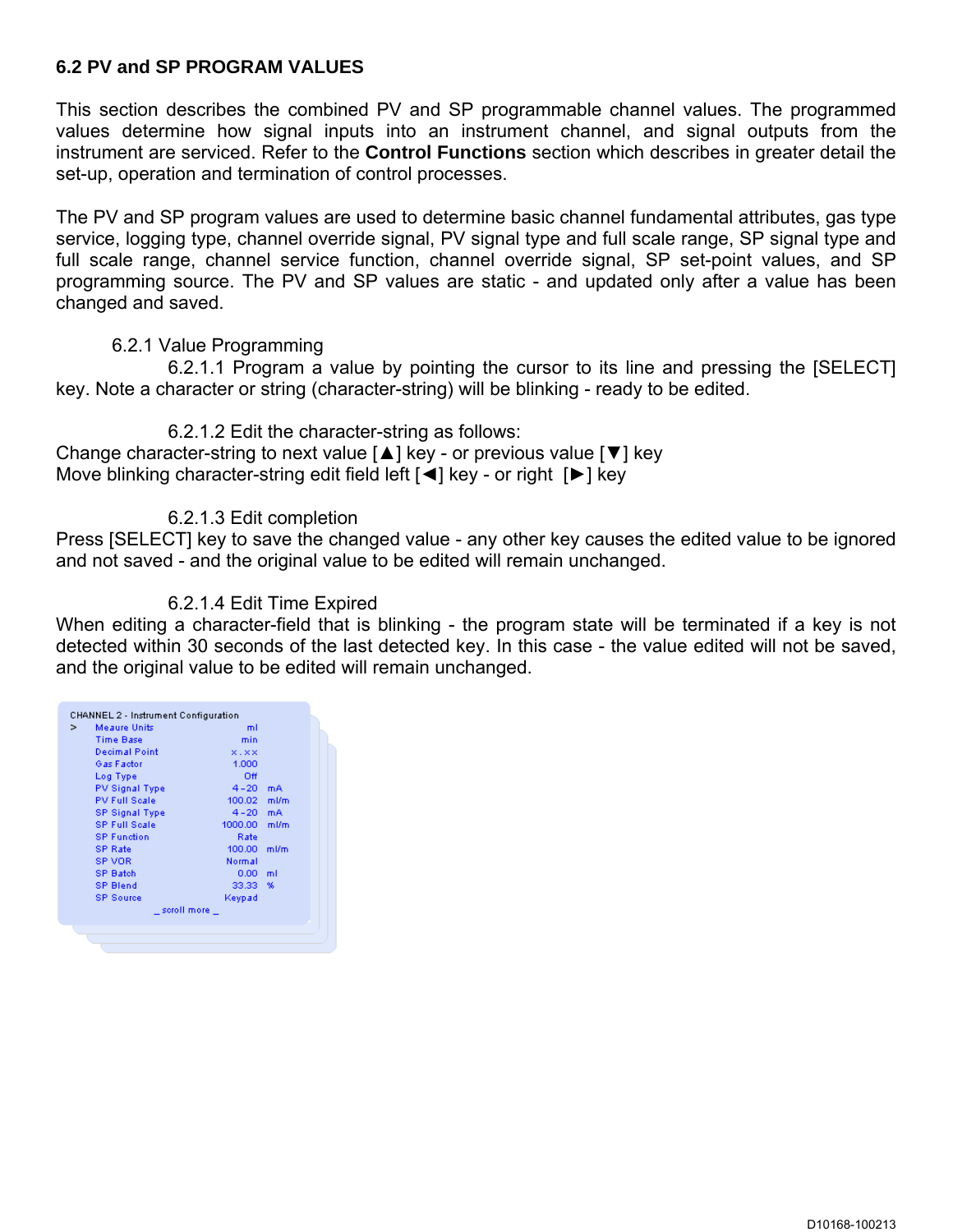## 6.2 PV and SP PROGRAM VALUES

This section describes the combined PV and SP programmable channel values. The programmed values determine how signal inputs into an instrument channel, and signal outputs from the instrument are serviced. Refer to the **Control Functions** section which describes in greater detail the set-up, operation and termination of control processes.

The PV and SP program values are used to determine basic channel fundamental attributes, gas type service, logging type, channel override signal, PV signal type and full scale range, SP signal type and full scale range, channel service function, channel override signal, SP set-point values, and SP programming source. The PV and SP values are static - and updated only after a value has been changed and saved.

### 6.2.1 Value Programming

6.2.1.1 Program a value by pointing the cursor to its line and pressing the [SELECT] key. Note a character or string (character-string) will be blinking - ready to be edited.

6.2.1.2 Edit the character-string as follows:
Change character-string to next value [▲] key - or previous value [▼] key
Move blinking character-string edit field left [◄] key - or right [►] key

6.2.1.3 Edit completion
Press [SELECT] key to save the changed value - any other key causes the edited value to be ignored and not saved - and the original value to be edited will remain unchanged.

6.2.1.4 Edit Time Expired
When editing a character-field that is blinking - the program state will be terminated if a key is not detected within 30 seconds of the last detected key. In this case - the value edited will not be saved, and the original value to be edited will remain unchanged.

```
CHANNEL 2 - Instrument Configuration
>   Meaure Units              ml
    Time Base                 min
    Decimal Point             x.xx
    Gas Factor                1.000
    Log Type                  Off
    PV Signal Type            4-20     mA
    PV Full Scale             100.02   ml/m
    SP Signal Type            4-20     mA
    SP Full Scale             1000.00  ml/m
    SP Function               Rate
    SP Rate                   100.00   ml/m
    SP VOR                    Normal
    SP Batch                  0.00     ml
    SP Blend                  33.33    %
    SP Source                 Keypad
              _ scroll more _
```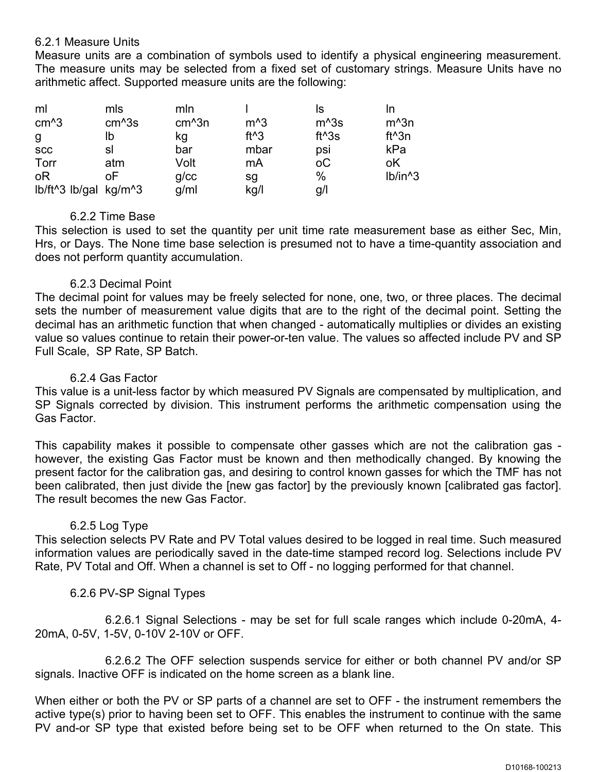#### 6.2.1 Measure Units

Measure units are a combination of symbols used to identify a physical engineering measurement. The measure units may be selected from a fixed set of customary strings. Measure Units have no arithmetic affect. Supported measure units are the following:

| | | | | | |
|---|---|---|---|---|---|
| ml | mls | mln | l | ls | ln |
| cm^3 | cm^3s | cm^3n | m^3 | m^3s | m^3n |
| g | lb | kg | ft^3 | ft^3s | ft^3n |
| scc | sl | bar | mbar | psi | kPa |
| Torr | atm | Volt | mA | oC | oK |
| oR | oF | g/cc | sg | % | lb/in^3 |
| lb/ft^3 lb/gal | kg/m^3 | g/ml | kg/l | g/l | |

#### 6.2.2 Time Base

This selection is used to set the quantity per unit time rate measurement base as either Sec, Min, Hrs, or Days. The None time base selection is presumed not to have a time-quantity association and does not perform quantity accumulation.

#### 6.2.3 Decimal Point

The decimal point for values may be freely selected for none, one, two, or three places. The decimal sets the number of measurement value digits that are to the right of the decimal point. Setting the decimal has an arithmetic function that when changed - automatically multiplies or divides an existing value so values continue to retain their power-or-ten value. The values so affected include PV and SP Full Scale, SP Rate, SP Batch.

#### 6.2.4 Gas Factor

This value is a unit-less factor by which measured PV Signals are compensated by multiplication, and SP Signals corrected by division. This instrument performs the arithmetic compensation using the Gas Factor.

This capability makes it possible to compensate other gasses which are not the calibration gas - however, the existing Gas Factor must be known and then methodically changed. By knowing the present factor for the calibration gas, and desiring to control known gasses for which the TMF has not been calibrated, then just divide the [new gas factor] by the previously known [calibrated gas factor]. The result becomes the new Gas Factor.

#### 6.2.5 Log Type

This selection selects PV Rate and PV Total values desired to be logged in real time. Such measured information values are periodically saved in the date-time stamped record log. Selections include PV Rate, PV Total and Off. When a channel is set to Off - no logging performed for that channel.

#### 6.2.6 PV-SP Signal Types

6.2.6.1 Signal Selections - may be set for full scale ranges which include 0-20mA, 4-20mA, 0-5V, 1-5V, 0-10V 2-10V or OFF.

6.2.6.2 The OFF selection suspends service for either or both channel PV and/or SP signals. Inactive OFF is indicated on the home screen as a blank line.

When either or both the PV or SP parts of a channel are set to OFF - the instrument remembers the active type(s) prior to having been set to OFF. This enables the instrument to continue with the same PV and-or SP type that existed before being set to be OFF when returned to the On state. This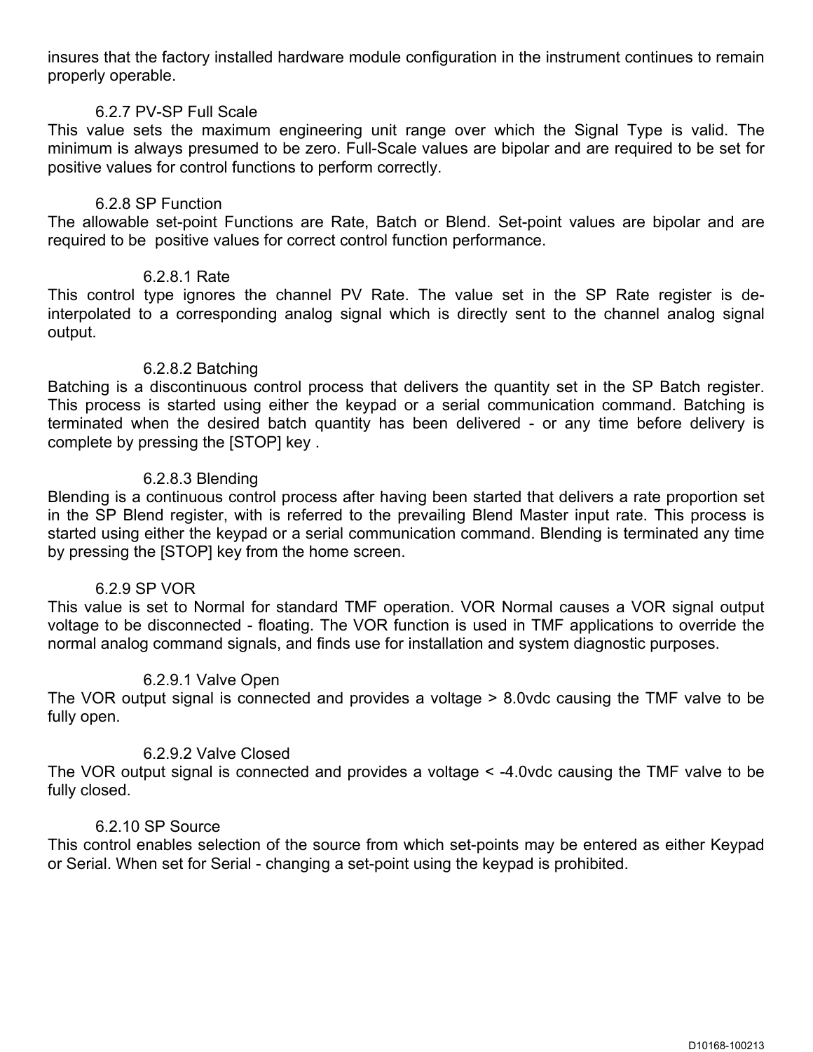insures that the factory installed hardware module configuration in the instrument continues to remain properly operable.

### 6.2.7 PV-SP Full Scale

This value sets the maximum engineering unit range over which the Signal Type is valid. The minimum is always presumed to be zero. Full-Scale values are bipolar and are required to be set for positive values for control functions to perform correctly.

### 6.2.8 SP Function

The allowable set-point Functions are Rate, Batch or Blend. Set-point values are bipolar and are required to be positive values for correct control function performance.

#### 6.2.8.1 Rate

This control type ignores the channel PV Rate. The value set in the SP Rate register is de-interpolated to a corresponding analog signal which is directly sent to the channel analog signal output.

#### 6.2.8.2 Batching

Batching is a discontinuous control process that delivers the quantity set in the SP Batch register. This process is started using either the keypad or a serial communication command. Batching is terminated when the desired batch quantity has been delivered - or any time before delivery is complete by pressing the [STOP] key .

#### 6.2.8.3 Blending

Blending is a continuous control process after having been started that delivers a rate proportion set in the SP Blend register, with is referred to the prevailing Blend Master input rate. This process is started using either the keypad or a serial communication command. Blending is terminated any time by pressing the [STOP] key from the home screen.

### 6.2.9 SP VOR

This value is set to Normal for standard TMF operation. VOR Normal causes a VOR signal output voltage to be disconnected - floating. The VOR function is used in TMF applications to override the normal analog command signals, and finds use for installation and system diagnostic purposes.

#### 6.2.9.1 Valve Open

The VOR output signal is connected and provides a voltage > 8.0vdc causing the TMF valve to be fully open.

#### 6.2.9.2 Valve Closed

The VOR output signal is connected and provides a voltage < -4.0vdc causing the TMF valve to be fully closed.

### 6.2.10 SP Source

This control enables selection of the source from which set-points may be entered as either Keypad or Serial. When set for Serial - changing a set-point using the keypad is prohibited.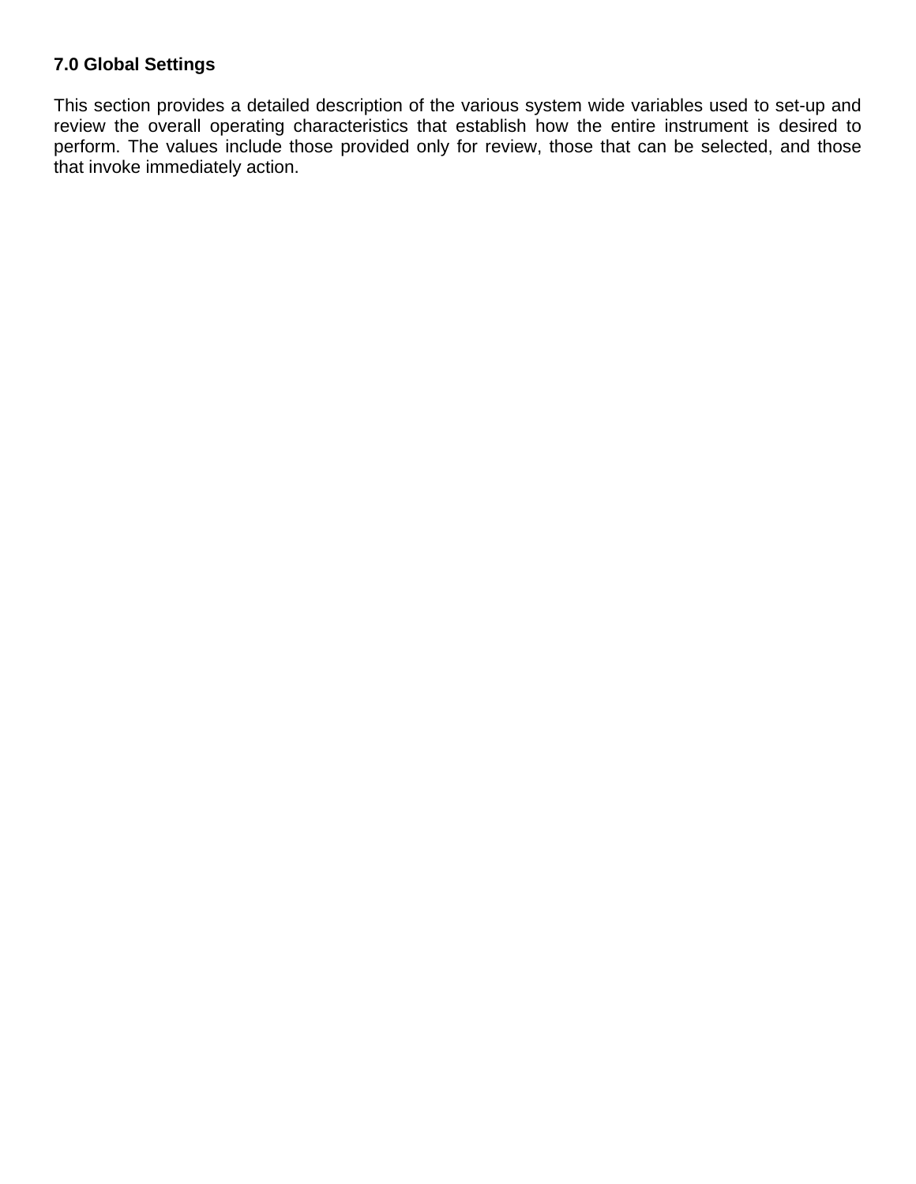## 7.0 Global Settings

This section provides a detailed description of the various system wide variables used to set-up and review the overall operating characteristics that establish how the entire instrument is desired to perform. The values include those provided only for review, those that can be selected, and those that invoke immediately action.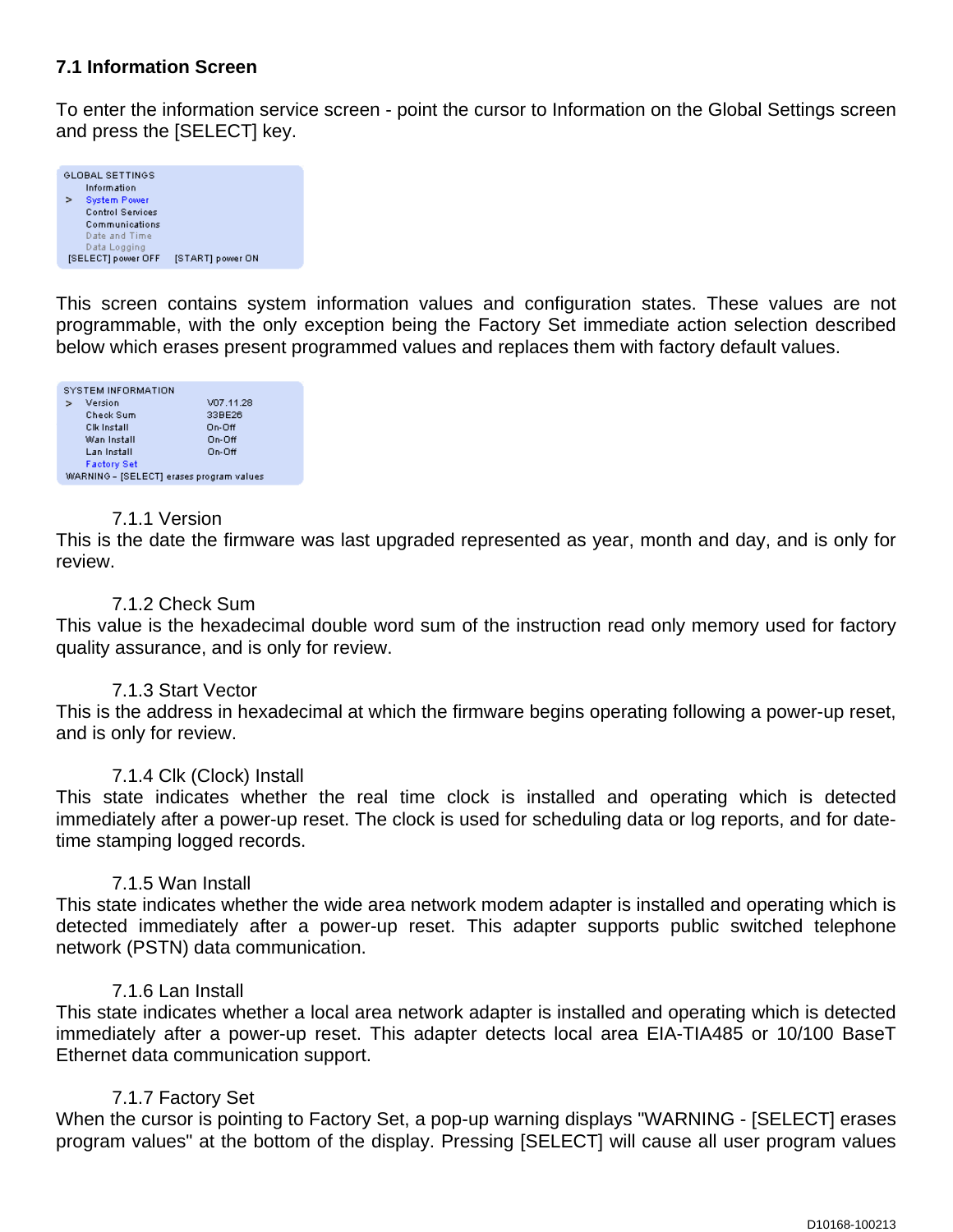## 7.1 Information Screen

To enter the information service screen - point the cursor to Information on the Global Settings screen and press the [SELECT] key.

```
GLOBAL SETTINGS
    Information
>   System Power
    Control Services
    Communications
    Date and Time
    Data Logging
[SELECT] power OFF    [START] power ON
```

This screen contains system information values and configuration states. These values are not programmable, with the only exception being the Factory Set immediate action selection described below which erases present programmed values and replaces them with factory default values.

```
SYSTEM INFORMATION
>   Version             V07.11.28
    Check Sum           33BE26
    Clk Install         On-Off
    Wan Install         On-Off
    Lan Install         On-Off
    Factory Set
WARNING - [SELECT] erases program values
```

### 7.1.1 Version

This is the date the firmware was last upgraded represented as year, month and day, and is only for review.

### 7.1.2 Check Sum

This value is the hexadecimal double word sum of the instruction read only memory used for factory quality assurance, and is only for review.

### 7.1.3 Start Vector

This is the address in hexadecimal at which the firmware begins operating following a power-up reset, and is only for review.

### 7.1.4 Clk (Clock) Install

This state indicates whether the real time clock is installed and operating which is detected immediately after a power-up reset. The clock is used for scheduling data or log reports, and for date-time stamping logged records.

### 7.1.5 Wan Install

This state indicates whether the wide area network modem adapter is installed and operating which is detected immediately after a power-up reset. This adapter supports public switched telephone network (PSTN) data communication.

### 7.1.6 Lan Install

This state indicates whether a local area network adapter is installed and operating which is detected immediately after a power-up reset. This adapter detects local area EIA-TIA485 or 10/100 BaseT Ethernet data communication support.

### 7.1.7 Factory Set

When the cursor is pointing to Factory Set, a pop-up warning displays "WARNING - [SELECT] erases program values" at the bottom of the display. Pressing [SELECT] will cause all user program values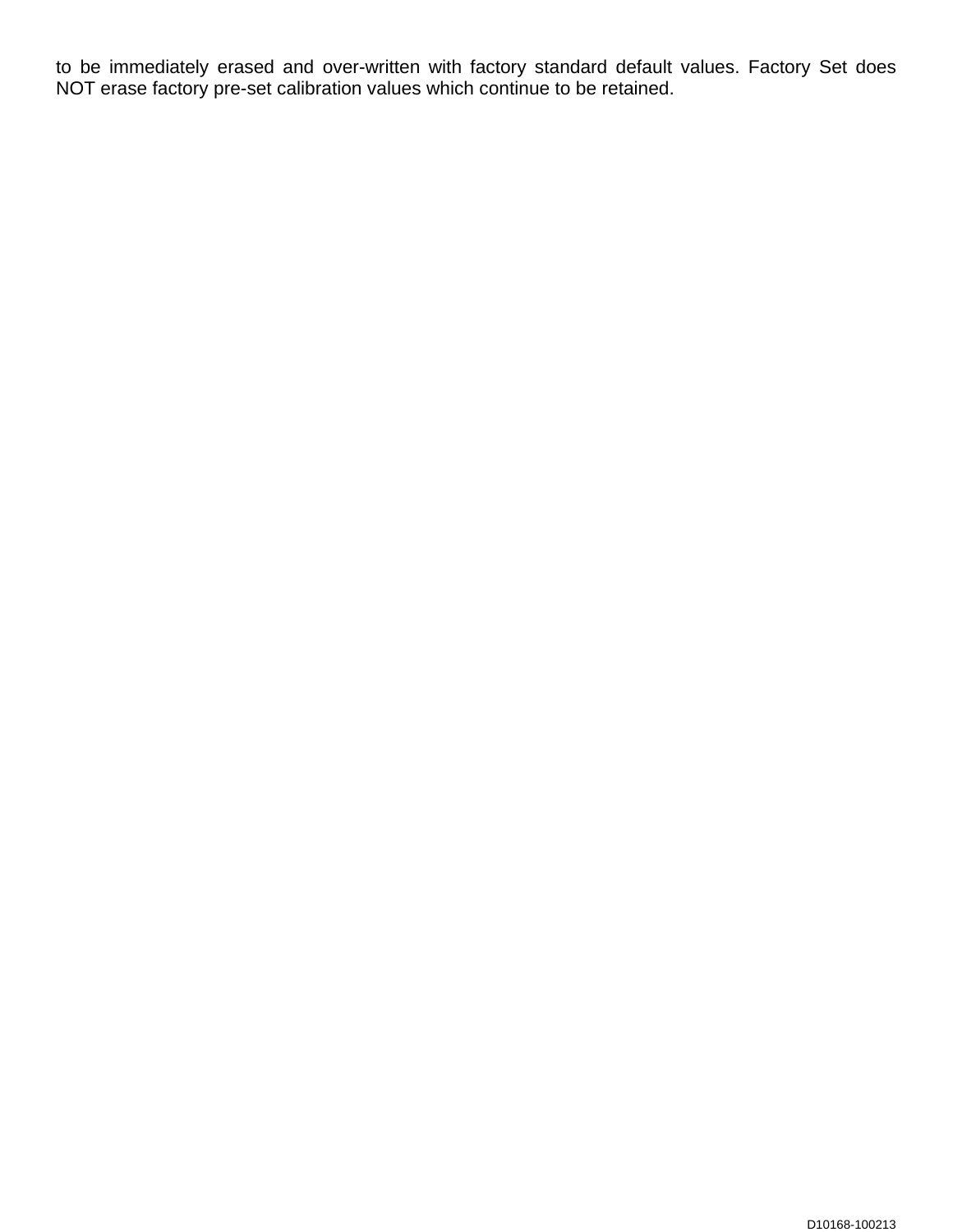to be immediately erased and over-written with factory standard default values. Factory Set does NOT erase factory pre-set calibration values which continue to be retained.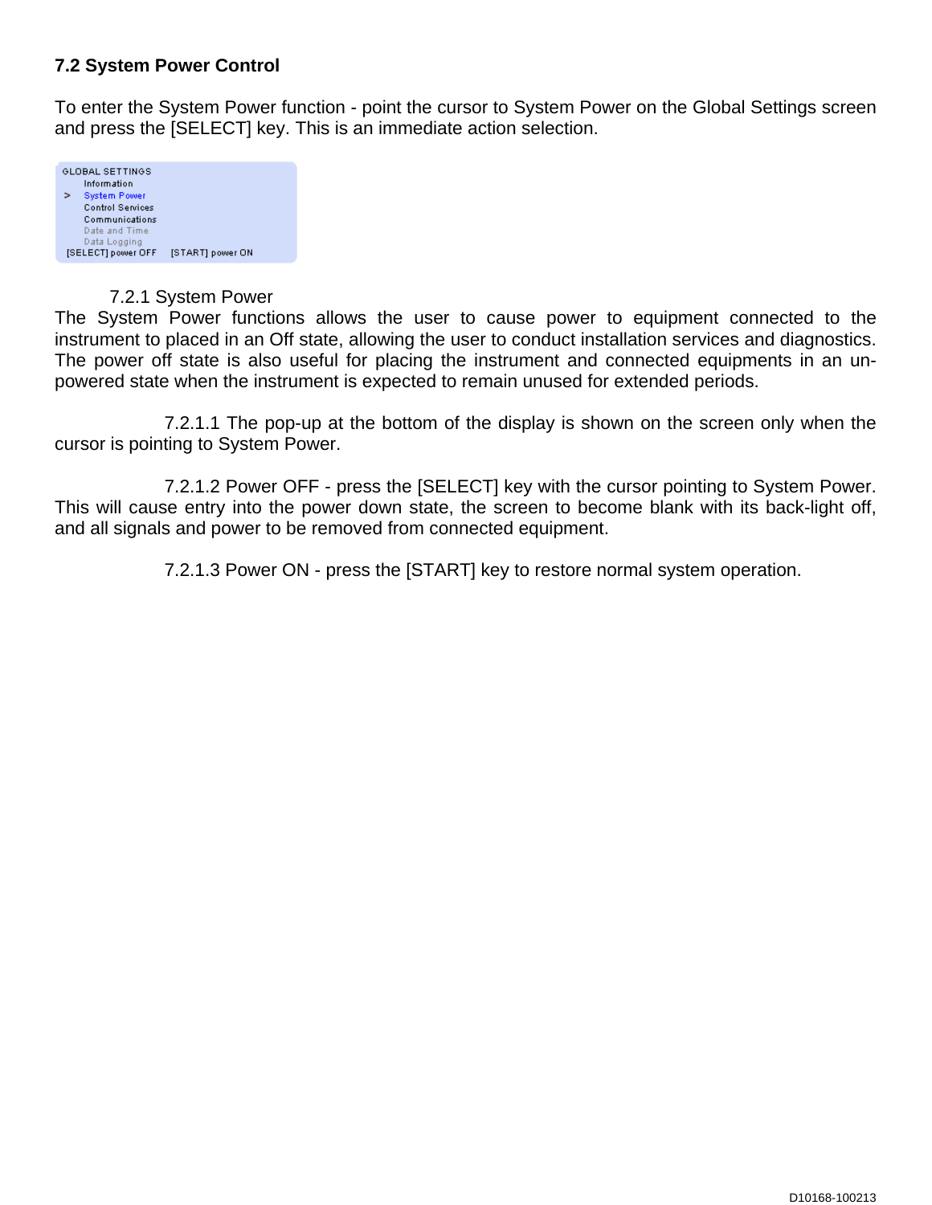## 7.2 System Power Control

To enter the System Power function - point the cursor to System Power on the Global Settings screen and press the [SELECT] key. This is an immediate action selection.

```
GLOBAL SETTINGS
    Information
>   System Power
    Control Services
    Communications
    Date and Time
    Data Logging
 [SELECT] power OFF    [START] power ON
```

### 7.2.1 System Power

The System Power functions allows the user to cause power to equipment connected to the instrument to placed in an Off state, allowing the user to conduct installation services and diagnostics. The power off state is also useful for placing the instrument and connected equipments in an un-powered state when the instrument is expected to remain unused for extended periods.

7.2.1.1 The pop-up at the bottom of the display is shown on the screen only when the cursor is pointing to System Power.

7.2.1.2 Power OFF - press the [SELECT] key with the cursor pointing to System Power. This will cause entry into the power down state, the screen to become blank with its back-light off, and all signals and power to be removed from connected equipment.

7.2.1.3 Power ON - press the [START] key to restore normal system operation.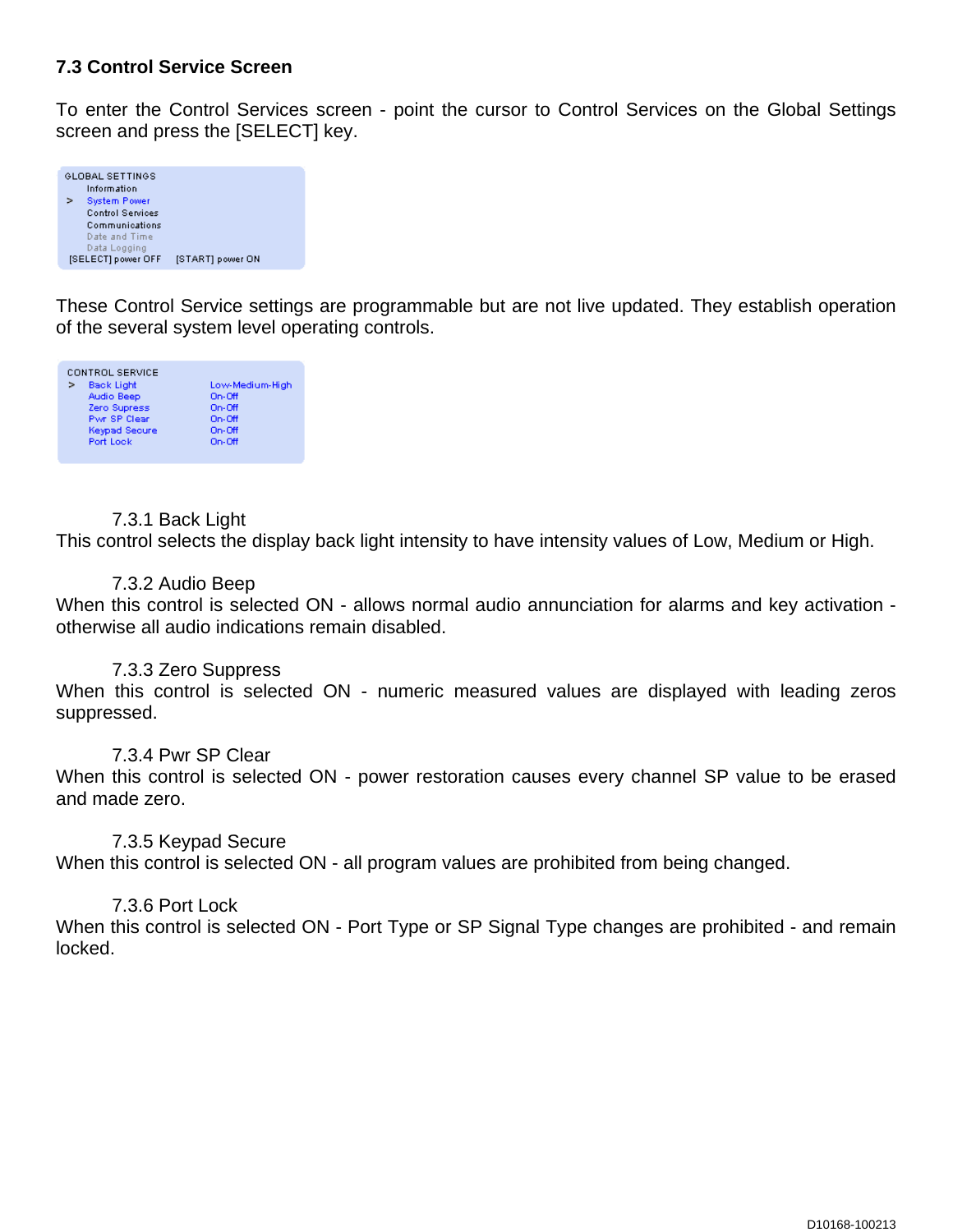### 7.3 Control Service Screen

To enter the Control Services screen - point the cursor to Control Services on the Global Settings screen and press the [SELECT] key.

```
GLOBAL SETTINGS
    Information
>   System Power
    Control Services
    Communications
    Date and Time
    Data Logging
 [SELECT] power OFF    [START] power ON
```

These Control Service settings are programmable but are not live updated. They establish operation of the several system level operating controls.

```
CONTROL SERVICE
>   Back Light          Low-Medium-High
    Audio Beep          On-Off
    Zero Supress        On-Off
    Pwr SP Clear        On-Off
    Keypad Secure       On-Off
    Port Lock           On-Off
```

#### 7.3.1 Back Light

This control selects the display back light intensity to have intensity values of Low, Medium or High.

#### 7.3.2 Audio Beep

When this control is selected ON - allows normal audio annunciation for alarms and key activation - otherwise all audio indications remain disabled.

#### 7.3.3 Zero Suppress

When this control is selected ON - numeric measured values are displayed with leading zeros suppressed.

#### 7.3.4 Pwr SP Clear

When this control is selected ON - power restoration causes every channel SP value to be erased and made zero.

#### 7.3.5 Keypad Secure

When this control is selected ON - all program values are prohibited from being changed.

#### 7.3.6 Port Lock

When this control is selected ON - Port Type or SP Signal Type changes are prohibited - and remain locked.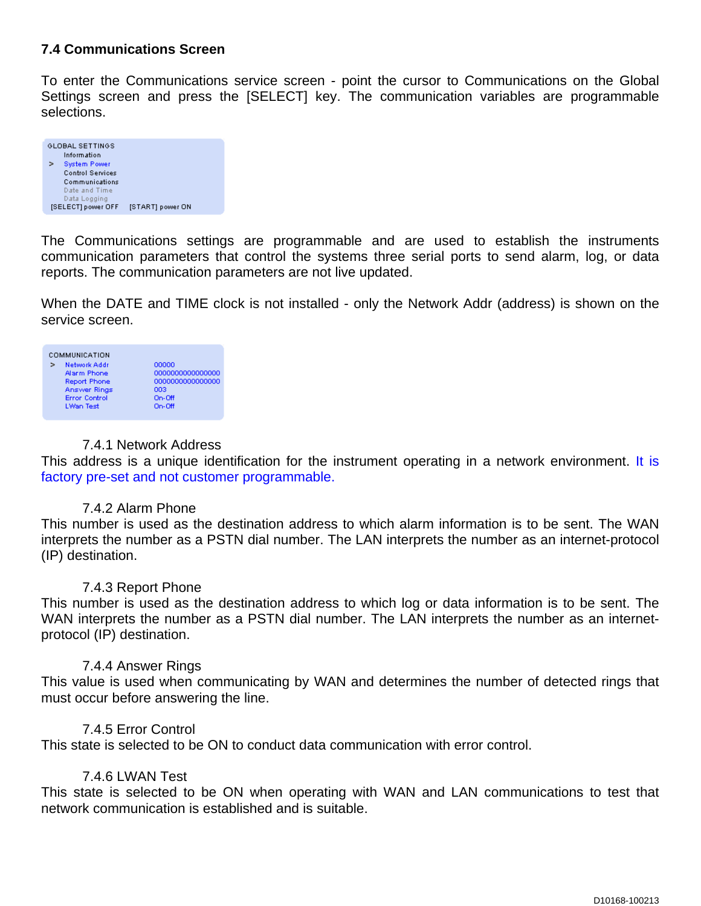### 7.4 Communications Screen

To enter the Communications service screen - point the cursor to Communications on the Global Settings screen and press the [SELECT] key. The communication variables are programmable selections.

```
GLOBAL SETTINGS
     Information
>    System Power
     Control Services
     Communications
     Date and Time
     Data Logging
  [SELECT] power OFF    [START] power ON
```

The Communications settings are programmable and are used to establish the instruments communication parameters that control the systems three serial ports to send alarm, log, or data reports. The communication parameters are not live updated.

When the DATE and TIME clock is not installed - only the Network Addr (address) is shown on the service screen.

```
COMMUNICATION
>  Network Addr        00000
   Alarm Phone         0000000000000000
   Report Phone        0000000000000000
   Answer Rings        003
   Error Control       On-Off
   LWan Test           On-Off
```

#### 7.4.1 Network Address

This address is a unique identification for the instrument operating in a network environment. It is factory pre-set and not customer programmable.

#### 7.4.2 Alarm Phone

This number is used as the destination address to which alarm information is to be sent. The WAN interprets the number as a PSTN dial number. The LAN interprets the number as an internet-protocol (IP) destination.

#### 7.4.3 Report Phone

This number is used as the destination address to which log or data information is to be sent. The WAN interprets the number as a PSTN dial number. The LAN interprets the number as an internet-protocol (IP) destination.

#### 7.4.4 Answer Rings

This value is used when communicating by WAN and determines the number of detected rings that must occur before answering the line.

#### 7.4.5 Error Control

This state is selected to be ON to conduct data communication with error control.

#### 7.4.6 LWAN Test

This state is selected to be ON when operating with WAN and LAN communications to test that network communication is established and is suitable.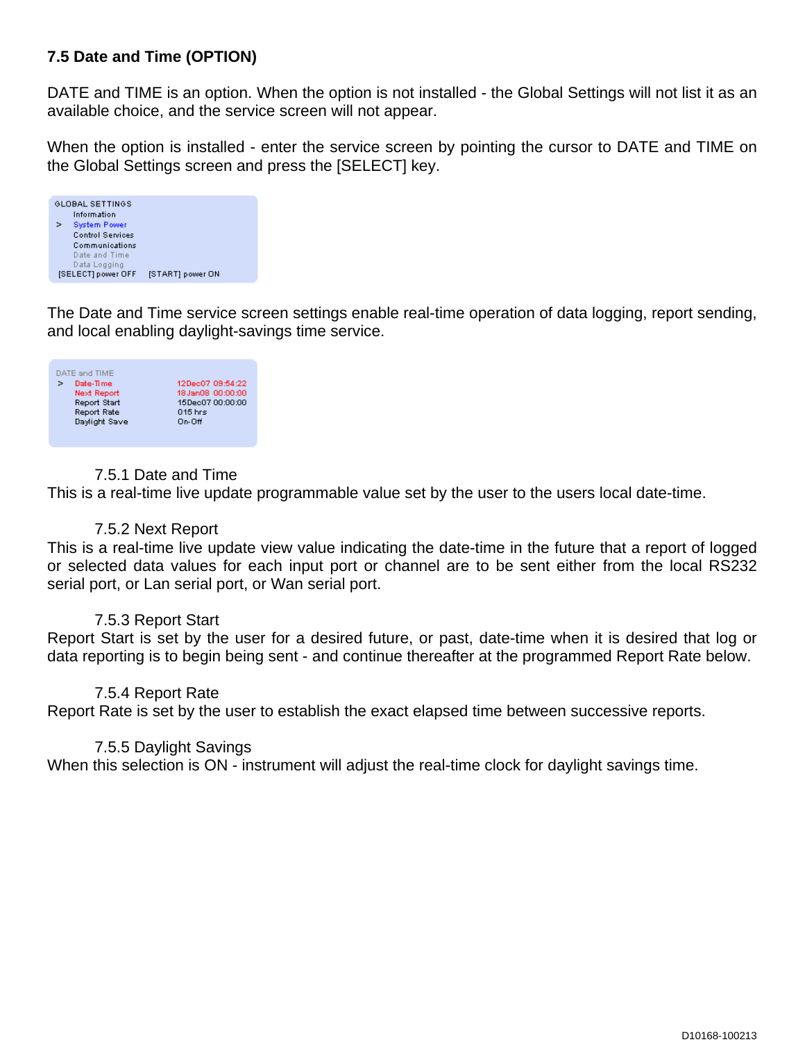## 7.5 Date and Time (OPTION)

DATE and TIME is an option. When the option is not installed - the Global Settings will not list it as an available choice, and the service screen will not appear.

When the option is installed - enter the service screen by pointing the cursor to DATE and TIME on the Global Settings screen and press the [SELECT] key.

```
GLOBAL SETTINGS
    Information
>   System Power
    Control Services
    Communications
    Date and Time
    Data Logging
 [SELECT] power OFF    [START] power ON
```

The Date and Time service screen settings enable real-time operation of data logging, report sending, and local enabling daylight-savings time service.

```
DATE and TIME
>  Date-Time            12Dec07 09:54:22
   Next Report          18Jan08 00:00:00
   Report Start         15Dec07 00:00:00
   Report Rate          015 hrs
   Daylight Save        On-Off
```

### 7.5.1 Date and Time

This is a real-time live update programmable value set by the user to the users local date-time.

### 7.5.2 Next Report

This is a real-time live update view value indicating the date-time in the future that a report of logged or selected data values for each input port or channel are to be sent either from the local RS232 serial port, or Lan serial port, or Wan serial port.

### 7.5.3 Report Start

Report Start is set by the user for a desired future, or past, date-time when it is desired that log or data reporting is to begin being sent - and continue thereafter at the programmed Report Rate below.

### 7.5.4 Report Rate

Report Rate is set by the user to establish the exact elapsed time between successive reports.

### 7.5.5 Daylight Savings

When this selection is ON - instrument will adjust the real-time clock for daylight savings time.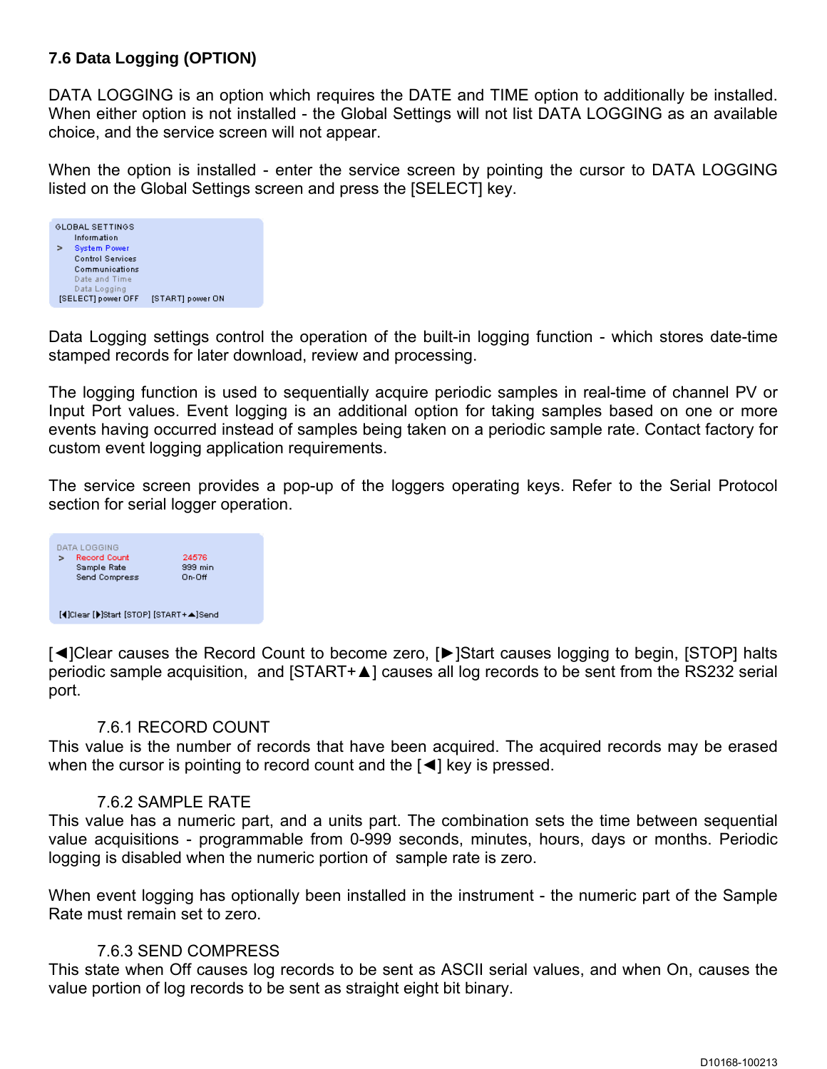### 7.6 Data Logging (OPTION)

DATA LOGGING is an option which requires the DATE and TIME option to additionally be installed. When either option is not installed - the Global Settings will not list DATA LOGGING as an available choice, and the service screen will not appear.

When the option is installed - enter the service screen by pointing the cursor to DATA LOGGING listed on the Global Settings screen and press the [SELECT] key.

```
GLOBAL SETTINGS
    Information
>   System Power
    Control Services
    Communications
    Date and Time
    Data Logging
 [SELECT] power OFF    [START] power ON
```

Data Logging settings control the operation of the built-in logging function - which stores date-time stamped records for later download, review and processing.

The logging function is used to sequentially acquire periodic samples in real-time of channel PV or Input Port values. Event logging is an additional option for taking samples based on one or more events having occurred instead of samples being taken on a periodic sample rate. Contact factory for custom event logging application requirements.

The service screen provides a pop-up of the loggers operating keys. Refer to the Serial Protocol section for serial logger operation.

```
DATA LOGGING
>   Record Count         24576
    Sample Rate          999 min
    Send Compress        On-Off

 [◄]Clear [►]Start [STOP] [START+▲]Send
```

[◄]Clear causes the Record Count to become zero, [►]Start causes logging to begin, [STOP] halts periodic sample acquisition, and [START+▲] causes all log records to be sent from the RS232 serial port.

#### 7.6.1 RECORD COUNT

This value is the number of records that have been acquired. The acquired records may be erased when the cursor is pointing to record count and the [◄] key is pressed.

#### 7.6.2 SAMPLE RATE

This value has a numeric part, and a units part. The combination sets the time between sequential value acquisitions - programmable from 0-999 seconds, minutes, hours, days or months. Periodic logging is disabled when the numeric portion of sample rate is zero.

When event logging has optionally been installed in the instrument - the numeric part of the Sample Rate must remain set to zero.

#### 7.6.3 SEND COMPRESS

This state when Off causes log records to be sent as ASCII serial values, and when On, causes the value portion of log records to be sent as straight eight bit binary.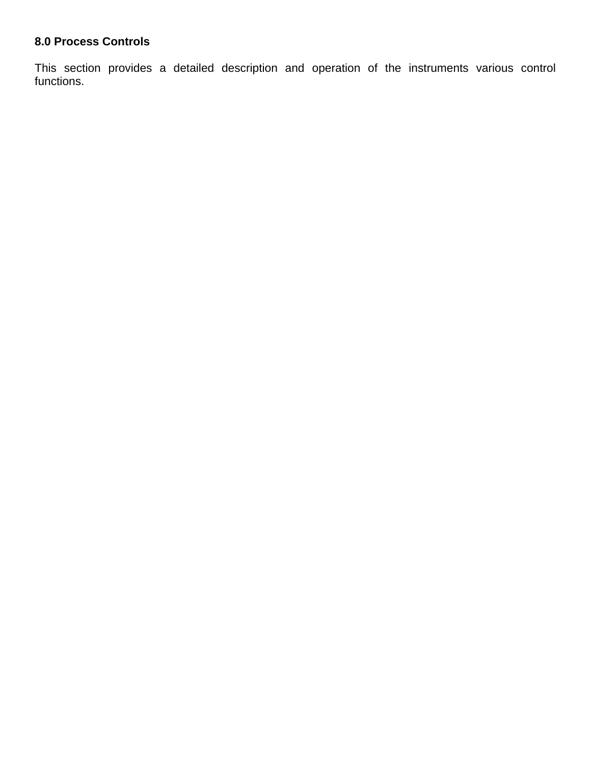## 8.0 Process Controls

This section provides a detailed description and operation of the instruments various control functions.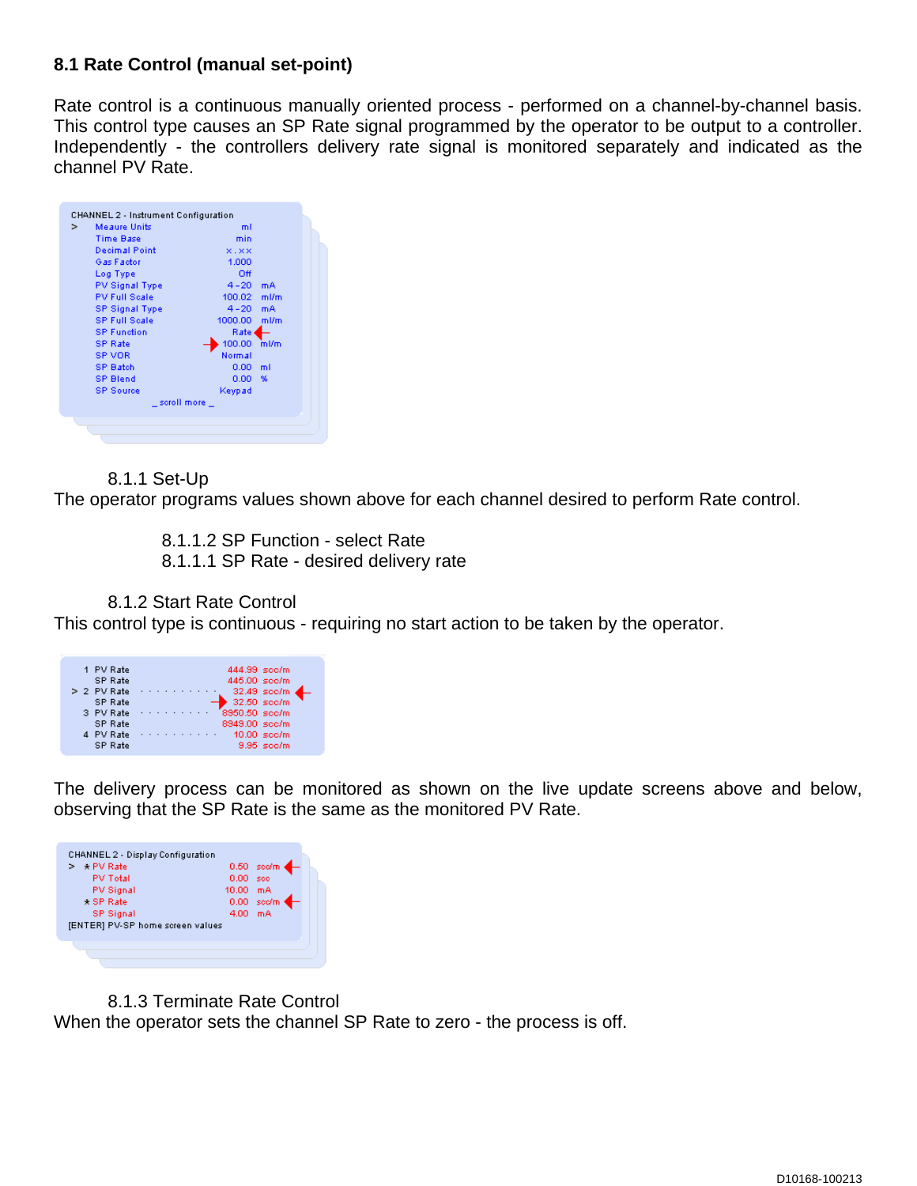## 8.1 Rate Control (manual set-point)

Rate control is a continuous manually oriented process - performed on a channel-by-channel basis. This control type causes an SP Rate signal programmed by the operator to be output to a controller. Independently - the controllers delivery rate signal is monitored separately and indicated as the channel PV Rate.

```
CHANNEL 2 - Instrument Configuration
>   Meaure Units                 ml
    Time Base                    min
    Decimal Point                x.xx
    Gas Factor                   1.000
    Log Type                     Off
    PV Signal Type               4-20   mA
    PV Full Scale                100.02 ml/m
    SP Signal Type               4-20   mA
    SP Full Scale                1000.00 ml/m
    SP Function                  Rate
    SP Rate                      100.00 ml/m
    SP VOR                       Normal
    SP Batch                     0.00   ml
    SP Blend                     0.00   %
    SP Source                    Keypad
              _ scroll more _
```

### 8.1.1 Set-Up

The operator programs values shown above for each channel desired to perform Rate control.

8.1.1.2 SP Function - select Rate
8.1.1.1 SP Rate - desired delivery rate

### 8.1.2 Start Rate Control

This control type is continuous - requiring no start action to be taken by the operator.

```
  1 PV Rate                      444.99 scc/m
    SP Rate                      445.00 scc/m
> 2 PV Rate  . . . . . . . . . .  32.49 scc/m
    SP Rate                       32.50 scc/m
  3 PV Rate  . . . . . . . . .  8950.50 scc/m
    SP Rate                     8949.00 scc/m
  4 PV Rate  . . . . . . . . . .  10.00 scc/m
    SP Rate                        9.95 scc/m
```

The delivery process can be monitored as shown on the live update screens above and below, observing that the SP Rate is the same as the monitored PV Rate.

```
CHANNEL 2 - Display Configuration
>  * PV Rate                  0.50  scc/m
     PV Total                 0.00  scc
     PV Signal               10.00  mA
   * SP Rate                  0.00  scc/m
     SP Signal                4.00  mA
[ENTER] PV-SP home screen values
```

### 8.1.3 Terminate Rate Control

When the operator sets the channel SP Rate to zero - the process is off.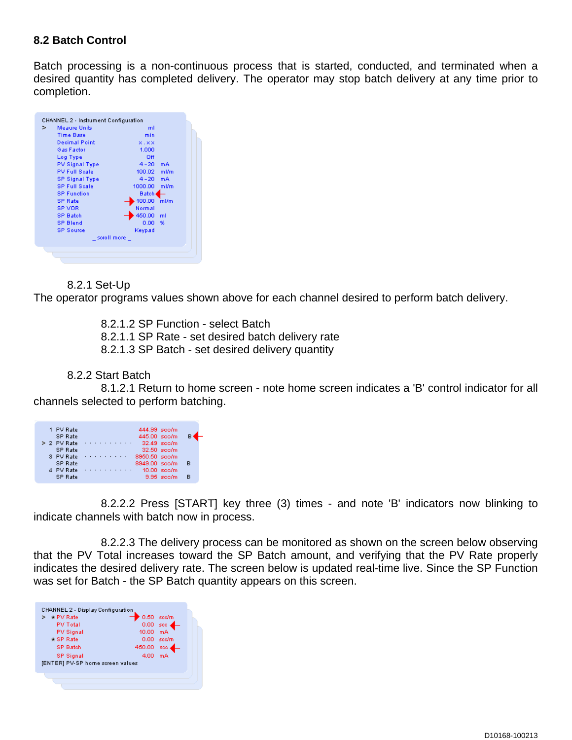## 8.2 Batch Control

Batch processing is a non-continuous process that is started, conducted, and terminated when a desired quantity has completed delivery. The operator may stop batch delivery at any time prior to completion.

```
CHANNEL 2 - Instrument Configuration
>   Meaure Units              ml
    Time Base                 min
    Decimal Point             x.xx
    Gas Factor                1.000
    Log Type                  Off
    PV Signal Type            4-20    mA
    PV Full Scale             100.02  ml/m
    SP Signal Type            4-20    mA
    SP Full Scale             1000.00 ml/m
    SP Function               Batch
    SP Rate                   100.00  ml/m
    SP VOR                    Normal
    SP Batch                  450.00  ml
    SP Blend                  0.00    %
    SP Source                 Keypad
            _ scroll more _
```

### 8.2.1 Set-Up

The operator programs values shown above for each channel desired to perform batch delivery.

8.2.1.2 SP Function - select Batch
8.2.1.1 SP Rate - set desired batch delivery rate
8.2.1.3 SP Batch - set desired delivery quantity

### 8.2.2 Start Batch

8.1.2.1 Return to home screen - note home screen indicates a 'B' control indicator for all channels selected to perform batching.

```
    1  PV Rate                 444.99  scc/m
       SP Rate                 445.00  scc/m   B
>   2  PV Rate  . . . . . . .   32.49  scc/m
       SP Rate                  32.50  scc/m
    3  PV Rate  . . . . . . .  8950.50 scc/m
       SP Rate                 8949.00 scc/m   B
    4  PV Rate  . . . . . . .   10.00  scc/m
       SP Rate                   9.95  scc/m   B
```

8.2.2.2 Press [START] key three (3) times - and note 'B' indicators now blinking to indicate channels with batch now in process.

8.2.2.3 The delivery process can be monitored as shown on the screen below observing that the PV Total increases toward the SP Batch amount, and verifying that the PV Rate properly indicates the desired delivery rate. The screen below is updated real-time live. Since the SP Function was set for Batch - the SP Batch quantity appears on this screen.

```
CHANNEL 2 - Display Configuration
>  * PV Rate          0.50    scc/m
     PV Total         0.00    scc
     PV Signal        10.00   mA
   * SP Rate          0.00    scc/m
     SP Batch         450.00  scc
     SP Signal        4.00    mA
[ENTER] PV-SP home screen values
```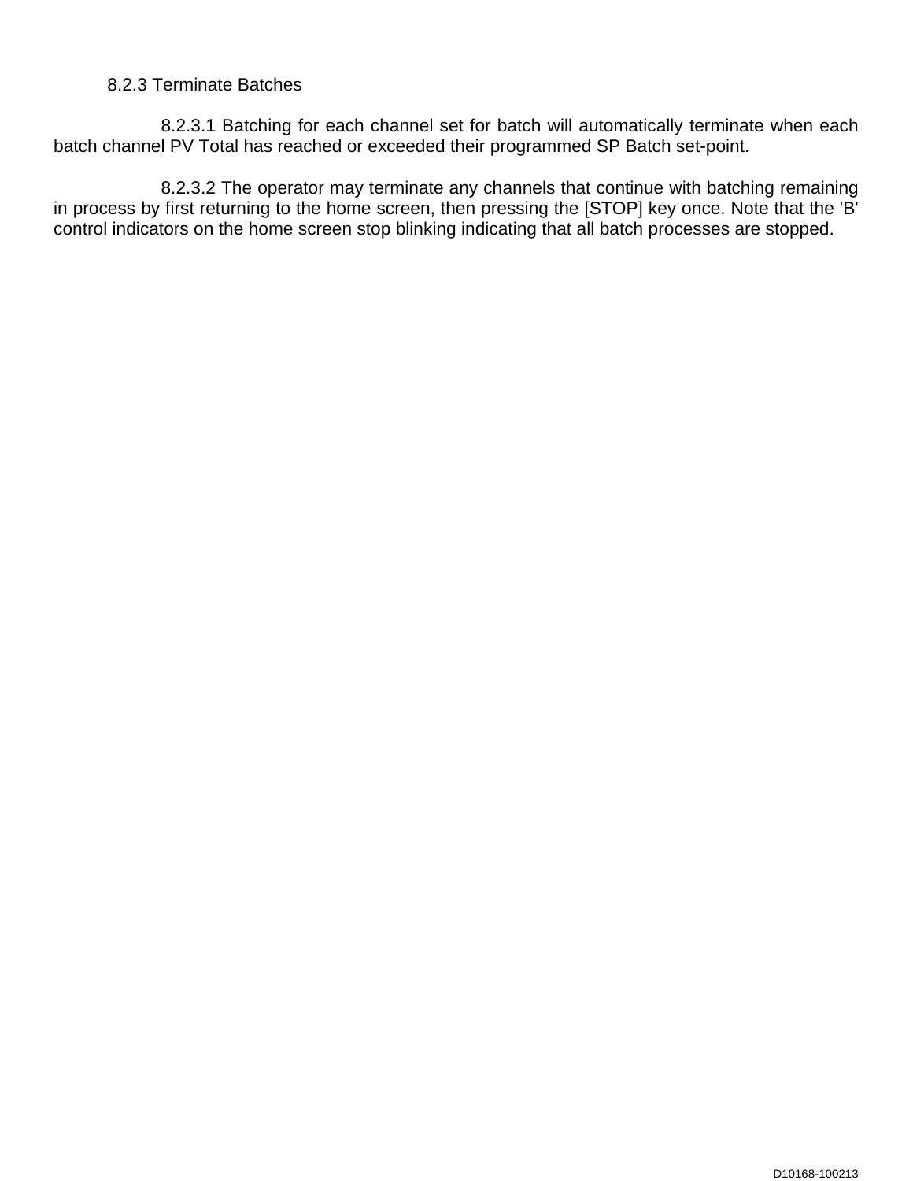### 8.2.3 Terminate Batches

8.2.3.1 Batching for each channel set for batch will automatically terminate when each batch channel PV Total has reached or exceeded their programmed SP Batch set-point.

8.2.3.2 The operator may terminate any channels that continue with batching remaining in process by first returning to the home screen, then pressing the [STOP] key once. Note that the 'B' control indicators on the home screen stop blinking indicating that all batch processes are stopped.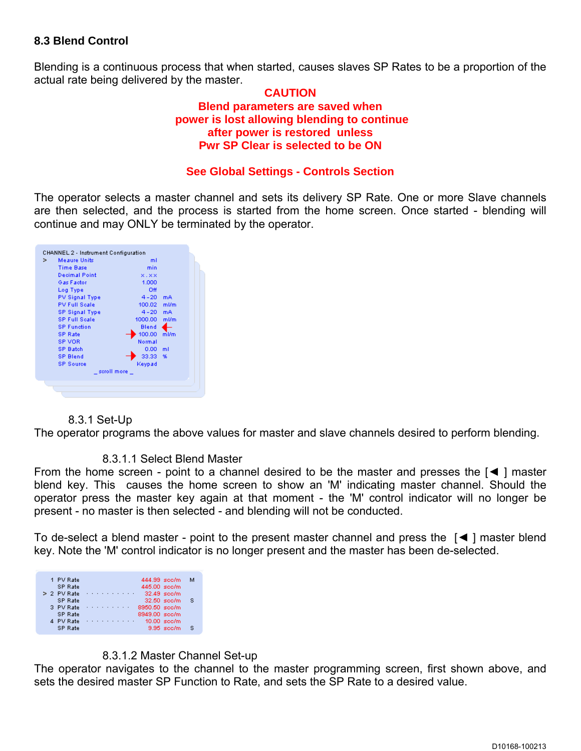## 8.3 Blend Control

Blending is a continuous process that when started, causes slaves SP Rates to be a proportion of the actual rate being delivered by the master.

**CAUTION**
**Blend parameters are saved when power is lost allowing blending to continue after power is restored unless Pwr SP Clear is selected to be ON**

**See Global Settings - Controls Section**

The operator selects a master channel and sets its delivery SP Rate. One or more Slave channels are then selected, and the process is started from the home screen. Once started - blending will continue and may ONLY be terminated by the operator.

```
CHANNEL 2 - Instrument Configuration
>  Meaure Units                    ml
   Time Base                       min
   Decimal Point                   x.xx
   Gas Factor                      1.000
   Log Type                        Off
   PV Signal Type                  4-20     mA
   PV Full Scale                   100.02   ml/m
   SP Signal Type                  4-20     mA
   SP Full Scale                   1000.00  ml/m
   SP Function                     Blend
   SP Rate                         100.00   ml/m
   SP VOR                          Normal
   SP Batch                        0.00     ml
   SP Blend                        33.33    %
   SP Source                       Keypad
              _ scroll more _
```

### 8.3.1 Set-Up

The operator programs the above values for master and slave channels desired to perform blending.

#### 8.3.1.1 Select Blend Master

From the home screen - point to a channel desired to be the master and presses the [◄ ] master blend key. This causes the home screen to show an 'M' indicating master channel. Should the operator press the master key again at that moment - the 'M' control indicator will no longer be present - no master is then selected - and blending will not be conducted.

To de-select a blend master - point to the present master channel and press the [◄ ] master blend key. Note the 'M' control indicator is no longer present and the master has been de-selected.

```
  1 PV Rate                444.99 scc/m   M
    SP Rate                445.00 scc/m
> 2 PV Rate  . . . . . . .  32.49 scc/m
    SP Rate                 32.50 scc/m   S
  3 PV Rate  . . . . . . . 8950.50 scc/m
    SP Rate                8949.00 scc/m
  4 PV Rate  . . . . . . .  10.00 scc/m
    SP Rate                  9.95 scc/m   S
```

#### 8.3.1.2 Master Channel Set-up

The operator navigates to the channel to the master programming screen, first shown above, and sets the desired master SP Function to Rate, and sets the SP Rate to a desired value.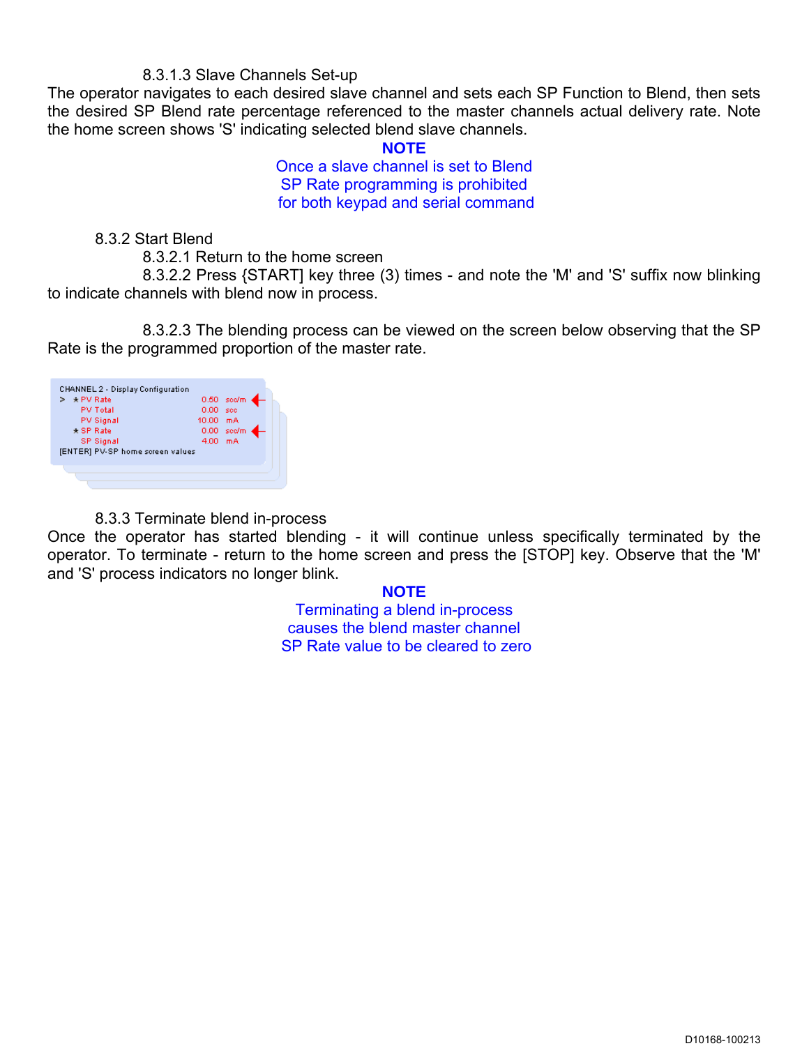#### 8.3.1.3 Slave Channels Set-up

The operator navigates to each desired slave channel and sets each SP Function to Blend, then sets the desired SP Blend rate percentage referenced to the master channels actual delivery rate. Note the home screen shows 'S' indicating selected blend slave channels.

**NOTE**

Once a slave channel is set to Blend
SP Rate programming is prohibited
for both keypad and serial command

### 8.3.2 Start Blend

#### 8.3.2.1 Return to the home screen

#### 8.3.2.2 Press {START] key three (3) times - and note the 'M' and 'S' suffix now blinking to indicate channels with blend now in process.

#### 8.3.2.3 The blending process can be viewed on the screen below observing that the SP Rate is the programmed proportion of the master rate.

```
CHANNEL 2 - Display Configuration
> * PV Rate        0.50  scc/m
    PV Total       0.00  scc
    PV Signal     10.00  mA
  * SP Rate        0.00  scc/m
    SP Signal      4.00  mA
[ENTER] PV-SP home screen values
```

### 8.3.3 Terminate blend in-process

Once the operator has started blending - it will continue unless specifically terminated by the operator. To terminate - return to the home screen and press the [STOP] key. Observe that the 'M' and 'S' process indicators no longer blink.

**NOTE**

Terminating a blend in-process
causes the blend master channel
SP Rate value to be cleared to zero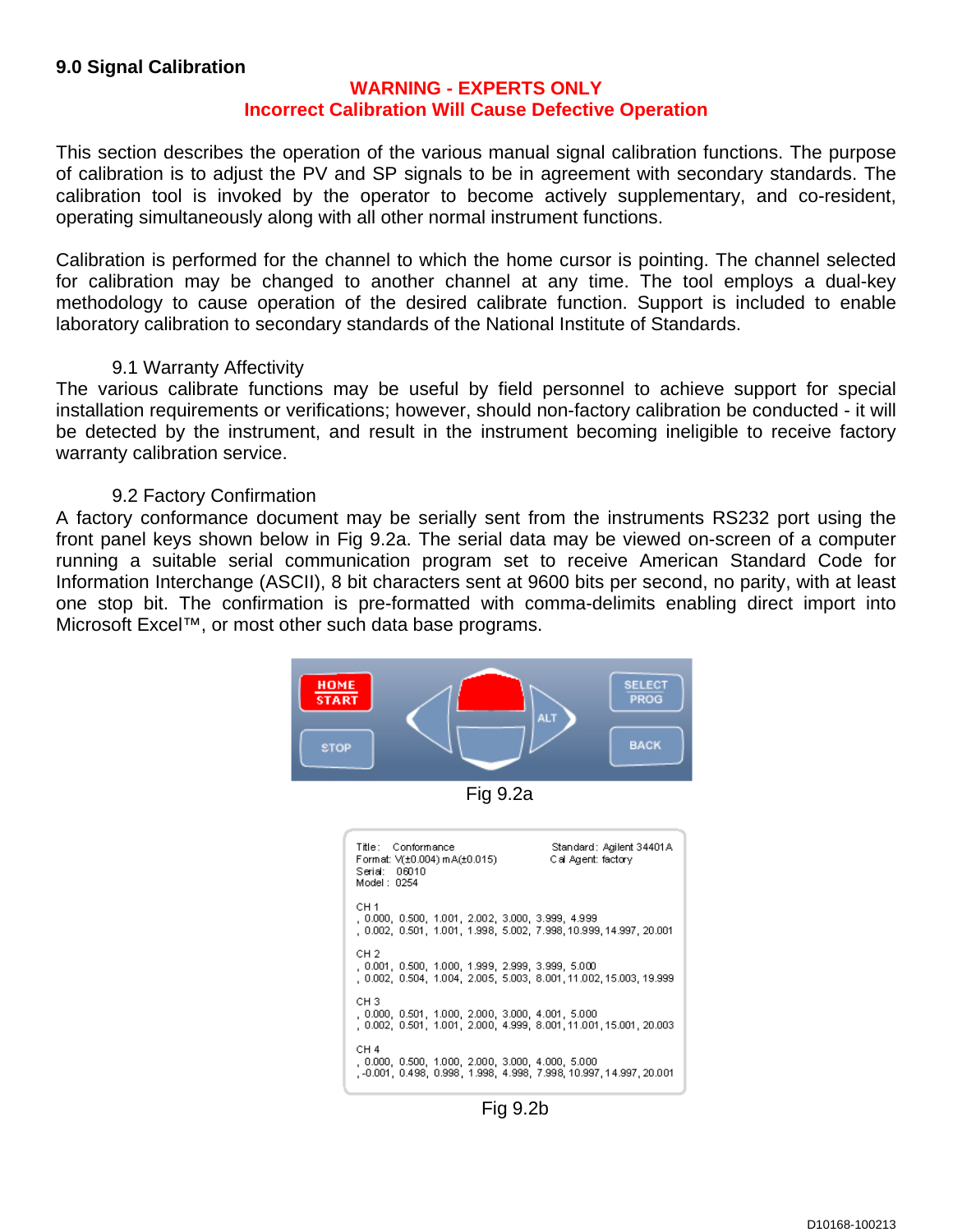## 9.0 Signal Calibration

**WARNING - EXPERTS ONLY**
**Incorrect Calibration Will Cause Defective Operation**

This section describes the operation of the various manual signal calibration functions. The purpose of calibration is to adjust the PV and SP signals to be in agreement with secondary standards. The calibration tool is invoked by the operator to become actively supplementary, and co-resident, operating simultaneously along with all other normal instrument functions.

Calibration is performed for the channel to which the home cursor is pointing. The channel selected for calibration may be changed to another channel at any time. The tool employs a dual-key methodology to cause operation of the desired calibrate function. Support is included to enable laboratory calibration to secondary standards of the National Institute of Standards.

### 9.1 Warranty Affectivity

The various calibrate functions may be useful by field personnel to achieve support for special installation requirements or verifications; however, should non-factory calibration be conducted - it will be detected by the instrument, and result in the instrument becoming ineligible to receive factory warranty calibration service.

### 9.2 Factory Confirmation

A factory conformance document may be serially sent from the instruments RS232 port using the front panel keys shown below in Fig 9.2a. The serial data may be viewed on-screen of a computer running a suitable serial communication program set to receive American Standard Code for Information Interchange (ASCII), 8 bit characters sent at 9600 bits per second, no parity, with at least one stop bit. The confirmation is pre-formatted with comma-delimits enabling direct import into Microsoft Excel™, or most other such data base programs.

HOME START | STOP | ALT | SELECT PROG | BACK

Fig 9.2a

```
Title:   Conformance                          Standard: Agilent 34401A
Format: V(±0.004) mA(±0.015)                  Cal Agent: factory
Serial:  06010
Model :  0254

CH 1
, 0.000, 0.500, 1.001, 2.002, 3.000, 3.999, 4.999
, 0.002, 0.501, 1.001, 1.998, 5.002, 7.998, 10.999, 14.997, 20.001

CH 2
, 0.001, 0.500, 1.000, 1.999, 2.999, 3.999, 5.000
, 0.002, 0.504, 1.004, 2.005, 5.003, 8.001, 11.002, 15.003, 19.999

CH 3
, 0.000, 0.501, 1.000, 2.000, 3.000, 4.001, 5.000
, 0.002, 0.501, 1.001, 2.000, 4.999, 8.001, 11.001, 15.001, 20.003

CH 4
, 0.000, 0.500, 1.000, 2.000, 3.000, 4.000, 5.000
, -0.001, 0.498, 0.998, 1.998, 4.998, 7.998, 10.997, 14.997, 20.001
```

Fig 9.2b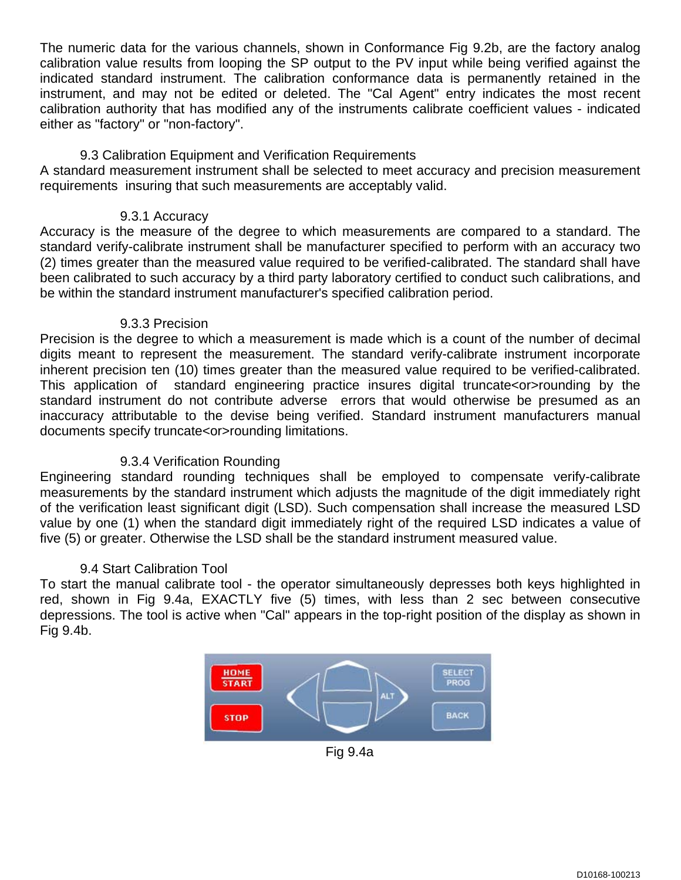The numeric data for the various channels, shown in Conformance Fig 9.2b, are the factory analog calibration value results from looping the SP output to the PV input while being verified against the indicated standard instrument. The calibration conformance data is permanently retained in the instrument, and may not be edited or deleted. The "Cal Agent" entry indicates the most recent calibration authority that has modified any of the instruments calibrate coefficient values - indicated either as "factory" or "non-factory".

## 9.3 Calibration Equipment and Verification Requirements

A standard measurement instrument shall be selected to meet accuracy and precision measurement requirements insuring that such measurements are acceptably valid.

### 9.3.1 Accuracy

Accuracy is the measure of the degree to which measurements are compared to a standard. The standard verify-calibrate instrument shall be manufacturer specified to perform with an accuracy two (2) times greater than the measured value required to be verified-calibrated. The standard shall have been calibrated to such accuracy by a third party laboratory certified to conduct such calibrations, and be within the standard instrument manufacturer's specified calibration period.

### 9.3.3 Precision

Precision is the degree to which a measurement is made which is a count of the number of decimal digits meant to represent the measurement. The standard verify-calibrate instrument incorporate inherent precision ten (10) times greater than the measured value required to be verified-calibrated. This application of standard engineering practice insures digital truncate<or>rounding by the standard instrument do not contribute adverse errors that would otherwise be presumed as an inaccuracy attributable to the devise being verified. Standard instrument manufacturers manual documents specify truncate<or>rounding limitations.

### 9.3.4 Verification Rounding

Engineering standard rounding techniques shall be employed to compensate verify-calibrate measurements by the standard instrument which adjusts the magnitude of the digit immediately right of the verification least significant digit (LSD). Such compensation shall increase the measured LSD value by one (1) when the standard digit immediately right of the required LSD indicates a value of five (5) or greater. Otherwise the LSD shall be the standard instrument measured value.

## 9.4 Start Calibration Tool

To start the manual calibrate tool - the operator simultaneously depresses both keys highlighted in red, shown in Fig 9.4a, EXACTLY five (5) times, with less than 2 sec between consecutive depressions. The tool is active when "Cal" appears in the top-right position of the display as shown in Fig 9.4b.

Fig 9.4a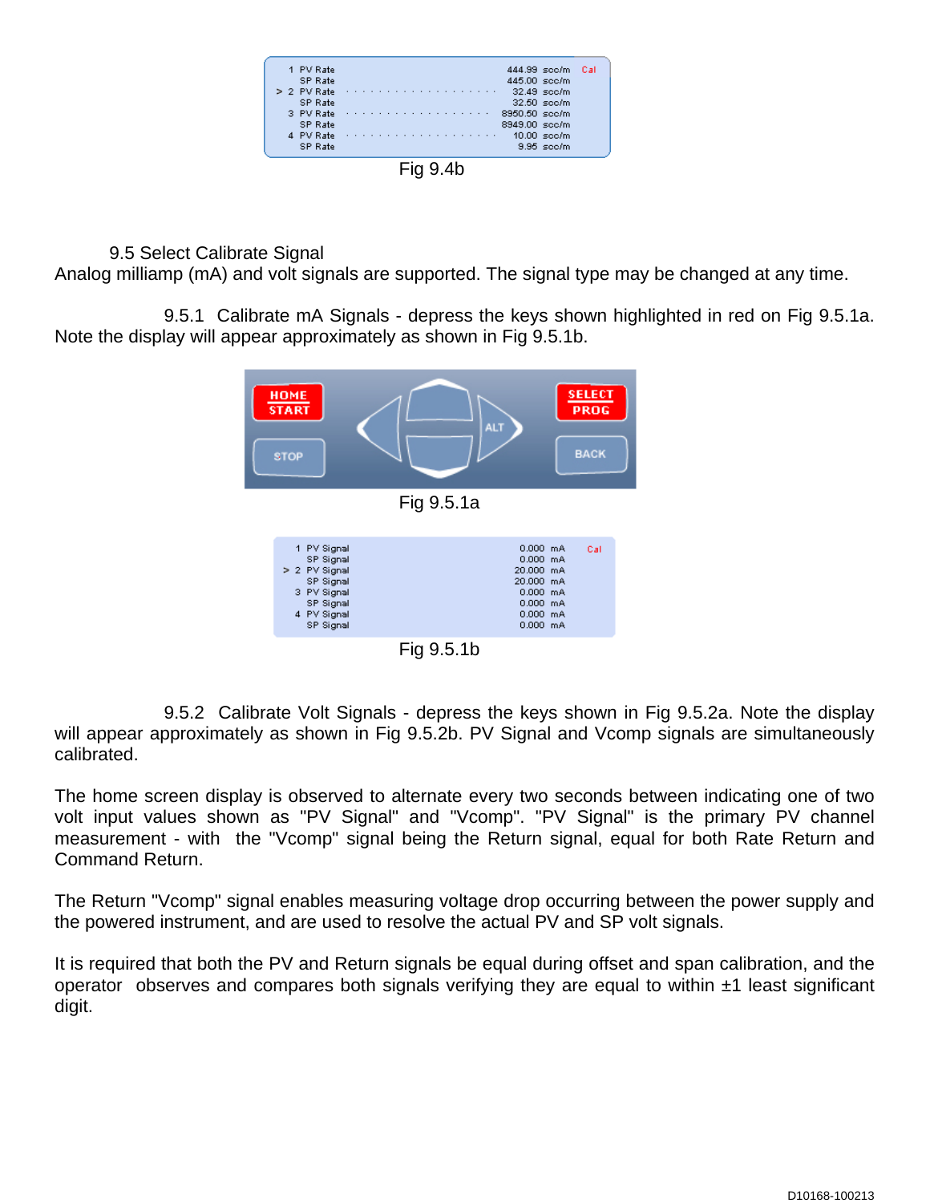| | | | |
|---|---|---|---|
| 1 | PV Rate | 444.99 sccm | Cal |
| | SP Rate | 445.00 sccm | |
| > 2 | PV Rate | 32.49 sccm | |
| | SP Rate | 32.50 sccm | |
| 3 | PV Rate | 8950.50 sccm | |
| | SP Rate | 8949.00 sccm | |
| 4 | PV Rate | 10.00 sccm | |
| | SP Rate | 9.95 sccm | |

Fig 9.4b

## 9.5 Select Calibrate Signal

Analog milliamp (mA) and volt signals are supported. The signal type may be changed at any time.

9.5.1 Calibrate mA Signals - depress the keys shown highlighted in red on Fig 9.5.1a. Note the display will appear approximately as shown in Fig 9.5.1b.

HOME START | SELECT PROG | STOP | ALT | BACK

Fig 9.5.1a

| | | | |
|---|---|---|---|
| 1 | PV Signal | 0.000 mA | Cal |
| | SP Signal | 0.000 mA | |
| > 2 | PV Signal | 20.000 mA | |
| | SP Signal | 20.000 mA | |
| 3 | PV Signal | 0.000 mA | |
| | SP Signal | 0.000 mA | |
| 4 | PV Signal | 0.000 mA | |
| | SP Signal | 0.000 mA | |

Fig 9.5.1b

9.5.2 Calibrate Volt Signals - depress the keys shown in Fig 9.5.2a. Note the display will appear approximately as shown in Fig 9.5.2b. PV Signal and Vcomp signals are simultaneously calibrated.

The home screen display is observed to alternate every two seconds between indicating one of two volt input values shown as "PV Signal" and "Vcomp". "PV Signal" is the primary PV channel measurement - with the "Vcomp" signal being the Return signal, equal for both Rate Return and Command Return.

The Return "Vcomp" signal enables measuring voltage drop occurring between the power supply and the powered instrument, and are used to resolve the actual PV and SP volt signals.

It is required that both the PV and Return signals be equal during offset and span calibration, and the operator observes and compares both signals verifying they are equal to within ±1 least significant digit.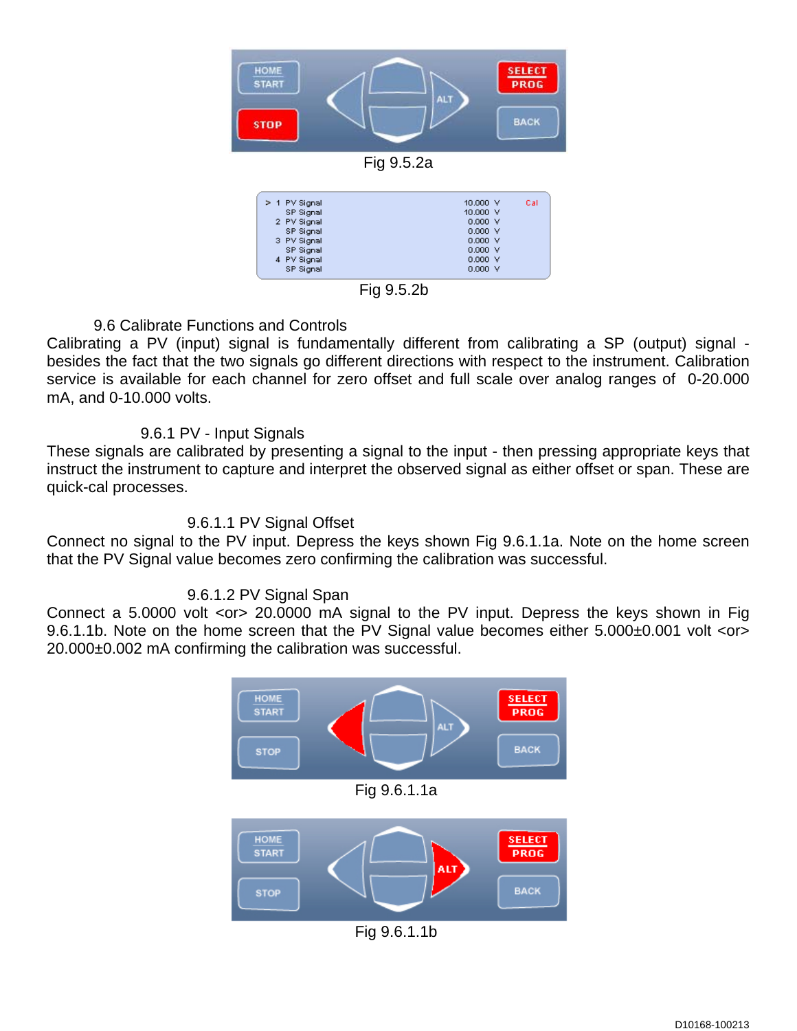Fig 9.5.2a

| | | | |
|---|---|---|---|
| > 1 PV Signal | 10.000 V | Cal |
| SP Signal | 10.000 V | |
| 2 PV Signal | 0.000 V | |
| SP Signal | 0.000 V | |
| 3 PV Signal | 0.000 V | |
| SP Signal | 0.000 V | |
| 4 PV Signal | 0.000 V | |
| SP Signal | 0.000 V | |

Fig 9.5.2b

## 9.6 Calibrate Functions and Controls

Calibrating a PV (input) signal is fundamentally different from calibrating a SP (output) signal - besides the fact that the two signals go different directions with respect to the instrument. Calibration service is available for each channel for zero offset and full scale over analog ranges of 0-20.000 mA, and 0-10.000 volts.

### 9.6.1 PV - Input Signals

These signals are calibrated by presenting a signal to the input - then pressing appropriate keys that instruct the instrument to capture and interpret the observed signal as either offset or span. These are quick-cal processes.

#### 9.6.1.1 PV Signal Offset

Connect no signal to the PV input. Depress the keys shown Fig 9.6.1.1a. Note on the home screen that the PV Signal value becomes zero confirming the calibration was successful.

#### 9.6.1.2 PV Signal Span

Connect a 5.0000 volt <or> 20.0000 mA signal to the PV input. Depress the keys shown in Fig 9.6.1.1b. Note on the home screen that the PV Signal value becomes either 5.000±0.001 volt <or> 20.000±0.002 mA confirming the calibration was successful.

Fig 9.6.1.1a

Fig 9.6.1.1b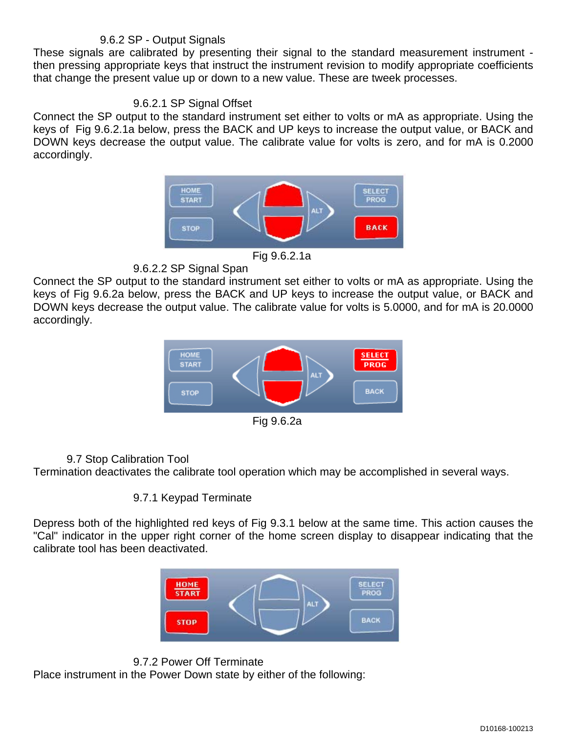### 9.6.2 SP - Output Signals

These signals are calibrated by presenting their signal to the standard measurement instrument - then pressing appropriate keys that instruct the instrument revision to modify appropriate coefficients that change the present value up or down to a new value. These are tweek processes.

#### 9.6.2.1 SP Signal Offset

Connect the SP output to the standard instrument set either to volts or mA as appropriate. Using the keys of Fig 9.6.2.1a below, press the BACK and UP keys to increase the output value, or BACK and DOWN keys decrease the output value. The calibrate value for volts is zero, and for mA is 0.2000 accordingly.

Fig 9.6.2.1a

#### 9.6.2.2 SP Signal Span

Connect the SP output to the standard instrument set either to volts or mA as appropriate. Using the keys of Fig 9.6.2a below, press the BACK and UP keys to increase the output value, or BACK and DOWN keys decrease the output value. The calibrate value for volts is 5.0000, and for mA is 20.0000 accordingly.

Fig 9.6.2a

### 9.7 Stop Calibration Tool

Termination deactivates the calibrate tool operation which may be accomplished in several ways.

#### 9.7.1 Keypad Terminate

Depress both of the highlighted red keys of Fig 9.3.1 below at the same time. This action causes the "Cal" indicator in the upper right corner of the home screen display to disappear indicating that the calibrate tool has been deactivated.

#### 9.7.2 Power Off Terminate

Place instrument in the Power Down state by either of the following:

D10168-100213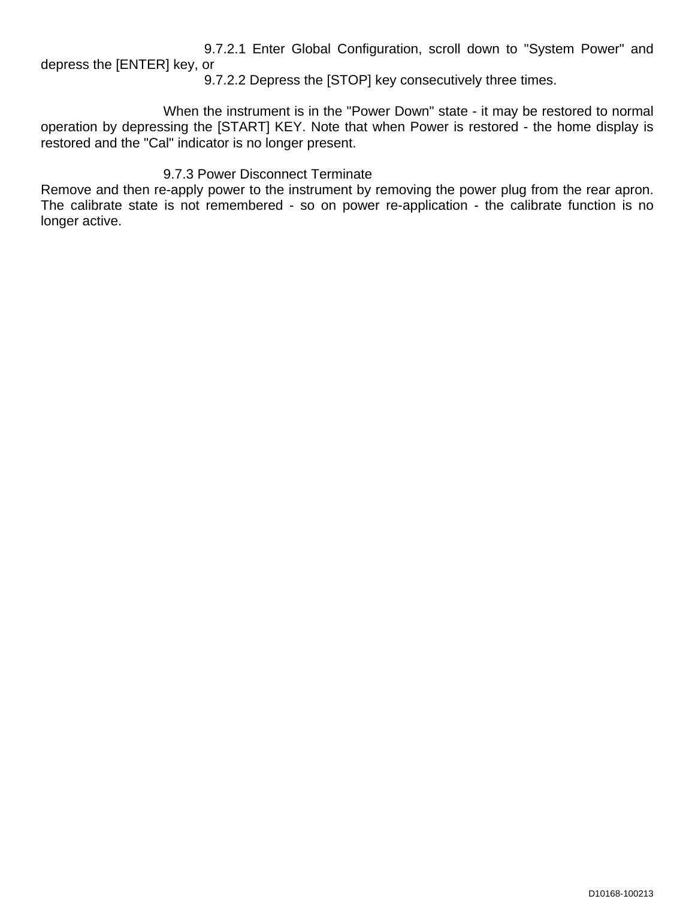9.7.2.1 Enter Global Configuration, scroll down to "System Power" and depress the [ENTER] key, or

9.7.2.2 Depress the [STOP] key consecutively three times.

When the instrument is in the "Power Down" state - it may be restored to normal operation by depressing the [START] KEY. Note that when Power is restored - the home display is restored and the "Cal" indicator is no longer present.

9.7.3 Power Disconnect Terminate

Remove and then re-apply power to the instrument by removing the power plug from the rear apron. The calibrate state is not remembered - so on power re-application - the calibrate function is no longer active.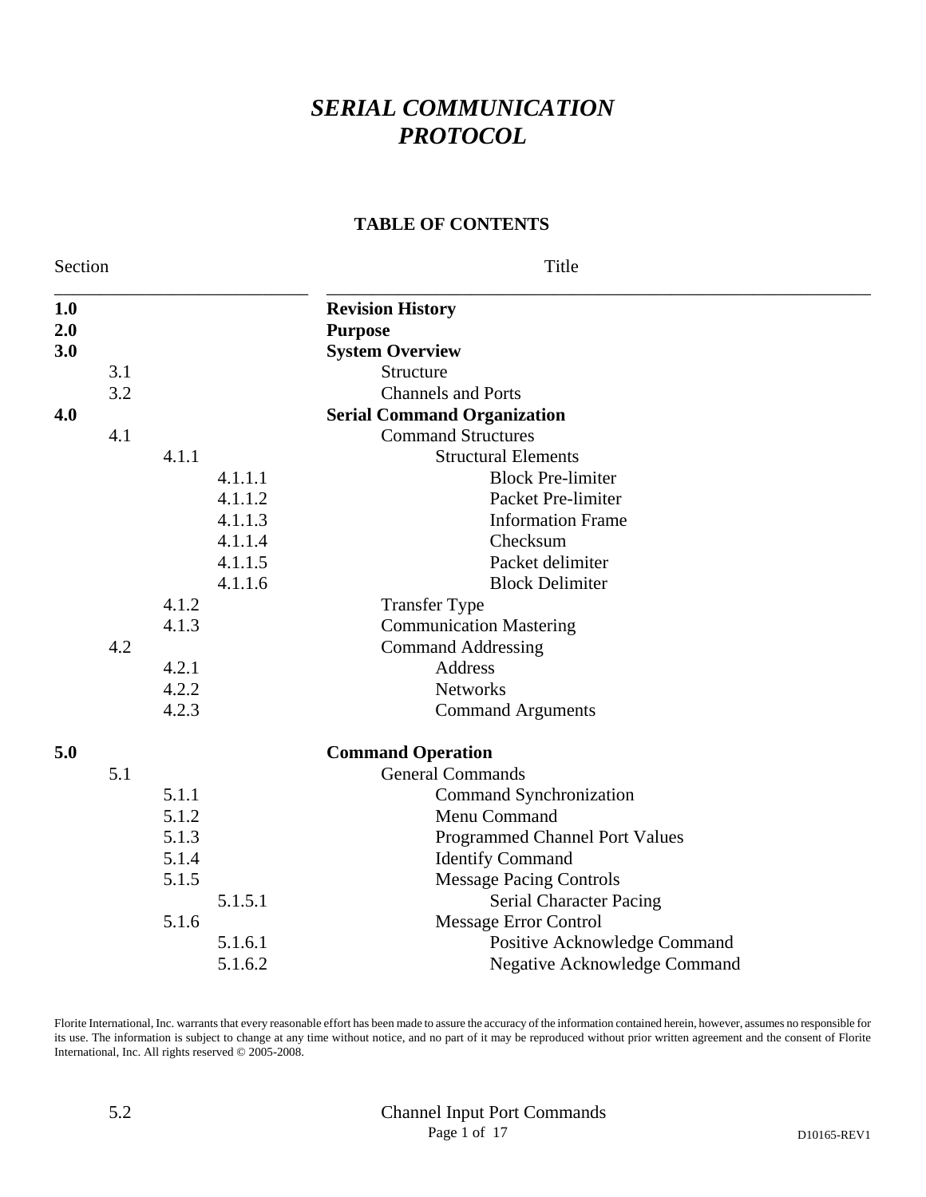# *SERIAL COMMUNICATION PROTOCOL*

**TABLE OF CONTENTS**

| Section | | | | Title |
|---|---|---|---|---|
| **1.0** | | | | **Revision History** |
| **2.0** | | | | **Purpose** |
| **3.0** | | | | **System Overview** |
| | 3.1 | | | Structure |
| | 3.2 | | | Channels and Ports |
| **4.0** | | | | **Serial Command Organization** |
| | 4.1 | | | Command Structures |
| | | 4.1.1 | | Structural Elements |
| | | | 4.1.1.1 | Block Pre-limiter |
| | | | 4.1.1.2 | Packet Pre-limiter |
| | | | 4.1.1.3 | Information Frame |
| | | | 4.1.1.4 | Checksum |
| | | | 4.1.1.5 | Packet delimiter |
| | | | 4.1.1.6 | Block Delimiter |
| | | 4.1.2 | | Transfer Type |
| | | 4.1.3 | | Communication Mastering |
| | 4.2 | | | Command Addressing |
| | | 4.2.1 | | Address |
| | | 4.2.2 | | Networks |
| | | 4.2.3 | | Command Arguments |
| **5.0** | | | | **Command Operation** |
| | 5.1 | | | General Commands |
| | | 5.1.1 | | Command Synchronization |
| | | 5.1.2 | | Menu Command |
| | | 5.1.3 | | Programmed Channel Port Values |
| | | 5.1.4 | | Identify Command |
| | | 5.1.5 | | Message Pacing Controls |
| | | | 5.1.5.1 | Serial Character Pacing |
| | | 5.1.6 | | Message Error Control |
| | | | 5.1.6.1 | Positive Acknowledge Command |
| | | | 5.1.6.2 | Negative Acknowledge Command |
| | 5.2 | | | Channel Input Port Commands |

Florite International, Inc. warrants that every reasonable effort has been made to assure the accuracy of the information contained herein, however, assumes no responsible for its use. The information is subject to change at any time without notice, and no part of it may be reproduced without prior written agreement and the consent of Florite International, Inc. All rights reserved © 2005-2008.

D10165-REV1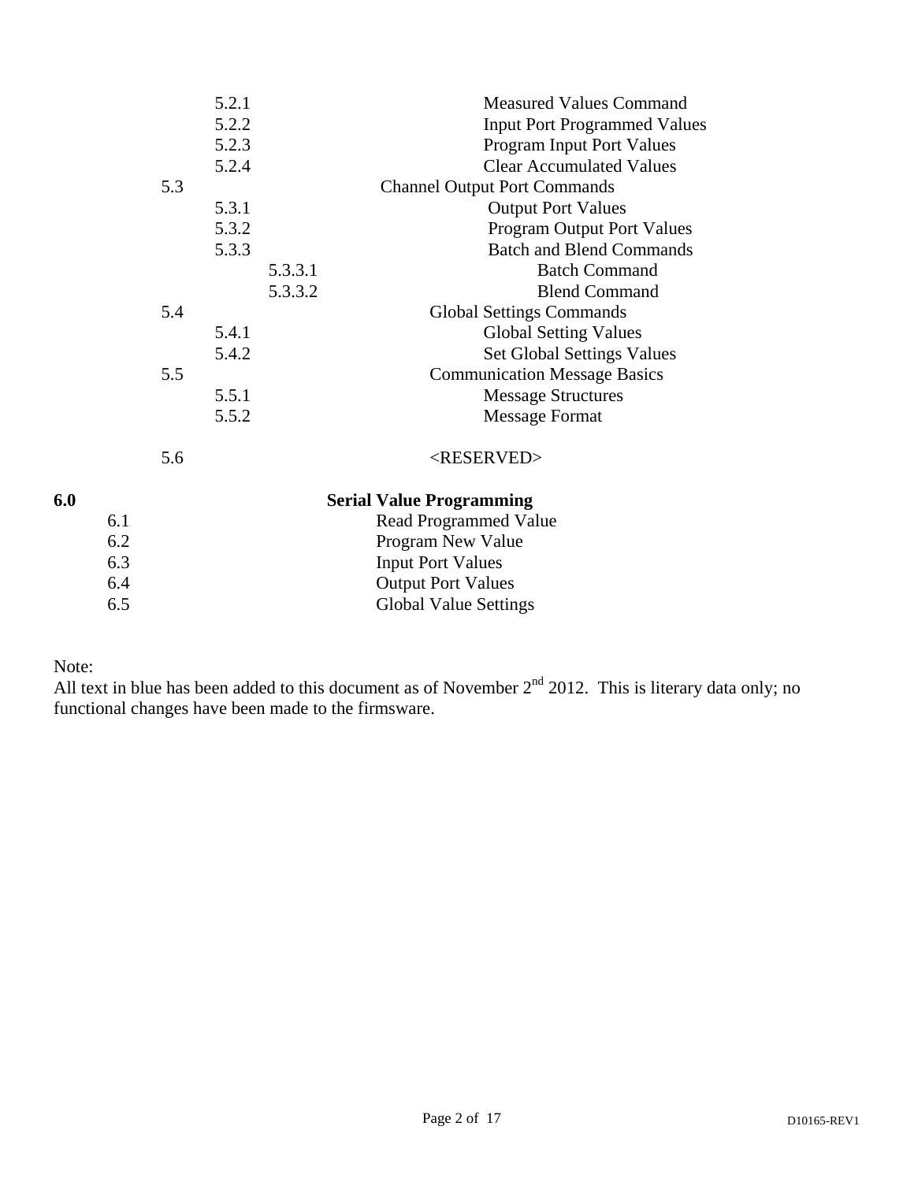- 5.2.1 Measured Values Command
- 5.2.2 Input Port Programmed Values
- 5.2.3 Program Input Port Values
- 5.2.4 Clear Accumulated Values
- 5.3 Channel Output Port Commands
  - 5.3.1 Output Port Values
  - 5.3.2 Program Output Port Values
  - 5.3.3 Batch and Blend Commands
    - 5.3.3.1 Batch Command
    - 5.3.3.2 Blend Command
- 5.4 Global Settings Commands
  - 5.4.1 Global Setting Values
  - 5.4.2 Set Global Settings Values
- 5.5 Communication Message Basics
  - 5.5.1 Message Structures
  - 5.5.2 Message Format
- 5.6 <RESERVED>

**6.0 Serial Value Programming**

- 6.1 Read Programmed Value
- 6.2 Program New Value
- 6.3 Input Port Values
- 6.4 Output Port Values
- 6.5 Global Value Settings

Note:
All text in blue has been added to this document as of November 2nd 2012. This is literary data only; no functional changes have been made to the firmsware.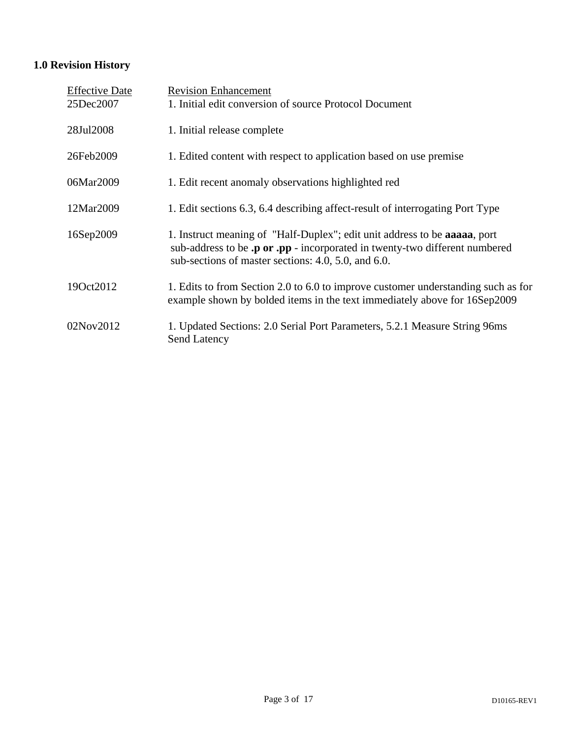## 1.0 Revision History

| Effective Date | Revision Enhancement |
| --- | --- |
| 25Dec2007 | 1. Initial edit conversion of source Protocol Document |
| 28Jul2008 | 1. Initial release complete |
| 26Feb2009 | 1. Edited content with respect to application based on use premise |
| 06Mar2009 | 1. Edit recent anomaly observations highlighted red |
| 12Mar2009 | 1. Edit sections 6.3, 6.4 describing affect-result of interrogating Port Type |
| 16Sep2009 | 1. Instruct meaning of "Half-Duplex"; edit unit address to be **aaaaa**, port sub-address to be **.p or .pp** - incorporated in twenty-two different numbered sub-sections of master sections: 4.0, 5.0, and 6.0. |
| 19Oct2012 | 1. Edits to from Section 2.0 to 6.0 to improve customer understanding such as for example shown by bolded items in the text immediately above for 16Sep2009 |
| 02Nov2012 | 1. Updated Sections: 2.0 Serial Port Parameters, 5.2.1 Measure String 96ms Send Latency |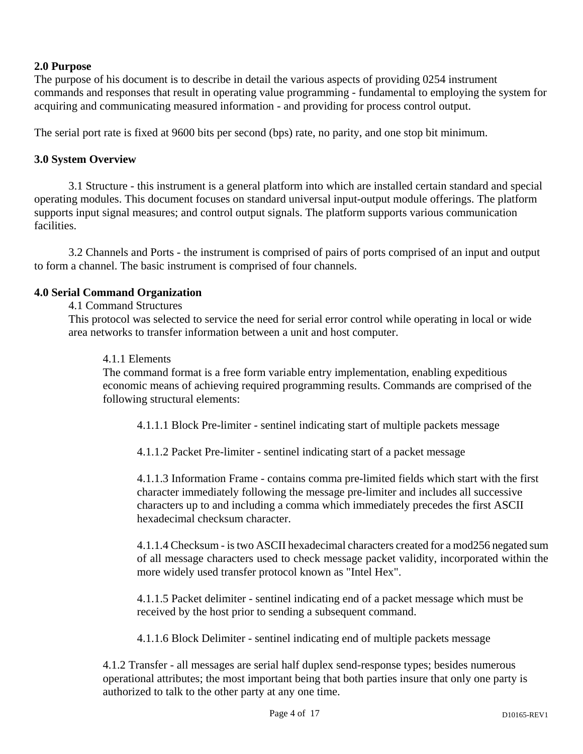**2.0 Purpose**

The purpose of his document is to describe in detail the various aspects of providing 0254 instrument commands and responses that result in operating value programming - fundamental to employing the system for acquiring and communicating measured information - and providing for process control output.

The serial port rate is fixed at 9600 bits per second (bps) rate, no parity, and one stop bit minimum.

**3.0 System Overview**

3.1 Structure - this instrument is a general platform into which are installed certain standard and special operating modules. This document focuses on standard universal input-output module offerings. The platform supports input signal measures; and control output signals. The platform supports various communication facilities.

3.2 Channels and Ports - the instrument is comprised of pairs of ports comprised of an input and output to form a channel. The basic instrument is comprised of four channels.

**4.0 Serial Command Organization**

4.1 Command Structures

This protocol was selected to service the need for serial error control while operating in local or wide area networks to transfer information between a unit and host computer.

4.1.1 Elements

The command format is a free form variable entry implementation, enabling expeditious economic means of achieving required programming results. Commands are comprised of the following structural elements:

4.1.1.1 Block Pre-limiter - sentinel indicating start of multiple packets message

4.1.1.2 Packet Pre-limiter - sentinel indicating start of a packet message

4.1.1.3 Information Frame - contains comma pre-limited fields which start with the first character immediately following the message pre-limiter and includes all successive characters up to and including a comma which immediately precedes the first ASCII hexadecimal checksum character.

4.1.1.4 Checksum - is two ASCII hexadecimal characters created for a mod256 negated sum of all message characters used to check message packet validity, incorporated within the more widely used transfer protocol known as "Intel Hex".

4.1.1.5 Packet delimiter - sentinel indicating end of a packet message which must be received by the host prior to sending a subsequent command.

4.1.1.6 Block Delimiter - sentinel indicating end of multiple packets message

4.1.2 Transfer - all messages are serial half duplex send-response types; besides numerous operational attributes; the most important being that both parties insure that only one party is authorized to talk to the other party at any one time.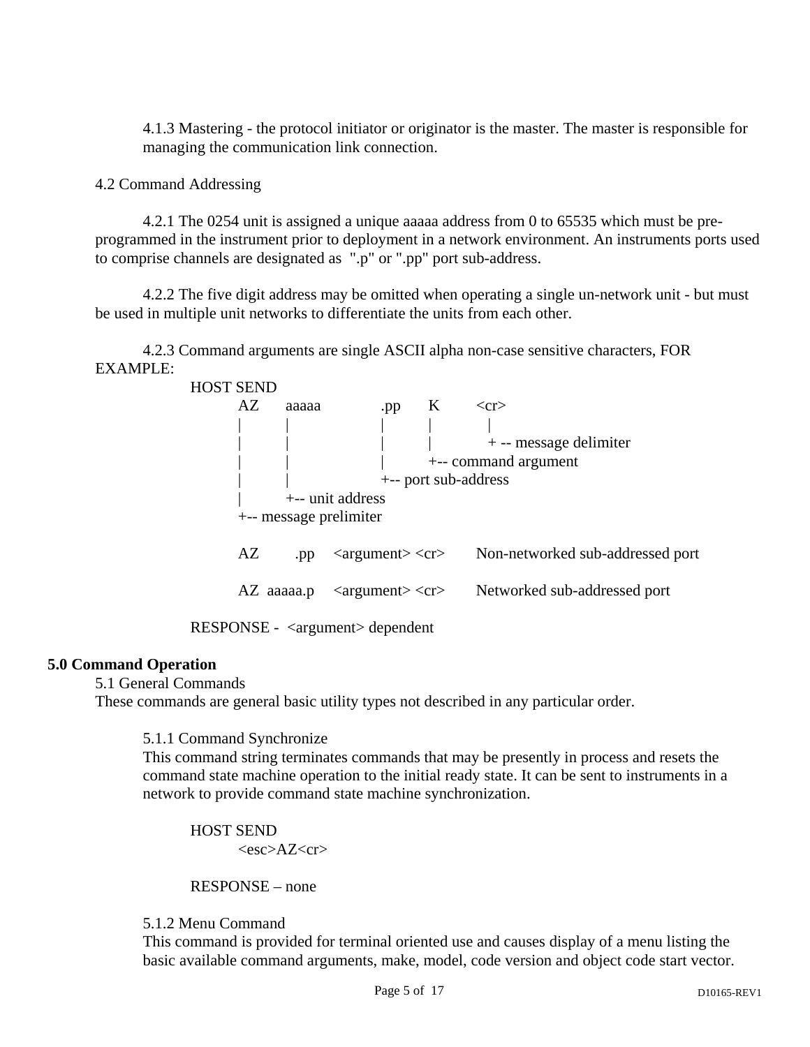4.1.3 Mastering - the protocol initiator or originator is the master. The master is responsible for managing the communication link connection.

4.2 Command Addressing

4.2.1 The 0254 unit is assigned a unique aaaaa address from 0 to 65535 which must be pre-programmed in the instrument prior to deployment in a network environment. An instruments ports used to comprise channels are designated as ".p" or ".pp" port sub-address.

4.2.2 The five digit address may be omitted when operating a single un-network unit - but must be used in multiple unit networks to differentiate the units from each other.

4.2.3 Command arguments are single ASCII alpha non-case sensitive characters, FOR EXAMPLE:

```
HOST SEND
        AZ     aaaaa        .pp     K       <cr>
        |      |            |       |        |
        |      |            |       |        + -- message delimiter
        |      |            |       +-- command argument
        |      |            +-- port sub-address
        |      +-- unit address
        +-- message prelimiter

        AZ       .pp    <argument> <cr>      Non-networked sub-addressed port

        AZ  aaaaa.p     <argument> <cr>      Networked sub-addressed port

RESPONSE -  <argument> dependent
```

## 5.0 Command Operation

5.1 General Commands

These commands are general basic utility types not described in any particular order.

5.1.1 Command Synchronize

This command string terminates commands that may be presently in process and resets the command state machine operation to the initial ready state. It can be sent to instruments in a network to provide command state machine synchronization.

```
HOST SEND
        <esc>AZ<cr>

RESPONSE – none
```

5.1.2 Menu Command

This command is provided for terminal oriented use and causes display of a menu listing the basic available command arguments, make, model, code version and object code start vector.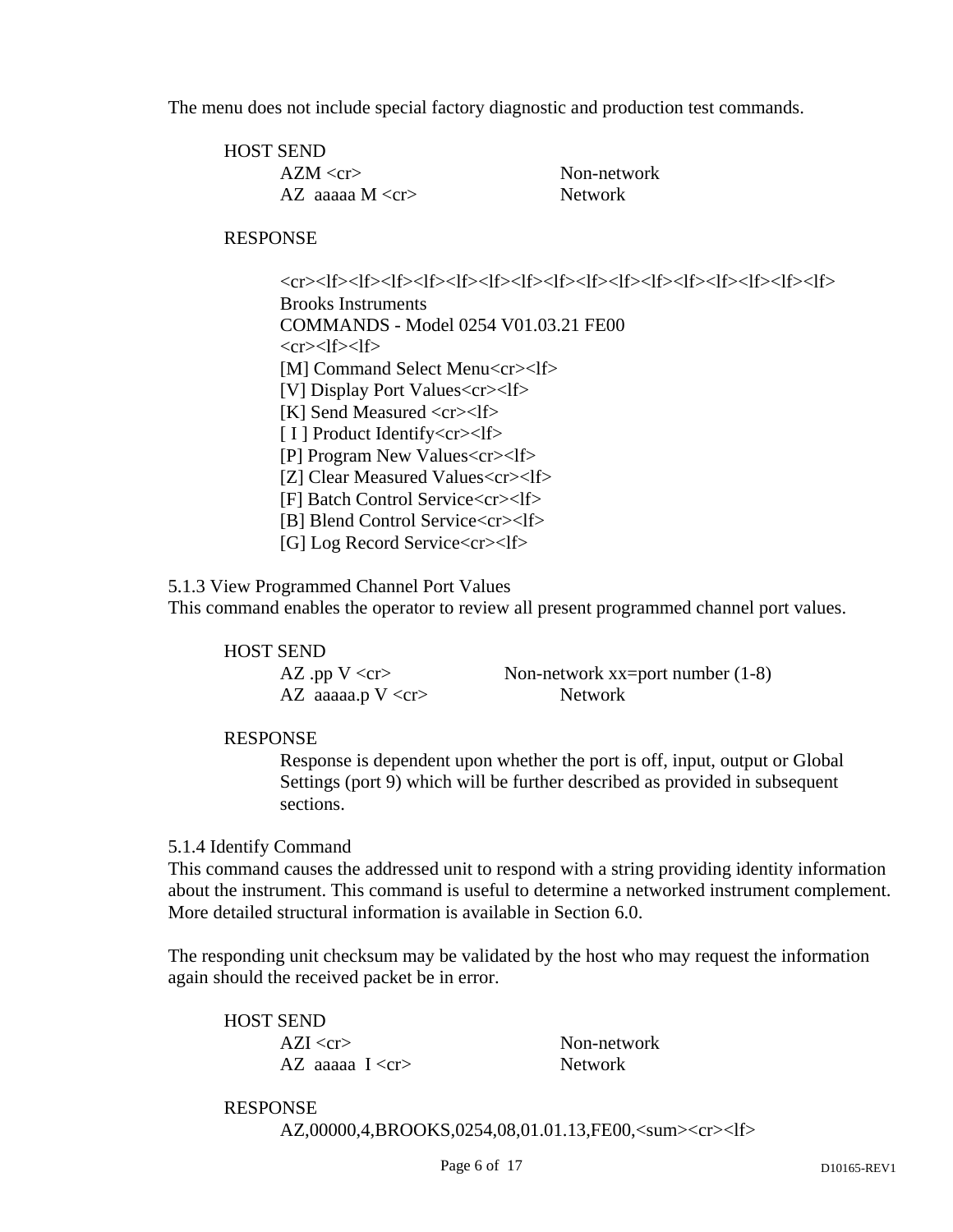The menu does not include special factory diagnostic and production test commands.

HOST SEND

| | |
|---|---|
| AZM <cr> | Non-network |
| AZ aaaaa M <cr> | Network |

RESPONSE

```
<cr><lf><lf><lf><lf><lf><lf><lf><lf><lf><lf><lf><lf><lf><lf><lf><lf><lf>
Brooks Instruments
COMMANDS - Model 0254 V01.03.21 FE00
<cr><lf><lf>
[M] Command Select Menu<cr><lf>
[V] Display Port Values<cr><lf>
[K] Send Measured <cr><lf>
[ I ] Product Identify<cr><lf>
[P] Program New Values<cr><lf>
[Z] Clear Measured Values<cr><lf>
[F] Batch Control Service<cr><lf>
[B] Blend Control Service<cr><lf>
[G] Log Record Service<cr><lf>
```

### 5.1.3 View Programmed Channel Port Values

This command enables the operator to review all present programmed channel port values.

HOST SEND

| | |
|---|---|
| AZ .pp V <cr> | Non-network xx=port number (1-8) |
| AZ aaaaa.p V <cr> | Network |

RESPONSE

Response is dependent upon whether the port is off, input, output or Global Settings (port 9) which will be further described as provided in subsequent sections.

### 5.1.4 Identify Command

This command causes the addressed unit to respond with a string providing identity information about the instrument. This command is useful to determine a networked instrument complement. More detailed structural information is available in Section 6.0.

The responding unit checksum may be validated by the host who may request the information again should the received packet be in error.

HOST SEND

| | |
|---|---|
| AZI <cr> | Non-network |
| AZ aaaaa I <cr> | Network |

RESPONSE

```
AZ,00000,4,BROOKS,0254,08,01.01.13,FE00,<sum><cr><lf>
```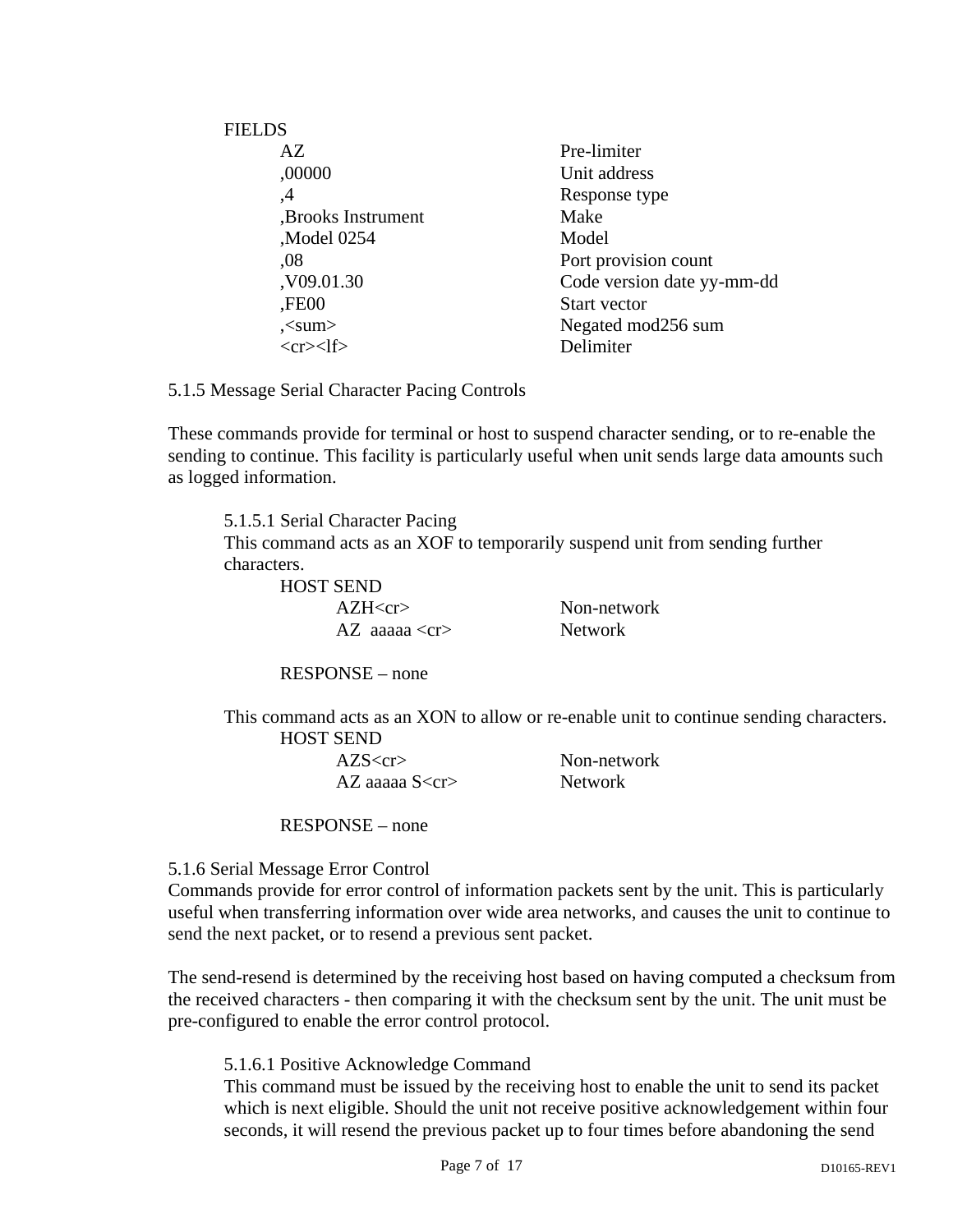FIELDS

| | |
|---|---|
| AZ | Pre-limiter |
| ,00000 | Unit address |
| ,4 | Response type |
| ,Brooks Instrument | Make |
| ,Model 0254 | Model |
| ,08 | Port provision count |
| ,V09.01.30 | Code version date yy-mm-dd |
| ,FE00 | Start vector |
| ,<sum> | Negated mod256 sum |
| <cr><lf> | Delimiter |

5.1.5 Message Serial Character Pacing Controls

These commands provide for terminal or host to suspend character sending, or to re-enable the sending to continue. This facility is particularly useful when unit sends large data amounts such as logged information.

5.1.5.1 Serial Character Pacing

This command acts as an XOF to temporarily suspend unit from sending further characters.

HOST SEND

| | |
|---|---|
| AZH<cr> | Non-network |
| AZ  aaaaa <cr> | Network |

RESPONSE – none

This command acts as an XON to allow or re-enable unit to continue sending characters.

HOST SEND

| | |
|---|---|
| AZS<cr> | Non-network |
| AZ aaaaa S<cr> | Network |

RESPONSE – none

5.1.6 Serial Message Error Control

Commands provide for error control of information packets sent by the unit. This is particularly useful when transferring information over wide area networks, and causes the unit to continue to send the next packet, or to resend a previous sent packet.

The send-resend is determined by the receiving host based on having computed a checksum from the received characters - then comparing it with the checksum sent by the unit. The unit must be pre-configured to enable the error control protocol.

5.1.6.1 Positive Acknowledge Command

This command must be issued by the receiving host to enable the unit to send its packet which is next eligible. Should the unit not receive positive acknowledgement within four seconds, it will resend the previous packet up to four times before abandoning the send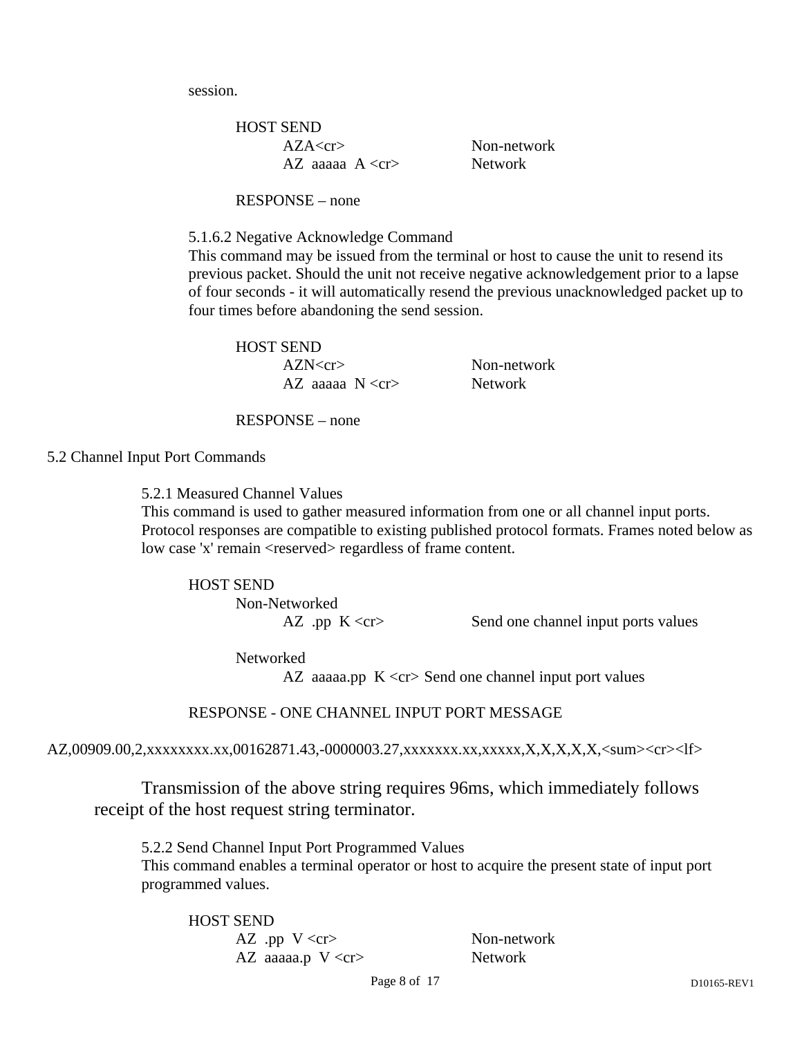session.

HOST SEND

AZA<cr> Non-network

AZ aaaaa A <cr> Network

RESPONSE – none

5.1.6.2 Negative Acknowledge Command

This command may be issued from the terminal or host to cause the unit to resend its previous packet. Should the unit not receive negative acknowledgement prior to a lapse of four seconds - it will automatically resend the previous unacknowledged packet up to four times before abandoning the send session.

HOST SEND

AZN<cr> Non-network

AZ aaaaa N <cr> Network

RESPONSE – none

## 5.2 Channel Input Port Commands

5.2.1 Measured Channel Values

This command is used to gather measured information from one or all channel input ports. Protocol responses are compatible to existing published protocol formats. Frames noted below as low case 'x' remain <reserved> regardless of frame content.

HOST SEND

Non-Networked

AZ .pp K <cr> Send one channel input ports values

Networked

AZ aaaaa.pp K <cr> Send one channel input port values

RESPONSE - ONE CHANNEL INPUT PORT MESSAGE

```
AZ,00909.00,2,xxxxxxxx.xx,00162871.43,-0000003.27,xxxxxxx.xx,xxxxx,X,X,X,X,X,<sum><cr><lf>
```

Transmission of the above string requires 96ms, which immediately follows receipt of the host request string terminator.

5.2.2 Send Channel Input Port Programmed Values

This command enables a terminal operator or host to acquire the present state of input port programmed values.

HOST SEND

AZ .pp V <cr> Non-network

AZ aaaaa.p V <cr> Network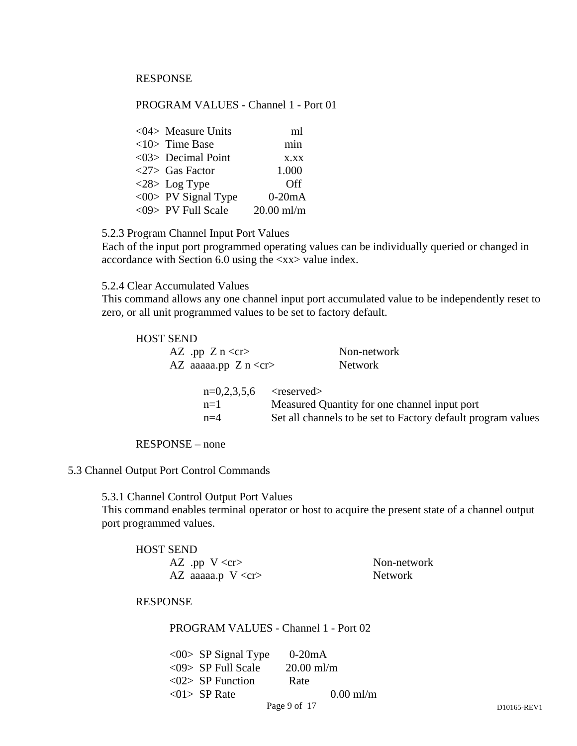RESPONSE

PROGRAM VALUES - Channel 1 - Port 01

```
<04>  Measure Units          ml
<10>  Time Base              min
<03>  Decimal Point          x.xx
<27>  Gas Factor             1.000
<28>  Log Type               Off
<00>  PV Signal Type         0-20mA
<09>  PV Full Scale          20.00 ml/m
```

### 5.2.3 Program Channel Input Port Values

Each of the input port programmed operating values can be individually queried or changed in accordance with Section 6.0 using the <xx> value index.

### 5.2.4 Clear Accumulated Values

This command allows any one channel input port accumulated value to be independently reset to zero, or all unit programmed values to be set to factory default.

HOST SEND

```
AZ  .pp  Z n <cr>            Non-network
AZ  aaaaa.pp  Z n <cr>       Network
```

| | |
|---|---|
| n=0,2,3,5,6 | <reserved> |
| n=1 | Measured Quantity for one channel input port |
| n=4 | Set all channels to be set to Factory default program values |

RESPONSE – none

## 5.3 Channel Output Port Control Commands

### 5.3.1 Channel Control Output Port Values

This command enables terminal operator or host to acquire the present state of a channel output port programmed values.

HOST SEND

```
AZ  .pp  V <cr>              Non-network
AZ  aaaaa.p  V <cr>          Network
```

RESPONSE

PROGRAM VALUES - Channel 1 - Port 02

```
<00>  SP Signal Type         0-20mA
<09>  SP Full Scale          20.00 ml/m
<02>  SP Function            Rate
<01>  SP Rate                0.00 ml/m
```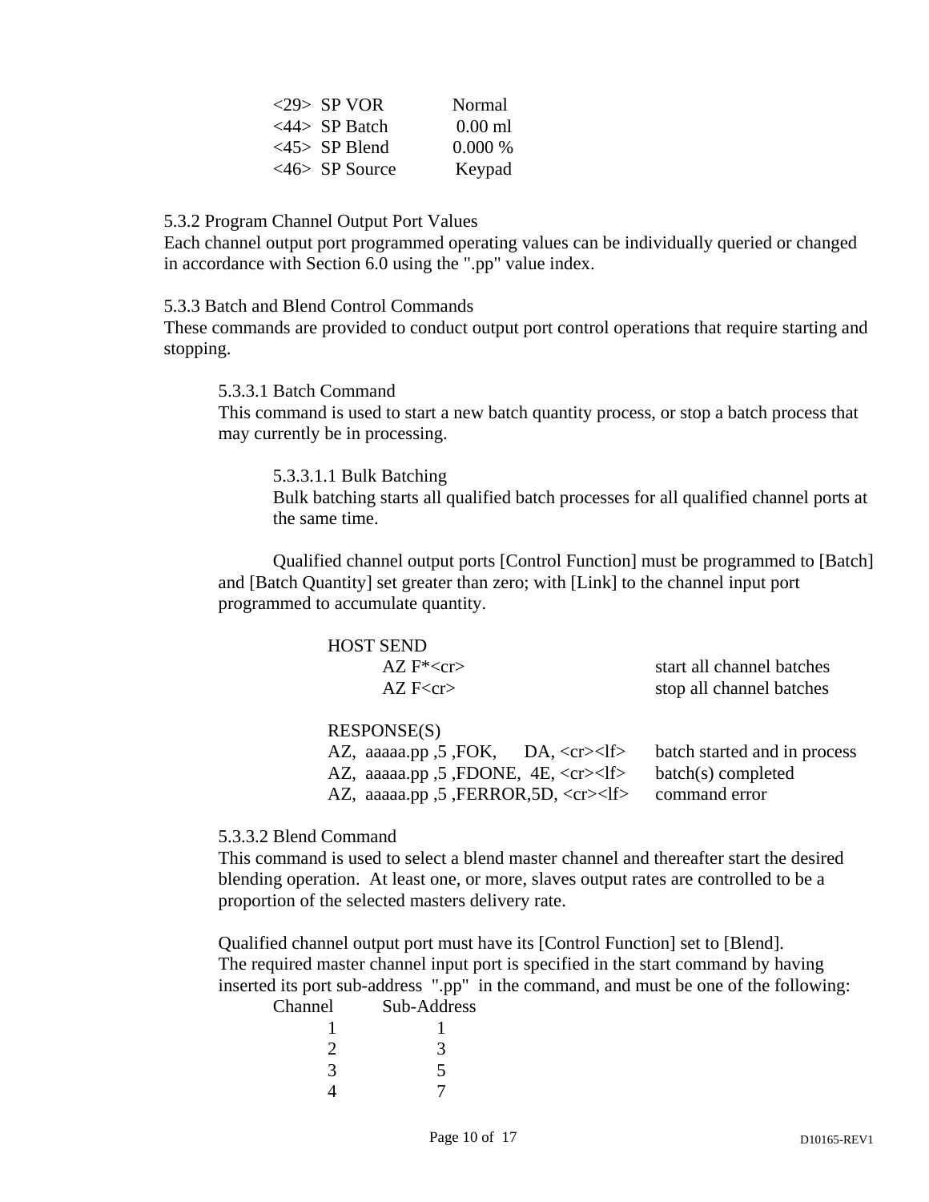```
<29>  SP VOR       Normal
<44>  SP Batch     0.00 ml
<45>  SP Blend     0.000 %
<46>  SP Source    Keypad
```

5.3.2 Program Channel Output Port Values

Each channel output port programmed operating values can be individually queried or changed in accordance with Section 6.0 using the ".pp" value index.

5.3.3 Batch and Blend Control Commands

These commands are provided to conduct output port control operations that require starting and stopping.

5.3.3.1 Batch Command

This command is used to start a new batch quantity process, or stop a batch process that may currently be in processing.

5.3.3.1.1 Bulk Batching

Bulk batching starts all qualified batch processes for all qualified channel ports at the same time.

Qualified channel output ports [Control Function] must be programmed to [Batch] and [Batch Quantity] set greater than zero; with [Link] to the channel input port programmed to accumulate quantity.

```
HOST SEND
    AZ F*<cr>                                  start all channel batches
    AZ F<cr>                                   stop all channel batches

RESPONSE(S)
AZ,  aaaaa.pp ,5 ,FOK,      DA, <cr><lf>       batch started and in process
AZ,  aaaaa.pp ,5 ,FDONE,  4E, <cr><lf>         batch(s) completed
AZ,  aaaaa.pp ,5 ,FERROR,5D, <cr><lf>          command error
```

5.3.3.2 Blend Command

This command is used to select a blend master channel and thereafter start the desired blending operation. At least one, or more, slaves output rates are controlled to be a proportion of the selected masters delivery rate.

Qualified channel output port must have its [Control Function] set to [Blend]. The required master channel input port is specified in the start command by having inserted its port sub-address ".pp" in the command, and must be one of the following:

| Channel | Sub-Address |
|---|---|
| 1 | 1 |
| 2 | 3 |
| 3 | 5 |
| 4 | 7 |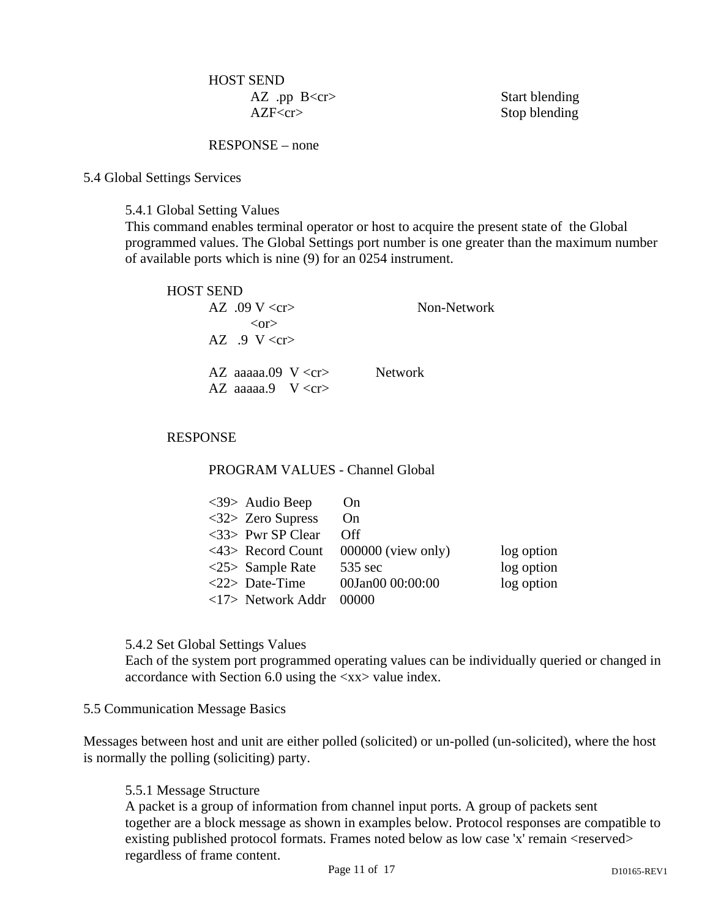HOST SEND

```
AZ .pp B<cr>          Start blending
AZF<cr>               Stop blending
```

RESPONSE – none

## 5.4 Global Settings Services

### 5.4.1 Global Setting Values

This command enables terminal operator or host to acquire the present state of the Global programmed values. The Global Settings port number is one greater than the maximum number of available ports which is nine (9) for an 0254 instrument.

HOST SEND

```
AZ .09 V <cr>              Non-Network
    <or>
AZ  .9 V <cr>

AZ aaaaa.09 V <cr>         Network
AZ aaaaa.9  V <cr>
```

RESPONSE

PROGRAM VALUES - Channel Global

```
<39>  Audio Beep      On
<32>  Zero Supress    On
<33>  Pwr SP Clear    Off
<43>  Record Count    000000 (view only)      log option
<25>  Sample Rate     535 sec                 log option
<22>  Date-Time       00Jan00 00:00:00        log option
<17>  Network Addr    00000
```

### 5.4.2 Set Global Settings Values

Each of the system port programmed operating values can be individually queried or changed in accordance with Section 6.0 using the <xx> value index.

## 5.5 Communication Message Basics

Messages between host and unit are either polled (solicited) or un-polled (un-solicited), where the host is normally the polling (soliciting) party.

### 5.5.1 Message Structure

A packet is a group of information from channel input ports. A group of packets sent together are a block message as shown in examples below. Protocol responses are compatible to existing published protocol formats. Frames noted below as low case 'x' remain <reserved> regardless of frame content.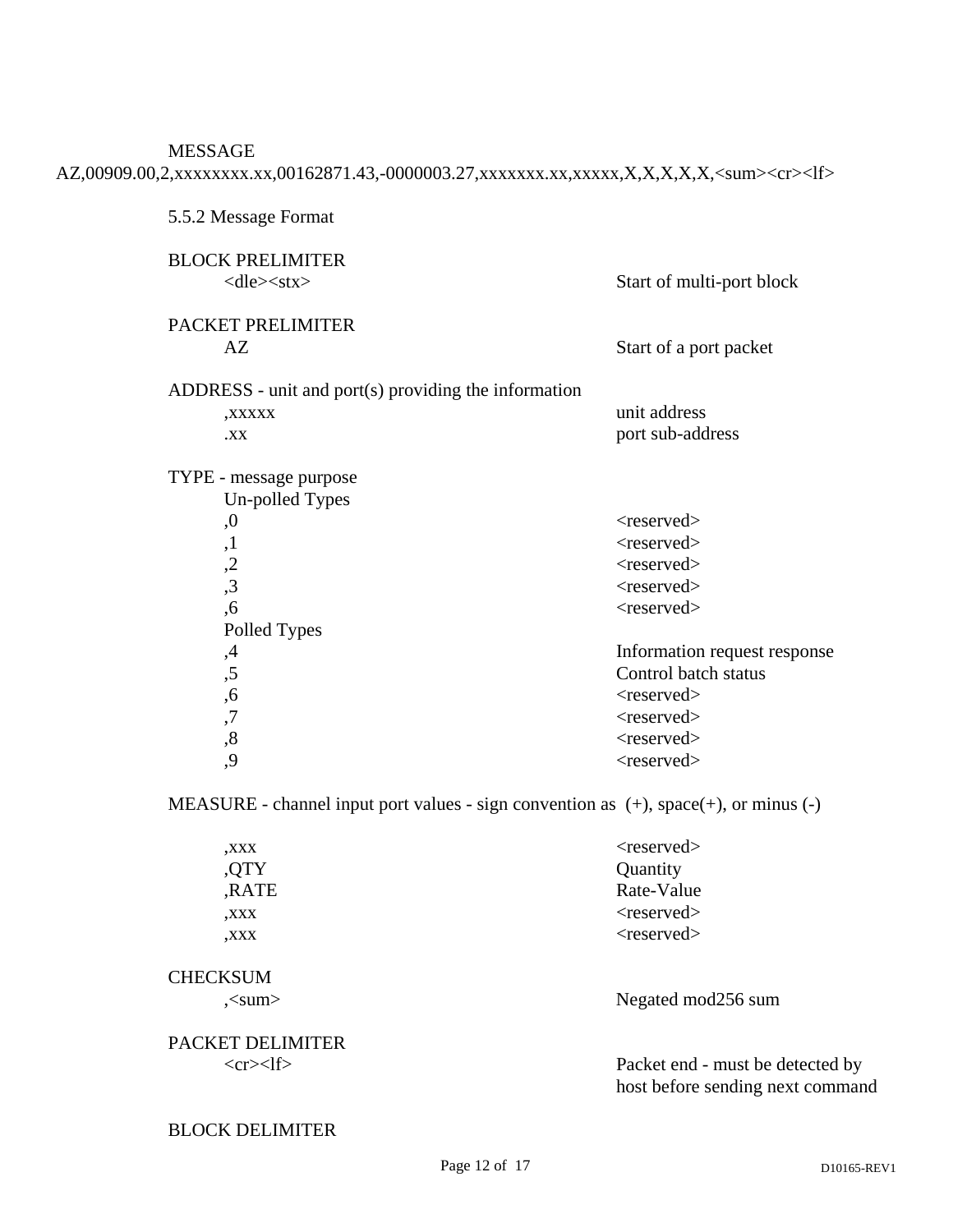MESSAGE

AZ,00909.00,2,xxxxxxxx.xx,00162871.43,-0000003.27,xxxxxxx.xx,xxxxx,X,X,X,X,X,<sum><cr><lf>

5.5.2 Message Format

BLOCK PRELIMITER

| | |
|---|---|
| <dle><stx> | Start of multi-port block |

PACKET PRELIMITER

| | |
|---|---|
| AZ | Start of a port packet |

ADDRESS - unit and port(s) providing the information

| | |
|---|---|
| ,xxxxx | unit address |
| .xx | port sub-address |

TYPE - message purpose

| | |
|---|---|
| Un-polled Types | |
| ,0 | <reserved> |
| ,1 | <reserved> |
| ,2 | <reserved> |
| ,3 | <reserved> |
| ,6 | <reserved> |
| Polled Types | |
| ,4 | Information request response |
| ,5 | Control batch status |
| ,6 | <reserved> |
| ,7 | <reserved> |
| ,8 | <reserved> |
| ,9 | <reserved> |

MEASURE - channel input port values - sign convention as (+), space(+), or minus (-)

| | |
|---|---|
| ,xxx | <reserved> |
| ,QTY | Quantity |
| ,RATE | Rate-Value |
| ,xxx | <reserved> |
| ,xxx | <reserved> |

CHECKSUM

| | |
|---|---|
| ,<sum> | Negated mod256 sum |

PACKET DELIMITER

| | |
|---|---|
| <cr><lf> | Packet end - must be detected by host before sending next command |

BLOCK DELIMITER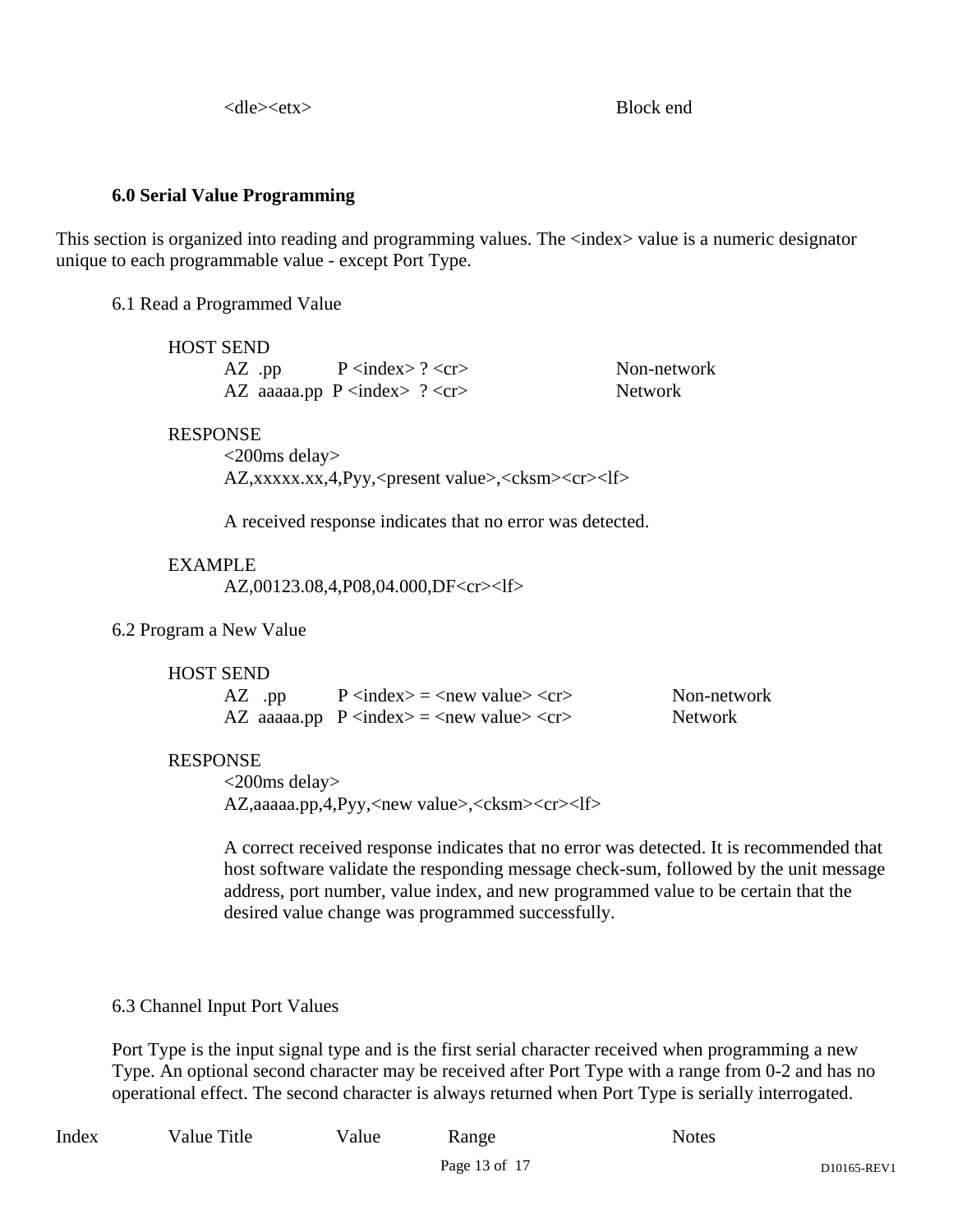<dle><etx>                                                    Block end

### 6.0 Serial Value Programming

This section is organized into reading and programming values. The <index> value is a numeric designator unique to each programmable value - except Port Type.

#### 6.1 Read a Programmed Value

HOST SEND

```
AZ  .pp         P <index> ? <cr>            Non-network
AZ  aaaaa.pp  P <index>  ? <cr>             Network
```

RESPONSE

```
<200ms delay>
AZ,xxxxx.xx,4,Pyy,<present value>,<cksm><cr><lf>
```

A received response indicates that no error was detected.

EXAMPLE

```
AZ,00123.08,4,P08,04.000,DF<cr><lf>
```

#### 6.2 Program a New Value

HOST SEND

```
AZ   .pp         P <index> = <new value> <cr>           Non-network
AZ  aaaaa.pp   P <index> = <new value> <cr>             Network
```

RESPONSE

```
<200ms delay>
AZ,aaaaa.pp,4,Pyy,<new value>,<cksm><cr><lf>
```

A correct received response indicates that no error was detected. It is recommended that host software validate the responding message check-sum, followed by the unit message address, port number, value index, and new programmed value to be certain that the desired value change was programmed successfully.

#### 6.3 Channel Input Port Values

Port Type is the input signal type and is the first serial character received when programming a new Type. An optional second character may be received after Port Type with a range from 0-2 and has no operational effect. The second character is always returned when Port Type is serially interrogated.

| Index | Value Title | Value | Range | Notes |
|---|---|---|---|---|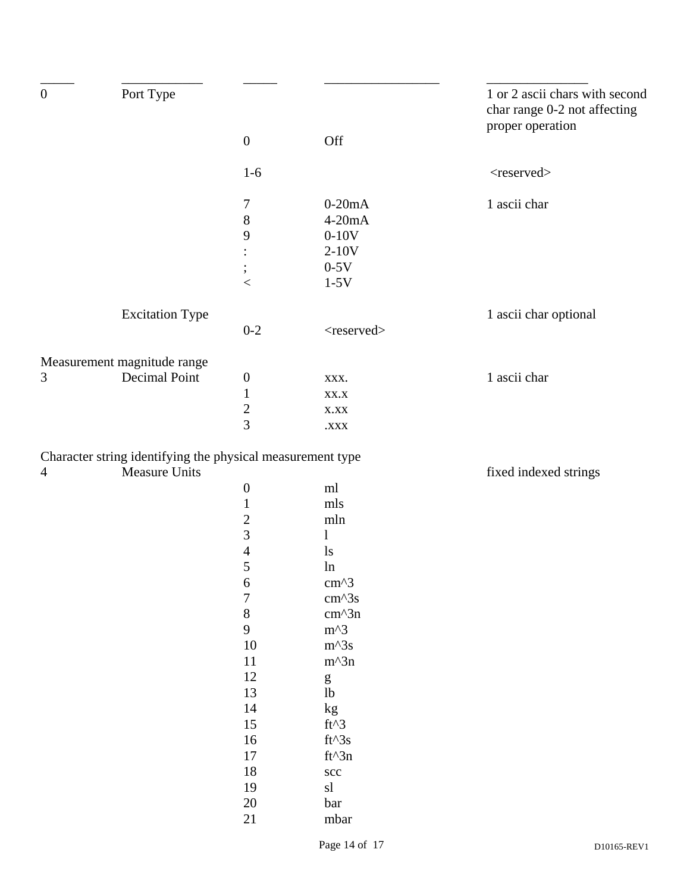| | | | | |
|---|---|---|---|---|
| 0 | Port Type | | | 1 or 2 ascii chars with second char range 0-2 not affecting proper operation |
| | | 0 | Off | |
| | | 1-6 | | <reserved> |
| | | 7 | 0-20mA | 1 ascii char |
| | | 8 | 4-20mA | |
| | | 9 | 0-10V | |
| | | : | 2-10V | |
| | | ; | 0-5V | |
| | | < | 1-5V | |
| | Excitation Type | | | 1 ascii char optional |
| | | 0-2 | <reserved> | |

Measurement magnitude range

| | | | | |
|---|---|---|---|---|
| 3 | Decimal Point | 0 | xxx. | 1 ascii char |
| | | 1 | xx.x | |
| | | 2 | x.xx | |
| | | 3 | .xxx | |

Character string identifying the physical measurement type

| | | | | |
|---|---|---|---|---|
| 4 | Measure Units | | | fixed indexed strings |
| | | 0 | ml | |
| | | 1 | mls | |
| | | 2 | mln | |
| | | 3 | l | |
| | | 4 | ls | |
| | | 5 | ln | |
| | | 6 | cm^3 | |
| | | 7 | cm^3s | |
| | | 8 | cm^3n | |
| | | 9 | m^3 | |
| | | 10 | m^3s | |
| | | 11 | m^3n | |
| | | 12 | g | |
| | | 13 | lb | |
| | | 14 | kg | |
| | | 15 | ft^3 | |
| | | 16 | ft^3s | |
| | | 17 | ft^3n | |
| | | 18 | scc | |
| | | 19 | sl | |
| | | 20 | bar | |
| | | 21 | mbar | |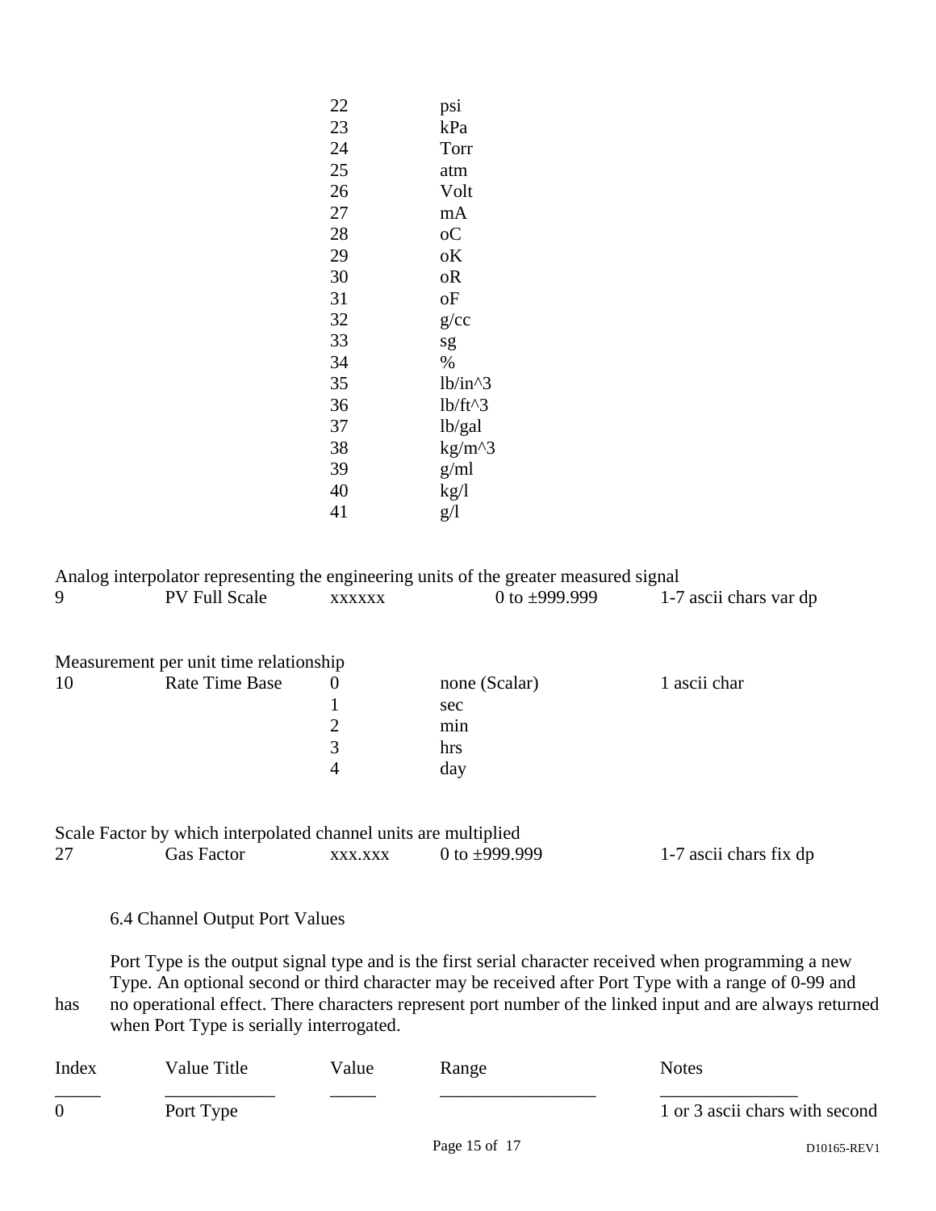| | | | | |
|---|---|---|---|---|
| | | 22 | psi | |
| | | 23 | kPa | |
| | | 24 | Torr | |
| | | 25 | atm | |
| | | 26 | Volt | |
| | | 27 | mA | |
| | | 28 | oC | |
| | | 29 | oK | |
| | | 30 | oR | |
| | | 31 | oF | |
| | | 32 | g/cc | |
| | | 33 | sg | |
| | | 34 | % | |
| | | 35 | lb/in^3 | |
| | | 36 | lb/ft^3 | |
| | | 37 | lb/gal | |
| | | 38 | kg/m^3 | |
| | | 39 | g/ml | |
| | | 40 | kg/l | |
| | | 41 | g/l | |

Analog interpolator representing the engineering units of the greater measured signal

| | | | | |
|---|---|---|---|---|
| 9 | PV Full Scale | xxxxxx | 0 to ±999.999 | 1-7 ascii chars var dp |

Measurement per unit time relationship

| | | | | |
|---|---|---|---|---|
| 10 | Rate Time Base | 0 | none (Scalar) | 1 ascii char |
| | | 1 | sec | |
| | | 2 | min | |
| | | 3 | hrs | |
| | | 4 | day | |

Scale Factor by which interpolated channel units are multiplied

| | | | | |
|---|---|---|---|---|
| 27 | Gas Factor | xxx.xxx | 0 to ±999.999 | 1-7 ascii chars fix dp |

6.4 Channel Output Port Values

Port Type is the output signal type and is the first serial character received when programming a new Type. An optional second or third character may be received after Port Type with a range of 0-99 and has no operational effect. There characters represent port number of the linked input and are always returned when Port Type is serially interrogated.

| Index | Value Title | Value | Range | Notes |
|---|---|---|---|---|
| 0 | Port Type | | | 1 or 3 ascii chars with second |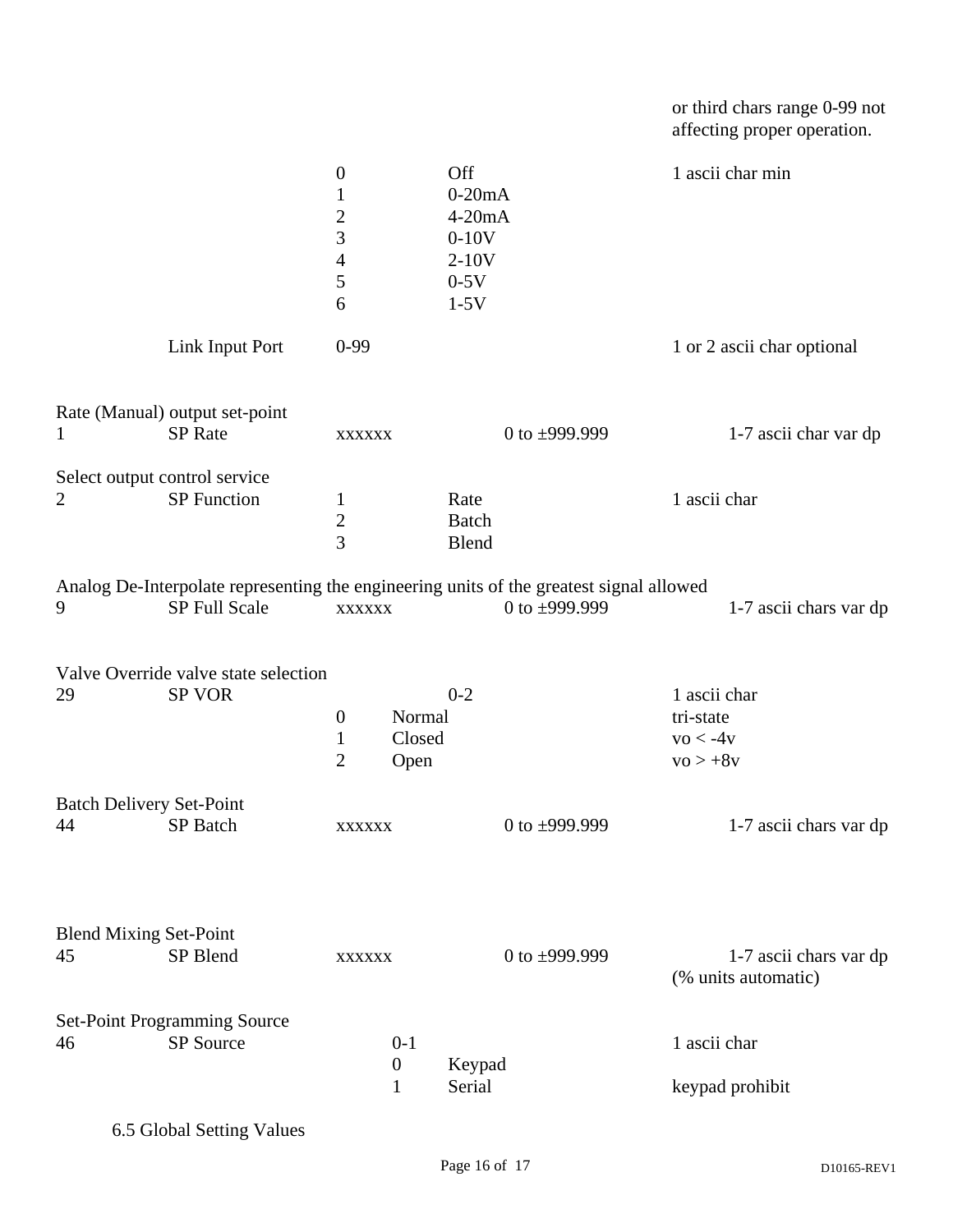or third chars range 0-99 not affecting proper operation.

| | | | | |
|---|---|---|---|---|
| | | 0 | Off | 1 ascii char min |
| | | 1 | 0-20mA | |
| | | 2 | 4-20mA | |
| | | 3 | 0-10V | |
| | | 4 | 2-10V | |
| | | 5 | 0-5V | |
| | | 6 | 1-5V | |
| | Link Input Port | 0-99 | | 1 or 2 ascii char optional |

Rate (Manual) output set-point

| | | | | |
|---|---|---|---|---|
| 1 | SP Rate | xxxxxx | 0 to ±999.999 | 1-7 ascii char var dp |

Select output control service

| | | | | |
|---|---|---|---|---|
| 2 | SP Function | 1 | Rate | 1 ascii char |
| | | 2 | Batch | |
| | | 3 | Blend | |

Analog De-Interpolate representing the engineering units of the greatest signal allowed

| | | | | |
|---|---|---|---|---|
| 9 | SP Full Scale | xxxxxx | 0 to ±999.999 | 1-7 ascii chars var dp |

Valve Override valve state selection

| | | | | |
|---|---|---|---|---|
| 29 | SP VOR | | 0-2 | 1 ascii char |
| | | 0 | Normal | tri-state |
| | | 1 | Closed | vo < -4v |
| | | 2 | Open | vo > +8v |

Batch Delivery Set-Point

| | | | | |
|---|---|---|---|---|
| 44 | SP Batch | xxxxxx | 0 to ±999.999 | 1-7 ascii chars var dp |

Blend Mixing Set-Point

| | | | | |
|---|---|---|---|---|
| 45 | SP Blend | xxxxxx | 0 to ±999.999 | 1-7 ascii chars var dp (% units automatic) |

Set-Point Programming Source

| | | | | |
|---|---|---|---|---|
| 46 | SP Source | 0-1 | | 1 ascii char |
| | | 0 | Keypad | |
| | | 1 | Serial | keypad prohibit |

6.5 Global Setting Values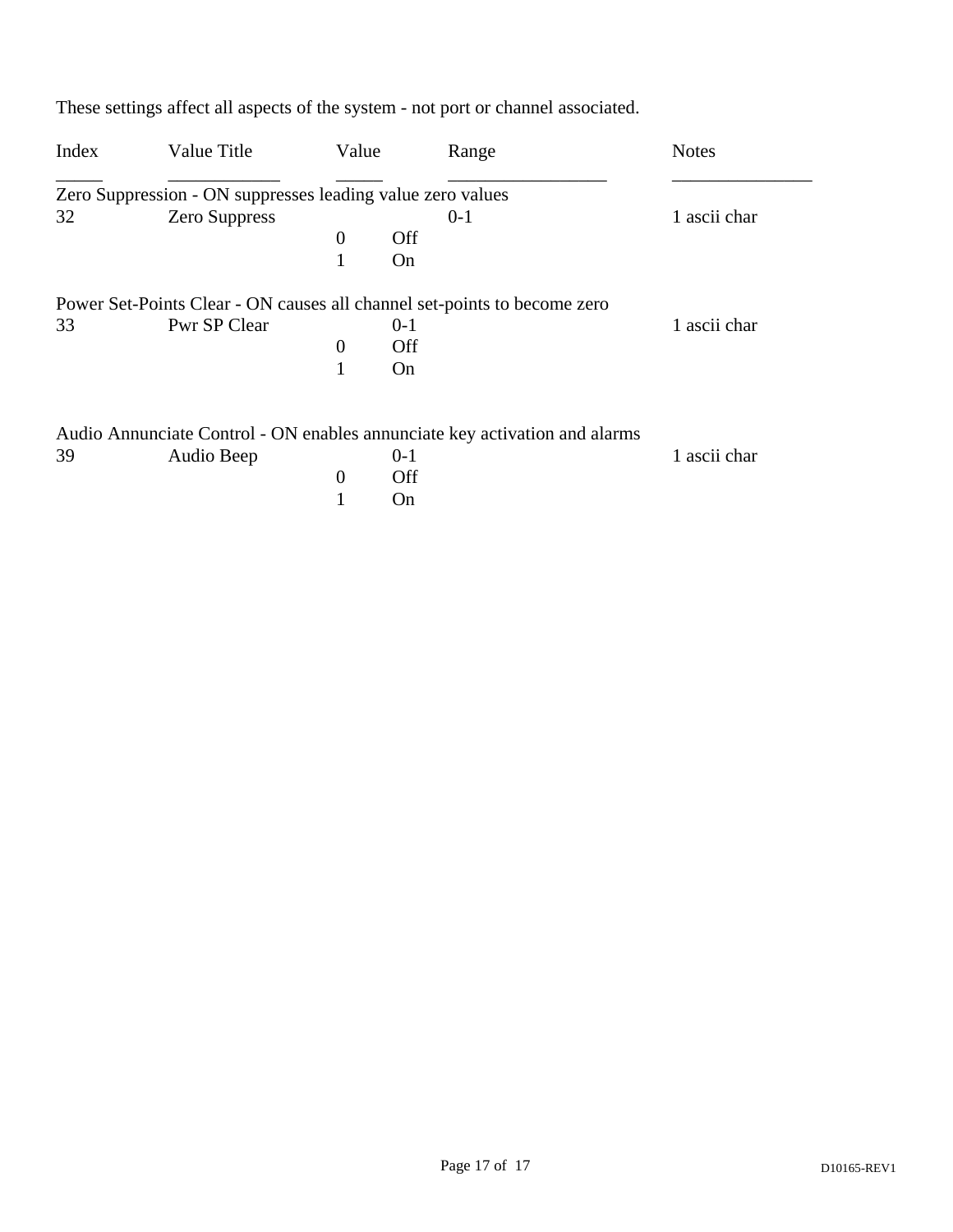These settings affect all aspects of the system - not port or channel associated.

| Index | Value Title | Value | | Range | Notes |
|---|---|---|---|---|---|
| Zero Suppression - ON suppresses leading value zero values | | | | | |
| 32 | Zero Suppress | | | 0-1 | 1 ascii char |
| | | 0 | Off | | |
| | | 1 | On | | |
| Power Set-Points Clear - ON causes all channel set-points to become zero | | | | | |
| 33 | Pwr SP Clear | | 0-1 | | 1 ascii char |
| | | 0 | Off | | |
| | | 1 | On | | |
| Audio Annunciate Control - ON enables annunciate key activation and alarms | | | | | |
| 39 | Audio Beep | | 0-1 | | 1 ascii char |
| | | 0 | Off | | |
| | | 1 | On | | |

D10165-REV1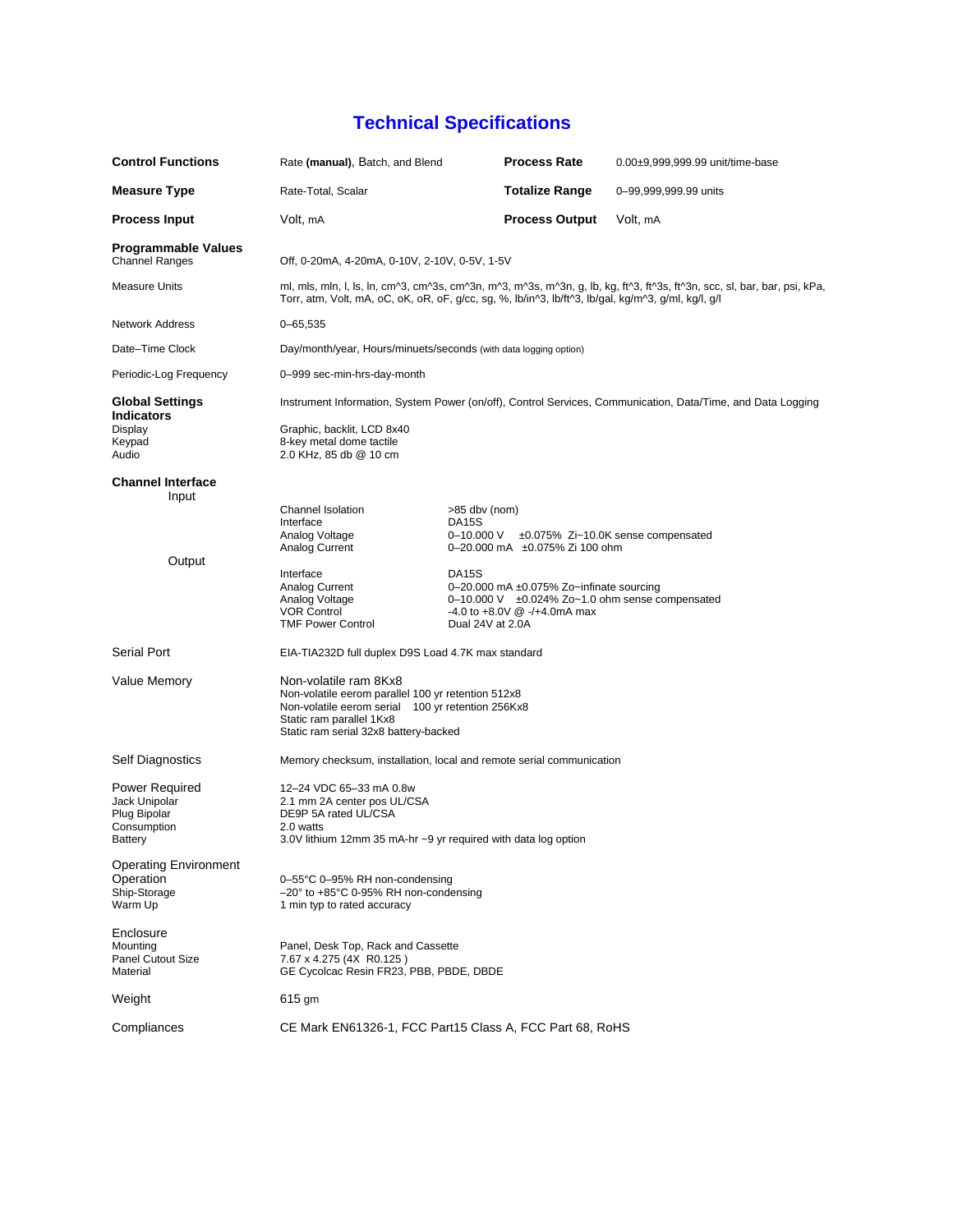# Technical Specifications

| | | | |
|---|---|---|---|
| **Control Functions** | Rate **(manual)**, Batch, and Blend | **Process Rate** | 0.00±9,999,999.99 unit/time-base |
| **Measure Type** | Rate-Total, Scalar | **Totalize Range** | 0–99,999,999.99 units |
| **Process Input** | Volt, mA | **Process Output** | Volt, mA |

**Programmable Values**

| | |
|---|---|
| Channel Ranges | Off, 0-20mA, 4-20mA, 0-10V, 2-10V, 0-5V, 1-5V |
| Measure Units | ml, mls, mln, l, ls, ln, cm^3, cm^3s, cm^3n, m^3, m^3s, m^3n, g, lb, kg, ft^3, ft^3s, ft^3n, scc, sl, bar, bar, psi, kPa, Torr, atm, Volt, mA, oC, oK, oR, oF, g/cc, sg, %, lb/in^3, lb/ft^3, lb/gal, kg/m^3, g/ml, kg/l, g/l |
| Network Address | 0–65,535 |
| Date–Time Clock | Day/month/year, Hours/minuets/seconds (with data logging option) |
| Periodic-Log Frequency | 0–999 sec-min-hrs-day-month |

**Global Settings** — Instrument Information, System Power (on/off), Control Services, Communication, Data/Time, and Data Logging

**Indicators**

| | |
|---|---|
| Display | Graphic, backlit, LCD 8x40 |
| Keypad | 8-key metal dome tactile |
| Audio | 2.0 KHz, 85 db @ 10 cm |

**Channel Interface**

| | | |
|---|---|---|
| Input | Channel Isolation | >85 dbv (nom) |
| | Interface | DA15S |
| | Analog Voltage | 0–10.000 V ±0.075% Zi~10.0K sense compensated |
| | Analog Current | 0–20.000 mA ±0.075% Zi 100 ohm |
| Output | Interface | DA15S |
| | Analog Current | 0–20.000 mA ±0.075% Zo~infinate sourcing |
| | Analog Voltage | 0–10.000 V ±0.024% Zo~1.0 ohm sense compensated |
| | VOR Control | -4.0 to +8.0V @ -/+4.0mA max |
| | TMF Power Control | Dual 24V at 2.0A |

| | |
|---|---|
| Serial Port | EIA-TIA232D full duplex D9S Load 4.7K max standard |
| Value Memory | Non-volatile ram 8Kx8<br>Non-volatile eerom parallel 100 yr retention 512x8<br>Non-volatile eerom serial 100 yr retention 256Kx8<br>Static ram parallel 1Kx8<br>Static ram serial 32x8 battery-backed |
| Self Diagnostics | Memory checksum, installation, local and remote serial communication |

**Power Required** — 12–24 VDC 65–33 mA 0.8w

| | |
|---|---|
| Jack Unipolar | 2.1 mm 2A center pos UL/CSA |
| Plug Bipolar | DE9P 5A rated UL/CSA |
| Consumption | 2.0 watts |
| Battery | 3.0V lithium 12mm 35 mA-hr ~9 yr required with data log option |

**Operating Environment**

| | |
|---|---|
| Operation | 0–55°C 0–95% RH non-condensing |
| Ship-Storage | –20° to +85°C 0-95% RH non-condensing |
| Warm Up | 1 min typ to rated accuracy |

**Enclosure**

| | |
|---|---|
| Mounting | Panel, Desk Top, Rack and Cassette |
| Panel Cutout Size | 7.67 x 4.275 (4X R0.125 ) |
| Material | GE Cycolcac Resin FR23, PBB, PBDE, DBDE |

| | |
|---|---|
| Weight | 615 gm |
| Compliances | CE Mark EN61326-1, FCC Part15 Class A, FCC Part 68, RoHS |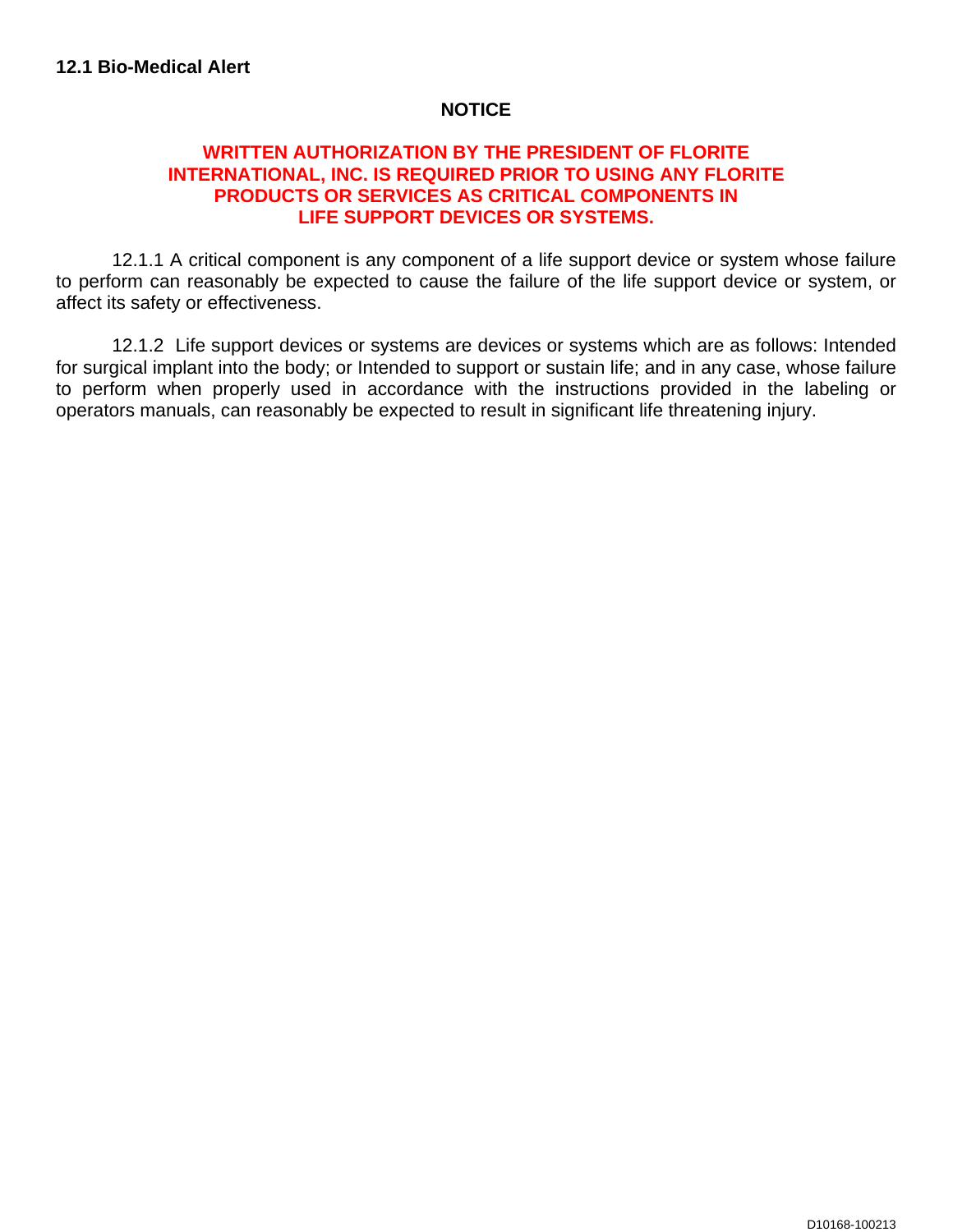## 12.1 Bio-Medical Alert

**NOTICE**

**WRITTEN AUTHORIZATION BY THE PRESIDENT OF FLORITE INTERNATIONAL, INC. IS REQUIRED PRIOR TO USING ANY FLORITE PRODUCTS OR SERVICES AS CRITICAL COMPONENTS IN LIFE SUPPORT DEVICES OR SYSTEMS.**

12.1.1 A critical component is any component of a life support device or system whose failure to perform can reasonably be expected to cause the failure of the life support device or system, or affect its safety or effectiveness.

12.1.2 Life support devices or systems are devices or systems which are as follows: Intended for surgical implant into the body; or Intended to support or sustain life; and in any case, whose failure to perform when properly used in accordance with the instructions provided in the labeling or operators manuals, can reasonably be expected to result in significant life threatening injury.

D10168-100213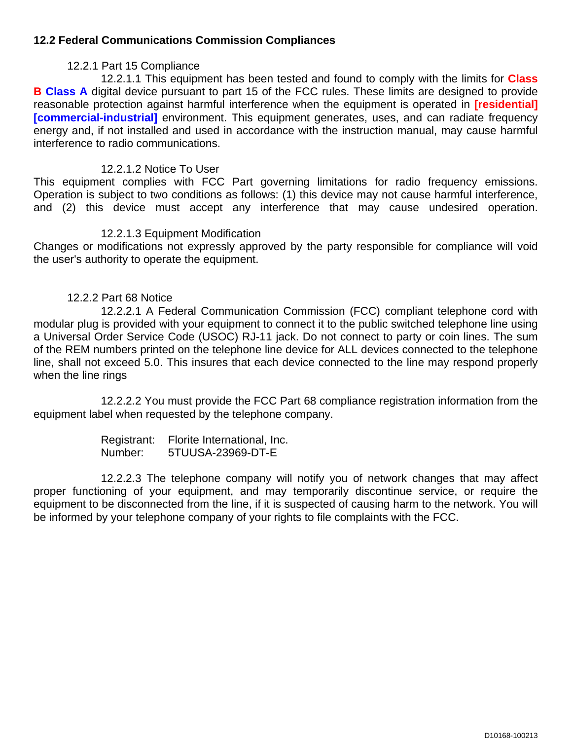## 12.2 Federal Communications Commission Compliances

### 12.2.1 Part 15 Compliance

12.2.1.1 This equipment has been tested and found to comply with the limits for **Class B** **Class A** digital device pursuant to part 15 of the FCC rules. These limits are designed to provide reasonable protection against harmful interference when the equipment is operated in **[residential]** **[commercial-industrial]** environment. This equipment generates, uses, and can radiate frequency energy and, if not installed and used in accordance with the instruction manual, may cause harmful interference to radio communications.

12.2.1.2 Notice To User

This equipment complies with FCC Part governing limitations for radio frequency emissions. Operation is subject to two conditions as follows: (1) this device may not cause harmful interference, and (2) this device must accept any interference that may cause undesired operation.

12.2.1.3 Equipment Modification

Changes or modifications not expressly approved by the party responsible for compliance will void the user's authority to operate the equipment.

### 12.2.2 Part 68 Notice

12.2.2.1 A Federal Communication Commission (FCC) compliant telephone cord with modular plug is provided with your equipment to connect it to the public switched telephone line using a Universal Order Service Code (USOC) RJ-11 jack. Do not connect to party or coin lines. The sum of the REM numbers printed on the telephone line device for ALL devices connected to the telephone line, shall not exceed 5.0. This insures that each device connected to the line may respond properly when the line rings

12.2.2.2 You must provide the FCC Part 68 compliance registration information from the equipment label when requested by the telephone company.

Registrant: Florite International, Inc.
Number: 5TUUSA-23969-DT-E

12.2.2.3 The telephone company will notify you of network changes that may affect proper functioning of your equipment, and may temporarily discontinue service, or require the equipment to be disconnected from the line, if it is suspected of causing harm to the network. You will be informed by your telephone company of your rights to file complaints with the FCC.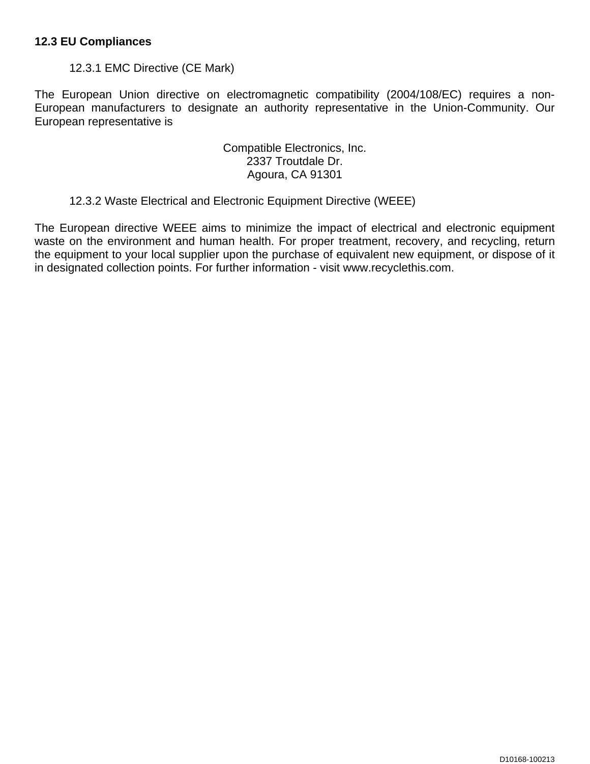## 12.3 EU Compliances

### 12.3.1 EMC Directive (CE Mark)

The European Union directive on electromagnetic compatibility (2004/108/EC) requires a non-European manufacturers to designate an authority representative in the Union-Community. Our European representative is

Compatible Electronics, Inc.
2337 Troutdale Dr.
Agoura, CA 91301

### 12.3.2 Waste Electrical and Electronic Equipment Directive (WEEE)

The European directive WEEE aims to minimize the impact of electrical and electronic equipment waste on the environment and human health. For proper treatment, recovery, and recycling, return the equipment to your local supplier upon the purchase of equivalent new equipment, or dispose of it in designated collection points. For further information - visit www.recyclethis.com.

D10168-100213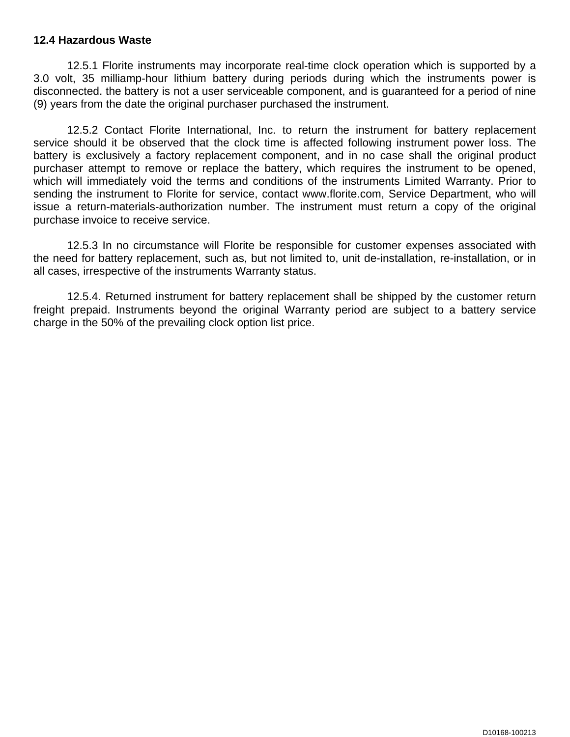## 12.4 Hazardous Waste

12.5.1 Florite instruments may incorporate real-time clock operation which is supported by a 3.0 volt, 35 milliamp-hour lithium battery during periods during which the instruments power is disconnected. the battery is not a user serviceable component, and is guaranteed for a period of nine (9) years from the date the original purchaser purchased the instrument.

12.5.2 Contact Florite International, Inc. to return the instrument for battery replacement service should it be observed that the clock time is affected following instrument power loss. The battery is exclusively a factory replacement component, and in no case shall the original product purchaser attempt to remove or replace the battery, which requires the instrument to be opened, which will immediately void the terms and conditions of the instruments Limited Warranty. Prior to sending the instrument to Florite for service, contact www.florite.com, Service Department, who will issue a return-materials-authorization number. The instrument must return a copy of the original purchase invoice to receive service.

12.5.3 In no circumstance will Florite be responsible for customer expenses associated with the need for battery replacement, such as, but not limited to, unit de-installation, re-installation, or in all cases, irrespective of the instruments Warranty status.

12.5.4. Returned instrument for battery replacement shall be shipped by the customer return freight prepaid. Instruments beyond the original Warranty period are subject to a battery service charge in the 50% of the prevailing clock option list price.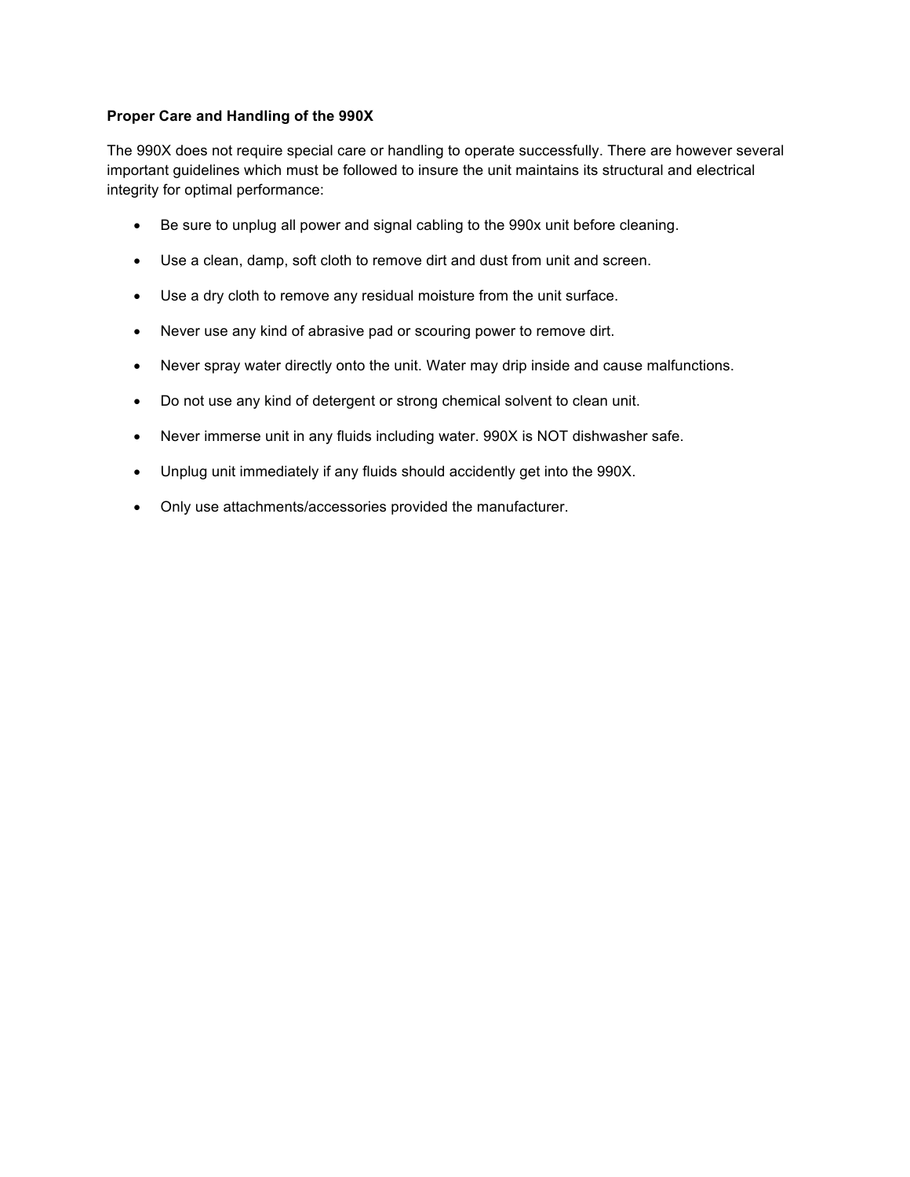**Proper Care and Handling of the 990X**

The 990X does not require special care or handling to operate successfully. There are however several important guidelines which must be followed to insure the unit maintains its structural and electrical integrity for optimal performance:

- Be sure to unplug all power and signal cabling to the 990x unit before cleaning.
- Use a clean, damp, soft cloth to remove dirt and dust from unit and screen.
- Use a dry cloth to remove any residual moisture from the unit surface.
- Never use any kind of abrasive pad or scouring power to remove dirt.
- Never spray water directly onto the unit. Water may drip inside and cause malfunctions.
- Do not use any kind of detergent or strong chemical solvent to clean unit.
- Never immerse unit in any fluids including water. 990X is NOT dishwasher safe.
- Unplug unit immediately if any fluids should accidently get into the 990X.
- Only use attachments/accessories provided the manufacturer.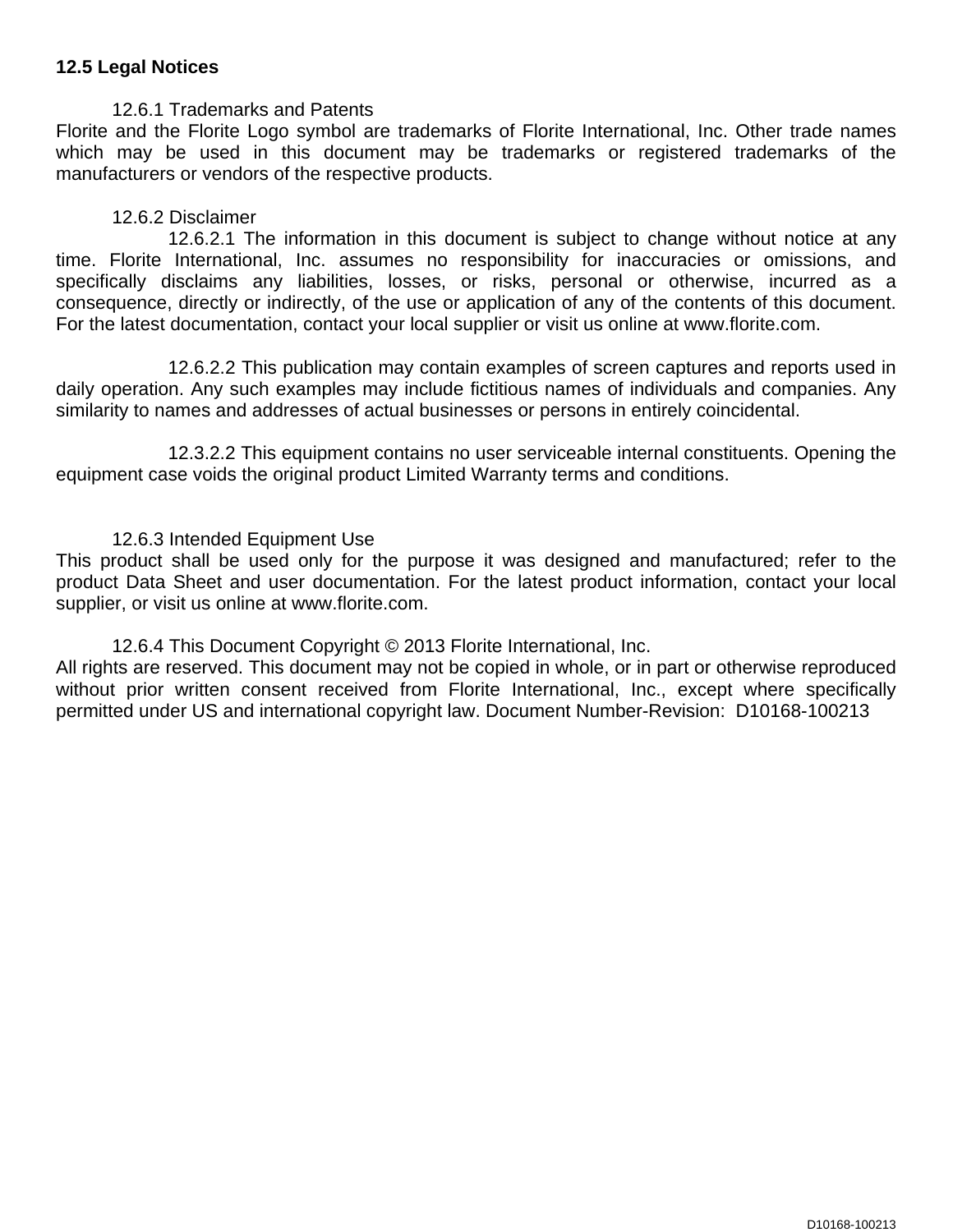**12.5 Legal Notices**

12.6.1 Trademarks and Patents

Florite and the Florite Logo symbol are trademarks of Florite International, Inc. Other trade names which may be used in this document may be trademarks or registered trademarks of the manufacturers or vendors of the respective products.

12.6.2 Disclaimer

12.6.2.1 The information in this document is subject to change without notice at any time. Florite International, Inc. assumes no responsibility for inaccuracies or omissions, and specifically disclaims any liabilities, losses, or risks, personal or otherwise, incurred as a consequence, directly or indirectly, of the use or application of any of the contents of this document. For the latest documentation, contact your local supplier or visit us online at www.florite.com.

12.6.2.2 This publication may contain examples of screen captures and reports used in daily operation. Any such examples may include fictitious names of individuals and companies. Any similarity to names and addresses of actual businesses or persons in entirely coincidental.

12.3.2.2 This equipment contains no user serviceable internal constituents. Opening the equipment case voids the original product Limited Warranty terms and conditions.

12.6.3 Intended Equipment Use

This product shall be used only for the purpose it was designed and manufactured; refer to the product Data Sheet and user documentation. For the latest product information, contact your local supplier, or visit us online at www.florite.com.

12.6.4 This Document Copyright © 2013 Florite International, Inc.

All rights are reserved. This document may not be copied in whole, or in part or otherwise reproduced without prior written consent received from Florite International, Inc., except where specifically permitted under US and international copyright law. Document Number-Revision: D10168-100213